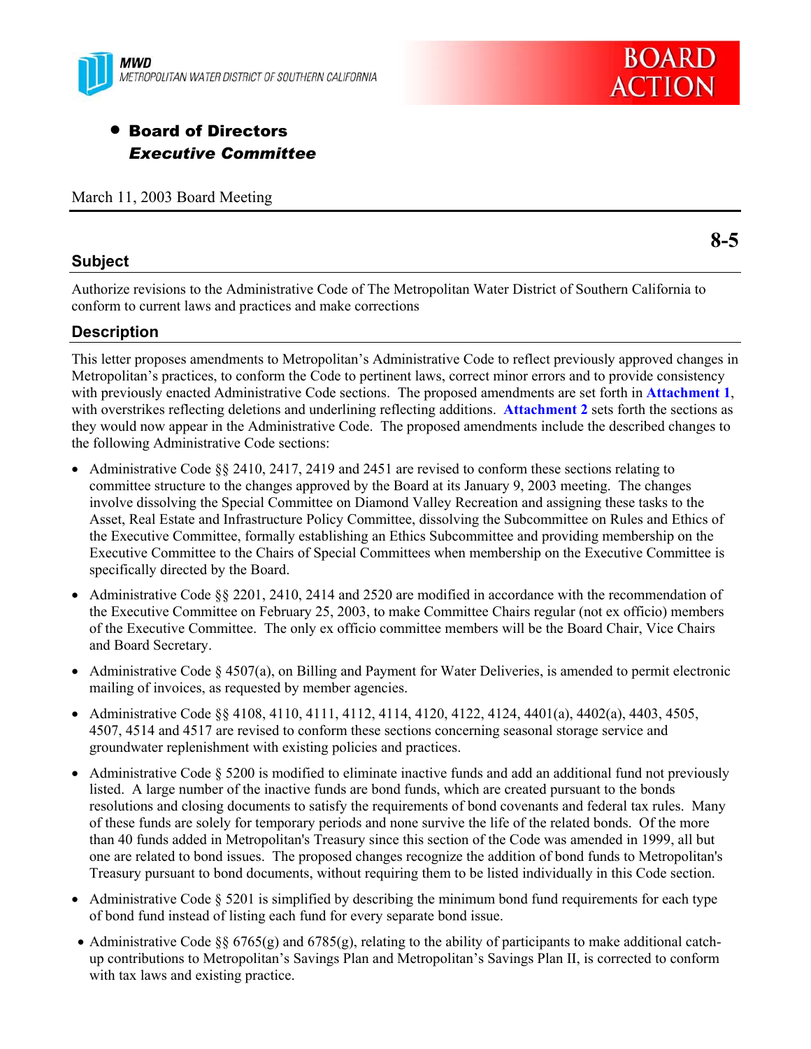MWD
METROPOLITAN WATER DISTRICT OF SOUTHERN CALIFORNIA

BOARD ACTION

- **Board of Directors**
  ***Executive Committee***

March 11, 2003 Board Meeting

**8-5**

## Subject

Authorize revisions to the Administrative Code of The Metropolitan Water District of Southern California to conform to current laws and practices and make corrections

## Description

This letter proposes amendments to Metropolitan's Administrative Code to reflect previously approved changes in Metropolitan's practices, to conform the Code to pertinent laws, correct minor errors and to provide consistency with previously enacted Administrative Code sections. The proposed amendments are set forth in **Attachment 1**, with overstrikes reflecting deletions and underlining reflecting additions. **Attachment 2** sets forth the sections as they would now appear in the Administrative Code. The proposed amendments include the described changes to the following Administrative Code sections:

- Administrative Code §§ 2410, 2417, 2419 and 2451 are revised to conform these sections relating to committee structure to the changes approved by the Board at its January 9, 2003 meeting. The changes involve dissolving the Special Committee on Diamond Valley Recreation and assigning these tasks to the Asset, Real Estate and Infrastructure Policy Committee, dissolving the Subcommittee on Rules and Ethics of the Executive Committee, formally establishing an Ethics Subcommittee and providing membership on the Executive Committee to the Chairs of Special Committees when membership on the Executive Committee is specifically directed by the Board.
- Administrative Code §§ 2201, 2410, 2414 and 2520 are modified in accordance with the recommendation of the Executive Committee on February 25, 2003, to make Committee Chairs regular (not ex officio) members of the Executive Committee. The only ex officio committee members will be the Board Chair, Vice Chairs and Board Secretary.
- Administrative Code § 4507(a), on Billing and Payment for Water Deliveries, is amended to permit electronic mailing of invoices, as requested by member agencies.
- Administrative Code §§ 4108, 4110, 4111, 4112, 4114, 4120, 4122, 4124, 4401(a), 4402(a), 4403, 4505, 4507, 4514 and 4517 are revised to conform these sections concerning seasonal storage service and groundwater replenishment with existing policies and practices.
- Administrative Code § 5200 is modified to eliminate inactive funds and add an additional fund not previously listed. A large number of the inactive funds are bond funds, which are created pursuant to the bonds resolutions and closing documents to satisfy the requirements of bond covenants and federal tax rules. Many of these funds are solely for temporary periods and none survive the life of the related bonds. Of the more than 40 funds added in Metropolitan's Treasury since this section of the Code was amended in 1999, all but one are related to bond issues. The proposed changes recognize the addition of bond funds to Metropolitan's Treasury pursuant to bond documents, without requiring them to be listed individually in this Code section.
- Administrative Code § 5201 is simplified by describing the minimum bond fund requirements for each type of bond fund instead of listing each fund for every separate bond issue.
- Administrative Code §§ 6765(g) and 6785(g), relating to the ability of participants to make additional catch-up contributions to Metropolitan's Savings Plan and Metropolitan's Savings Plan II, is corrected to conform with tax laws and existing practice.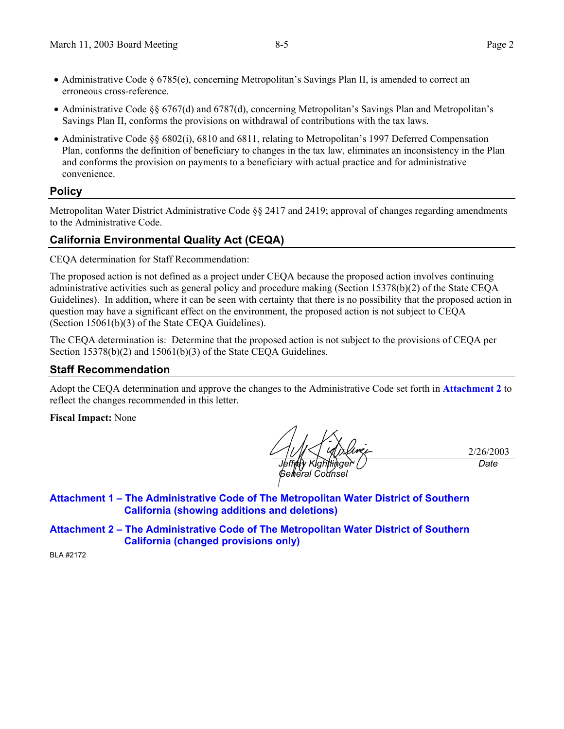- Administrative Code § 6785(e), concerning Metropolitan's Savings Plan II, is amended to correct an erroneous cross-reference.
- Administrative Code §§ 6767(d) and 6787(d), concerning Metropolitan's Savings Plan and Metropolitan's Savings Plan II, conforms the provisions on withdrawal of contributions with the tax laws.
- Administrative Code §§ 6802(i), 6810 and 6811, relating to Metropolitan's 1997 Deferred Compensation Plan, conforms the definition of beneficiary to changes in the tax law, eliminates an inconsistency in the Plan and conforms the provision on payments to a beneficiary with actual practice and for administrative convenience.

## Policy

Metropolitan Water District Administrative Code §§ 2417 and 2419; approval of changes regarding amendments to the Administrative Code.

## California Environmental Quality Act (CEQA)

CEQA determination for Staff Recommendation:

The proposed action is not defined as a project under CEQA because the proposed action involves continuing administrative activities such as general policy and procedure making (Section 15378(b)(2) of the State CEQA Guidelines). In addition, where it can be seen with certainty that there is no possibility that the proposed action in question may have a significant effect on the environment, the proposed action is not subject to CEQA (Section 15061(b)(3) of the State CEQA Guidelines).

The CEQA determination is: Determine that the proposed action is not subject to the provisions of CEQA per Section 15378(b)(2) and 15061(b)(3) of the State CEQA Guidelines.

## Staff Recommendation

Adopt the CEQA determination and approve the changes to the Administrative Code set forth in **Attachment 2** to reflect the changes recommended in this letter.

**Fiscal Impact:** None

*Jeffrey Kightlinger*
*General Counsel*

2/26/2003
*Date*

**Attachment 1 – The Administrative Code of The Metropolitan Water District of Southern California (showing additions and deletions)**

**Attachment 2 – The Administrative Code of The Metropolitan Water District of Southern California (changed provisions only)**

BLA #2172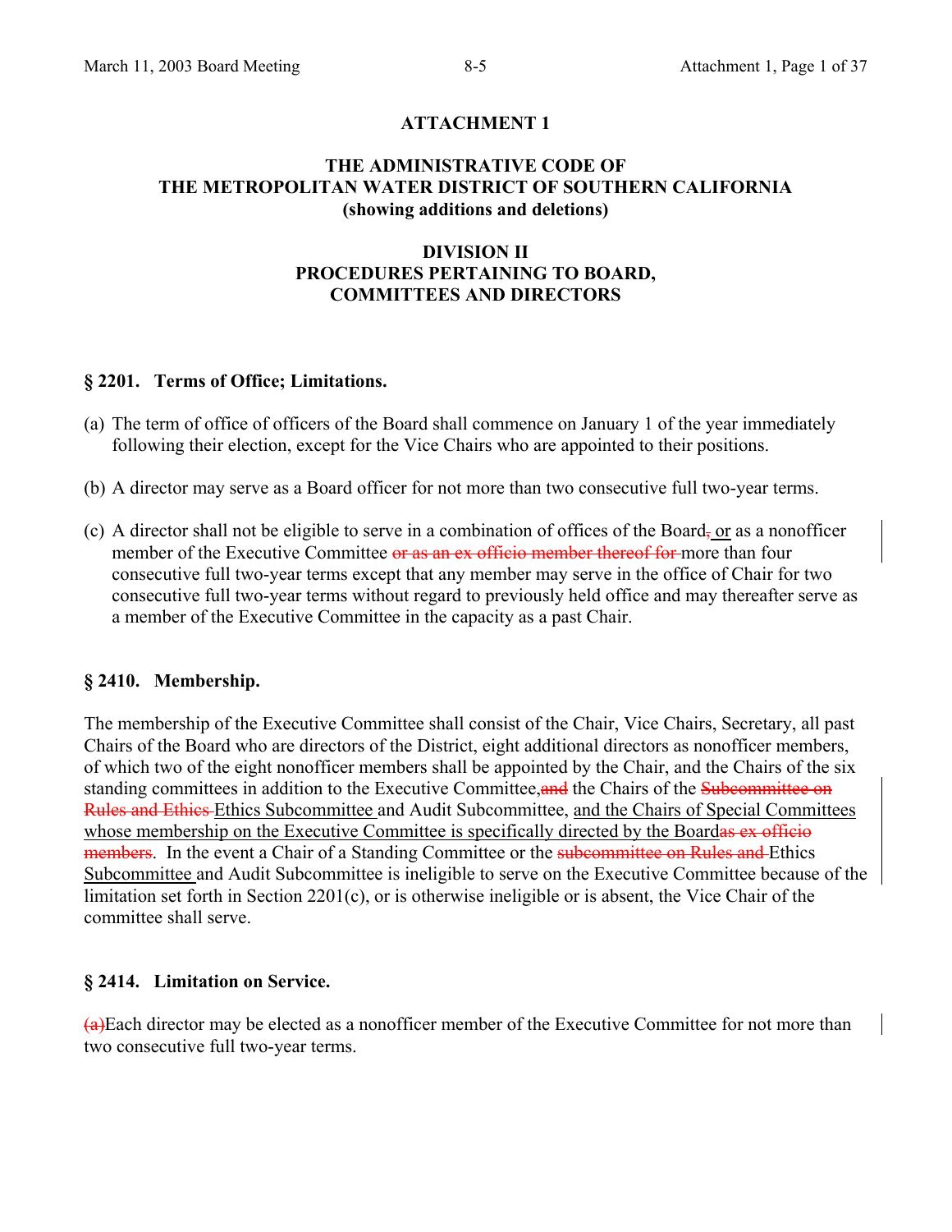**ATTACHMENT 1**

# THE ADMINISTRATIVE CODE OF THE METROPOLITAN WATER DISTRICT OF SOUTHERN CALIFORNIA
**(showing additions and deletions)**

## DIVISION II
## PROCEDURES PERTAINING TO BOARD, COMMITTEES AND DIRECTORS

### § 2201. Terms of Office; Limitations.

(a) The term of office of officers of the Board shall commence on January 1 of the year immediately following their election, except for the Vice Chairs who are appointed to their positions.

(b) A director may serve as a Board officer for not more than two consecutive full two-year terms.

(c) A director shall not be eligible to serve in a combination of offices of the Board~~,~~ <u>or</u> as a nonofficer member of the Executive Committee ~~or as an ex officio member thereof for~~ more than four consecutive full two-year terms except that any member may serve in the office of Chair for two consecutive full two-year terms without regard to previously held office and may thereafter serve as a member of the Executive Committee in the capacity as a past Chair.

### § 2410. Membership.

The membership of the Executive Committee shall consist of the Chair, Vice Chairs, Secretary, all past Chairs of the Board who are directors of the District, eight additional directors as nonofficer members, of which two of the eight nonofficer members shall be appointed by the Chair, and the Chairs of the six standing committees in addition to the Executive Committee,~~and~~ the Chairs of the ~~Subcommittee on Rules and Ethics~~ <u>Ethics Subcommittee</u> and Audit Subcommittee, <u>and the Chairs of Special Committees whose membership on the Executive Committee is specifically directed by the Board</u>~~as ex officio members~~. In the event a Chair of a Standing Committee or the ~~subcommittee on Rules and~~ Ethics <u>Subcommittee</u> and Audit Subcommittee is ineligible to serve on the Executive Committee because of the limitation set forth in Section 2201(c), or is otherwise ineligible or is absent, the Vice Chair of the committee shall serve.

### § 2414. Limitation on Service.

~~(a)~~Each director may be elected as a nonofficer member of the Executive Committee for not more than two consecutive full two-year terms.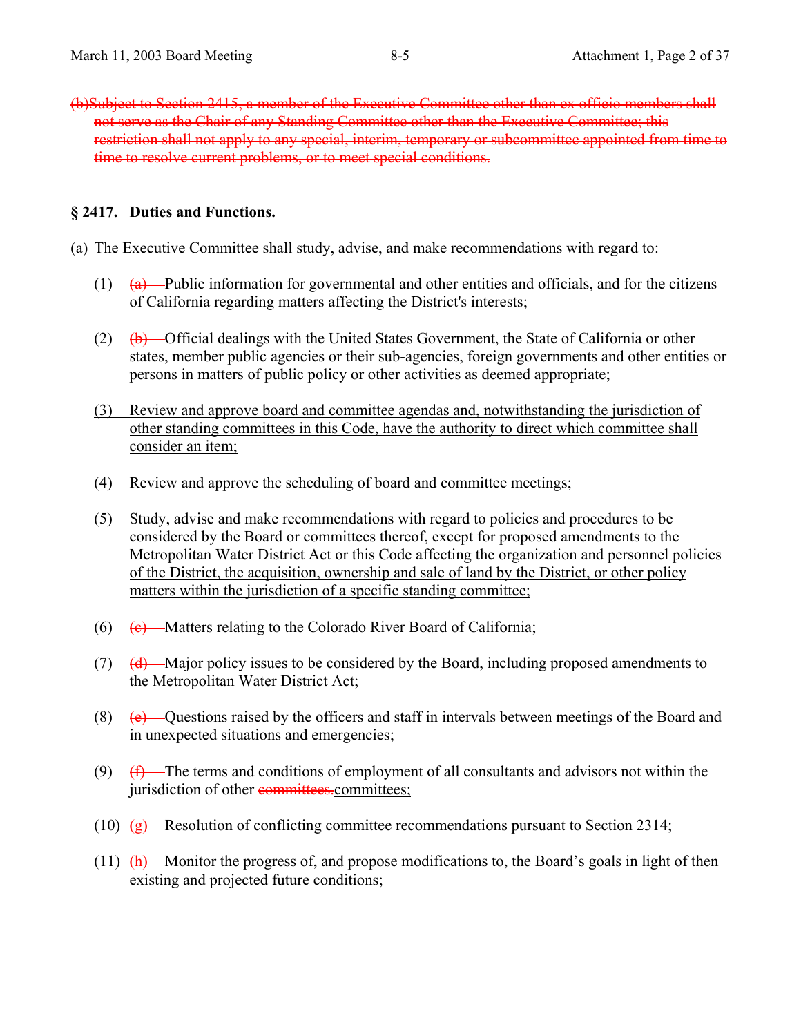~~(b)Subject to Section 2415, a member of the Executive Committee other than ex officio members shall not serve as the Chair of any Standing Committee other than the Executive Committee; this restriction shall not apply to any special, interim, temporary or subcommittee appointed from time to time to resolve current problems, or to meet special conditions.~~

### § 2417. Duties and Functions.

(a) The Executive Committee shall study, advise, and make recommendations with regard to:

(1) ~~(a)~~ Public information for governmental and other entities and officials, and for the citizens of California regarding matters affecting the District's interests;

(2) ~~(b)~~ Official dealings with the United States Government, the State of California or other states, member public agencies or their sub-agencies, foreign governments and other entities or persons in matters of public policy or other activities as deemed appropriate;

<u>(3) Review and approve board and committee agendas and, notwithstanding the jurisdiction of other standing committees in this Code, have the authority to direct which committee shall consider an item;</u>

<u>(4) Review and approve the scheduling of board and committee meetings;</u>

<u>(5) Study, advise and make recommendations with regard to policies and procedures to be considered by the Board or committees thereof, except for proposed amendments to the Metropolitan Water District Act or this Code affecting the organization and personnel policies of the District, the acquisition, ownership and sale of land by the District, or other policy matters within the jurisdiction of a specific standing committee;</u>

(6) ~~(c)~~ Matters relating to the Colorado River Board of California;

(7) ~~(d)~~ Major policy issues to be considered by the Board, including proposed amendments to the Metropolitan Water District Act;

(8) ~~(e)~~ Questions raised by the officers and staff in intervals between meetings of the Board and in unexpected situations and emergencies;

(9) ~~(f)~~ The terms and conditions of employment of all consultants and advisors not within the jurisdiction of other ~~committees.~~<u>committees;</u>

(10) ~~(g)~~ Resolution of conflicting committee recommendations pursuant to Section 2314;

(11) ~~(h)~~ Monitor the progress of, and propose modifications to, the Board's goals in light of then existing and projected future conditions;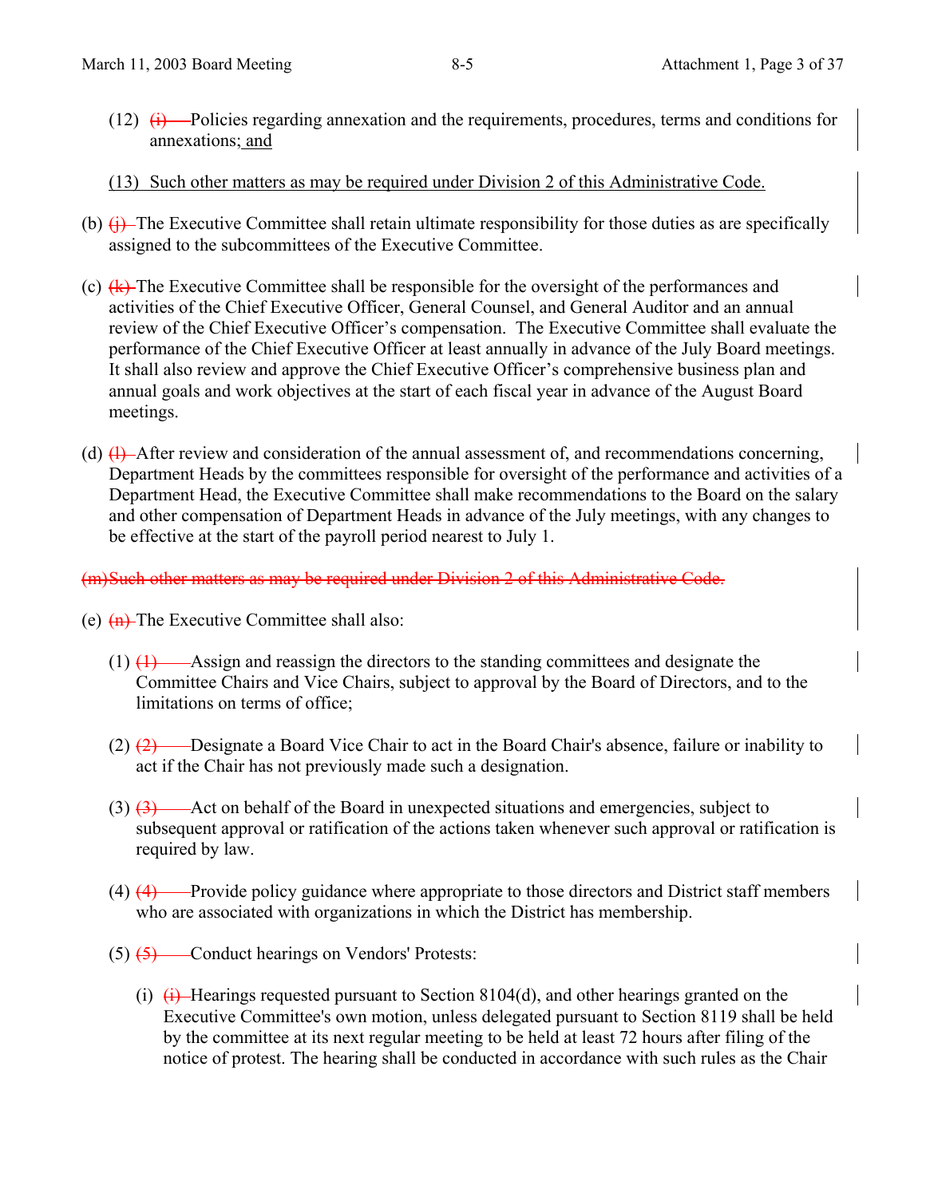(12) ~~(i)~~ Policies regarding annexation and the requirements, procedures, terms and conditions for annexations; and

(13) Such other matters as may be required under Division 2 of this Administrative Code.

(b) ~~(j)~~ The Executive Committee shall retain ultimate responsibility for those duties as are specifically assigned to the subcommittees of the Executive Committee.

(c) ~~(k)~~ The Executive Committee shall be responsible for the oversight of the performances and activities of the Chief Executive Officer, General Counsel, and General Auditor and an annual review of the Chief Executive Officer's compensation. The Executive Committee shall evaluate the performance of the Chief Executive Officer at least annually in advance of the July Board meetings. It shall also review and approve the Chief Executive Officer's comprehensive business plan and annual goals and work objectives at the start of each fiscal year in advance of the August Board meetings.

(d) ~~(l)~~ After review and consideration of the annual assessment of, and recommendations concerning, Department Heads by the committees responsible for oversight of the performance and activities of a Department Head, the Executive Committee shall make recommendations to the Board on the salary and other compensation of Department Heads in advance of the July meetings, with any changes to be effective at the start of the payroll period nearest to July 1.

~~(m) Such other matters as may be required under Division 2 of this Administrative Code.~~

(e) ~~(n)~~ The Executive Committee shall also:

(1) ~~(1)~~ Assign and reassign the directors to the standing committees and designate the Committee Chairs and Vice Chairs, subject to approval by the Board of Directors, and to the limitations on terms of office;

(2) ~~(2)~~ Designate a Board Vice Chair to act in the Board Chair's absence, failure or inability to act if the Chair has not previously made such a designation.

(3) ~~(3)~~ Act on behalf of the Board in unexpected situations and emergencies, subject to subsequent approval or ratification of the actions taken whenever such approval or ratification is required by law.

(4) ~~(4)~~ Provide policy guidance where appropriate to those directors and District staff members who are associated with organizations in which the District has membership.

(5) ~~(5)~~ Conduct hearings on Vendors' Protests:

(i) ~~(i)~~ Hearings requested pursuant to Section 8104(d), and other hearings granted on the Executive Committee's own motion, unless delegated pursuant to Section 8119 shall be held by the committee at its next regular meeting to be held at least 72 hours after filing of the notice of protest. The hearing shall be conducted in accordance with such rules as the Chair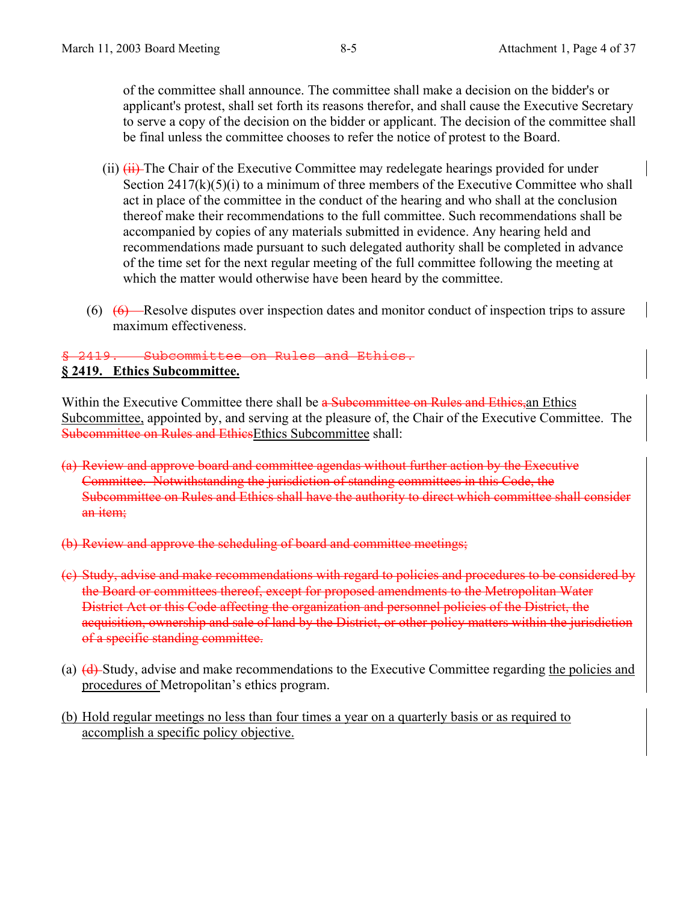of the committee shall announce. The committee shall make a decision on the bidder's or applicant's protest, shall set forth its reasons therefor, and shall cause the Executive Secretary to serve a copy of the decision on the bidder or applicant. The decision of the committee shall be final unless the committee chooses to refer the notice of protest to the Board.

(ii) ~~(ii)~~ The Chair of the Executive Committee may redelegate hearings provided for under Section 2417(k)(5)(i) to a minimum of three members of the Executive Committee who shall act in place of the committee in the conduct of the hearing and who shall at the conclusion thereof make their recommendations to the full committee. Such recommendations shall be accompanied by copies of any materials submitted in evidence. Any hearing held and recommendations made pursuant to such delegated authority shall be completed in advance of the time set for the next regular meeting of the full committee following the meeting at which the matter would otherwise have been heard by the committee.

(6) ~~(6)~~ Resolve disputes over inspection dates and monitor conduct of inspection trips to assure maximum effectiveness.

~~§ 2419. Subcommittee on Rules and Ethics.~~

**<u>§ 2419. Ethics Subcommittee.</u>**

Within the Executive Committee there shall be ~~a Subcommittee on Rules and Ethics,~~<u>an Ethics Subcommittee,</u> appointed by, and serving at the pleasure of, the Chair of the Executive Committee. The ~~Subcommittee on Rules and Ethics~~<u>Ethics Subcommittee</u> shall:

~~(a) Review and approve board and committee agendas without further action by the Executive Committee. Notwithstanding the jurisdiction of standing committees in this Code, the Subcommittee on Rules and Ethics shall have the authority to direct which committee shall consider an item;~~

~~(b) Review and approve the scheduling of board and committee meetings;~~

~~(c) Study, advise and make recommendations with regard to policies and procedures to be considered by the Board or committees thereof, except for proposed amendments to the Metropolitan Water District Act or this Code affecting the organization and personnel policies of the District, the acquisition, ownership and sale of land by the District, or other policy matters within the jurisdiction of a specific standing committee.~~

(a) ~~(d)~~ Study, advise and make recommendations to the Executive Committee regarding <u>the policies and procedures of</u> Metropolitan's ethics program.

<u>(b) Hold regular meetings no less than four times a year on a quarterly basis or as required to accomplish a specific policy objective.</u>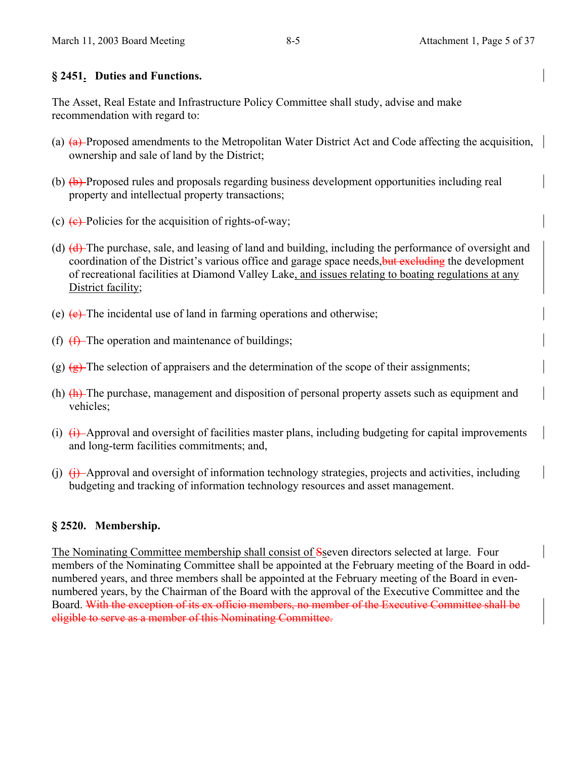### § 2451. Duties and Functions.

The Asset, Real Estate and Infrastructure Policy Committee shall study, advise and make recommendation with regard to:

(a) ~~(a)~~ Proposed amendments to the Metropolitan Water District Act and Code affecting the acquisition, ownership and sale of land by the District;

(b) ~~(b)~~ Proposed rules and proposals regarding business development opportunities including real property and intellectual property transactions;

(c) ~~(c)~~ Policies for the acquisition of rights-of-way;

(d) ~~(d)~~ The purchase, sale, and leasing of land and building, including the performance of oversight and coordination of the District's various office and garage space needs, ~~but excluding~~ the development of recreational facilities at Diamond Valley Lake, <u>and issues relating to boating regulations at any District facility</u>;

(e) ~~(e)~~ The incidental use of land in farming operations and otherwise;

(f) ~~(f)~~ The operation and maintenance of buildings;

(g) ~~(g)~~ The selection of appraisers and the determination of the scope of their assignments;

(h) ~~(h)~~ The purchase, management and disposition of personal property assets such as equipment and vehicles;

(i) ~~(i)~~ Approval and oversight of facilities master plans, including budgeting for capital improvements and long-term facilities commitments; and,

(j) ~~(j)~~ Approval and oversight of information technology strategies, projects and activities, including budgeting and tracking of information technology resources and asset management.

### § 2520. Membership.

<u>The Nominating Committee membership shall consist of</u> ~~S~~<u>s</u>even directors selected at large. Four members of the Nominating Committee shall be appointed at the February meeting of the Board in odd-numbered years, and three members shall be appointed at the February meeting of the Board in even-numbered years, by the Chairman of the Board with the approval of the Executive Committee and the Board. ~~With the exception of its ex officio members, no member of the Executive Committee shall be eligible to serve as a member of this Nominating Committee.~~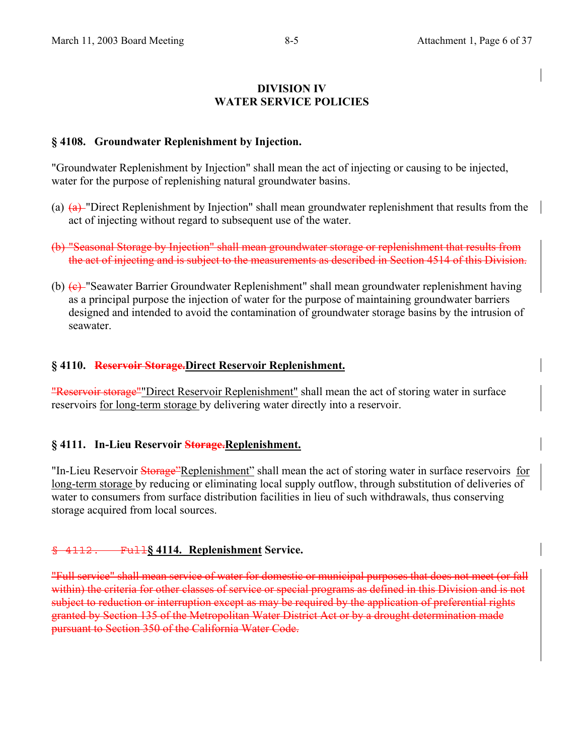# DIVISION IV
# WATER SERVICE POLICIES

### § 4108. Groundwater Replenishment by Injection.

"Groundwater Replenishment by Injection" shall mean the act of injecting or causing to be injected, water for the purpose of replenishing natural groundwater basins.

(a) ~~(a)~~ "Direct Replenishment by Injection" shall mean groundwater replenishment that results from the act of injecting without regard to subsequent use of the water.

~~(b) "Seasonal Storage by Injection" shall mean groundwater storage or replenishment that results from the act of injecting and is subject to the measurements as described in Section 4514 of this Division.~~

(b) ~~(c)~~ "Seawater Barrier Groundwater Replenishment" shall mean groundwater replenishment having as a principal purpose the injection of water for the purpose of maintaining groundwater barriers designed and intended to avoid the contamination of groundwater storage basins by the intrusion of seawater.

### § 4110. ~~Reservoir Storage.~~<u>Direct Reservoir Replenishment.</u>

~~"Reservoir storage"~~<u>"Direct Reservoir Replenishment"</u> shall mean the act of storing water in surface reservoirs <u>for long-term storage</u> by delivering water directly into a reservoir.

### § 4111. In-Lieu Reservoir ~~Storage.~~<u>Replenishment.</u>

"In-Lieu Reservoir ~~Storage"~~<u>Replenishment"</u> shall mean the act of storing water in surface reservoirs <u>for long-term storage</u> by reducing or eliminating local supply outflow, through substitution of deliveries of water to consumers from surface distribution facilities in lieu of such withdrawals, thus conserving storage acquired from local sources.

### ~~§ 4112. Full~~<u>§ 4114. Replenishment</u> Service.

~~"Full service" shall mean service of water for domestic or municipal purposes that does not meet (or fall within) the criteria for other classes of service or special programs as defined in this Division and is not subject to reduction or interruption except as may be required by the application of preferential rights granted by Section 135 of the Metropolitan Water District Act or by a drought determination made pursuant to Section 350 of the California Water Code.~~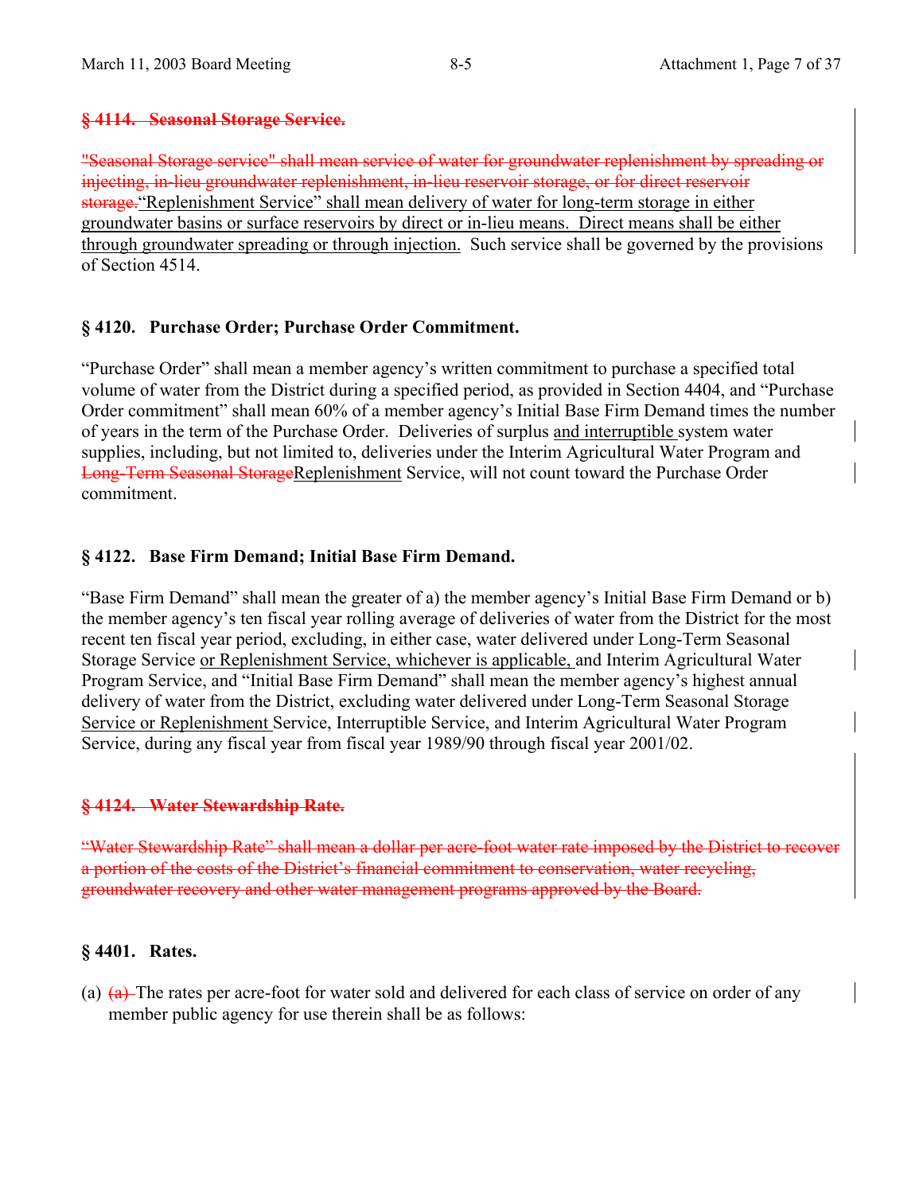**~~§ 4114. Seasonal Storage Service.~~**

~~"Seasonal Storage service" shall mean service of water for groundwater replenishment by spreading or injecting, in-lieu groundwater replenishment, in-lieu reservoir storage, or for direct reservoir storage.~~ <u>"Replenishment Service" shall mean delivery of water for long-term storage in either groundwater basins or surface reservoirs by direct or in-lieu means. Direct means shall be either through groundwater spreading or through injection.</u> Such service shall be governed by the provisions of Section 4514.

**§ 4120. Purchase Order; Purchase Order Commitment.**

"Purchase Order" shall mean a member agency's written commitment to purchase a specified total volume of water from the District during a specified period, as provided in Section 4404, and "Purchase Order commitment" shall mean 60% of a member agency's Initial Base Firm Demand times the number of years in the term of the Purchase Order. Deliveries of surplus <u>and interruptible</u> system water supplies, including, but not limited to, deliveries under the Interim Agricultural Water Program and ~~Long-Term Seasonal Storage~~<u>Replenishment</u> Service, will not count toward the Purchase Order commitment.

**§ 4122. Base Firm Demand; Initial Base Firm Demand.**

"Base Firm Demand" shall mean the greater of a) the member agency's Initial Base Firm Demand or b) the member agency's ten fiscal year rolling average of deliveries of water from the District for the most recent ten fiscal year period, excluding, in either case, water delivered under Long-Term Seasonal Storage Service <u>or Replenishment Service, whichever is applicable,</u> and Interim Agricultural Water Program Service, and "Initial Base Firm Demand" shall mean the member agency's highest annual delivery of water from the District, excluding water delivered under Long-Term Seasonal Storage <u>Service or Replenishment</u> Service, Interruptible Service, and Interim Agricultural Water Program Service, during any fiscal year from fiscal year 1989/90 through fiscal year 2001/02.

**~~§ 4124. Water Stewardship Rate.~~**

~~"Water Stewardship Rate" shall mean a dollar per acre-foot water rate imposed by the District to recover a portion of the costs of the District's financial commitment to conservation, water recycling, groundwater recovery and other water management programs approved by the Board.~~

**§ 4401. Rates.**

(a) ~~(a)~~ The rates per acre-foot for water sold and delivered for each class of service on order of any member public agency for use therein shall be as follows: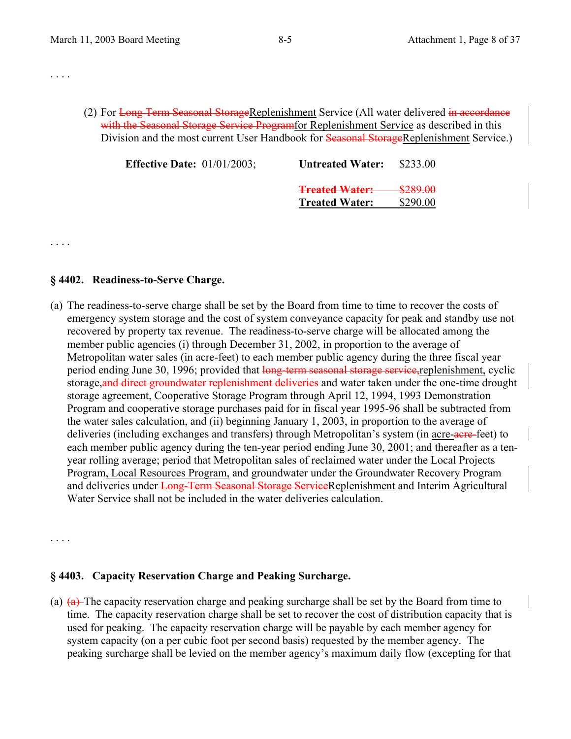. . . .

(2) For ~~Long-Term Seasonal Storage~~Replenishment Service (All water delivered ~~in accordance with the Seasonal Storage Service Program~~for Replenishment Service as described in this Division and the most current User Handbook for ~~Seasonal Storage~~Replenishment Service.)

| | | | |
|---|---|---|---|
| **Effective Date:** 01/01/2003; | | **Untreated Water:** | $233.00 |
| | | ~~**Treated Water:**~~ | ~~$289.00~~ |
| | | **Treated Water:** | $290.00 |

. . . .

### § 4402. Readiness-to-Serve Charge.

(a) The readiness-to-serve charge shall be set by the Board from time to time to recover the costs of emergency system storage and the cost of system conveyance capacity for peak and standby use not recovered by property tax revenue. The readiness-to-serve charge will be allocated among the member public agencies (i) through December 31, 2002, in proportion to the average of Metropolitan water sales (in acre-feet) to each member public agency during the three fiscal year period ending June 30, 1996; provided that ~~long-term seasonal storage service,~~replenishment, cyclic storage,~~and direct groundwater replenishment deliveries~~ and water taken under the one-time drought storage agreement, Cooperative Storage Program through April 12, 1994, 1993 Demonstration Program and cooperative storage purchases paid for in fiscal year 1995-96 shall be subtracted from the water sales calculation, and (ii) beginning January 1, 2003, in proportion to the average of deliveries (including exchanges and transfers) through Metropolitan's system (in acre-~~acre-~~feet) to each member public agency during the ten-year period ending June 30, 2001; and thereafter as a ten-year rolling average; period that Metropolitan sales of reclaimed water under the Local Projects Program, Local Resources Program, and groundwater under the Groundwater Recovery Program and deliveries under ~~Long-Term Seasonal Storage Service~~Replenishment and Interim Agricultural Water Service shall not be included in the water deliveries calculation.

. . . .

### § 4403. Capacity Reservation Charge and Peaking Surcharge.

(a) ~~(a)~~ The capacity reservation charge and peaking surcharge shall be set by the Board from time to time. The capacity reservation charge shall be set to recover the cost of distribution capacity that is used for peaking. The capacity reservation charge will be payable by each member agency for system capacity (on a per cubic foot per second basis) requested by the member agency. The peaking surcharge shall be levied on the member agency's maximum daily flow (excepting for that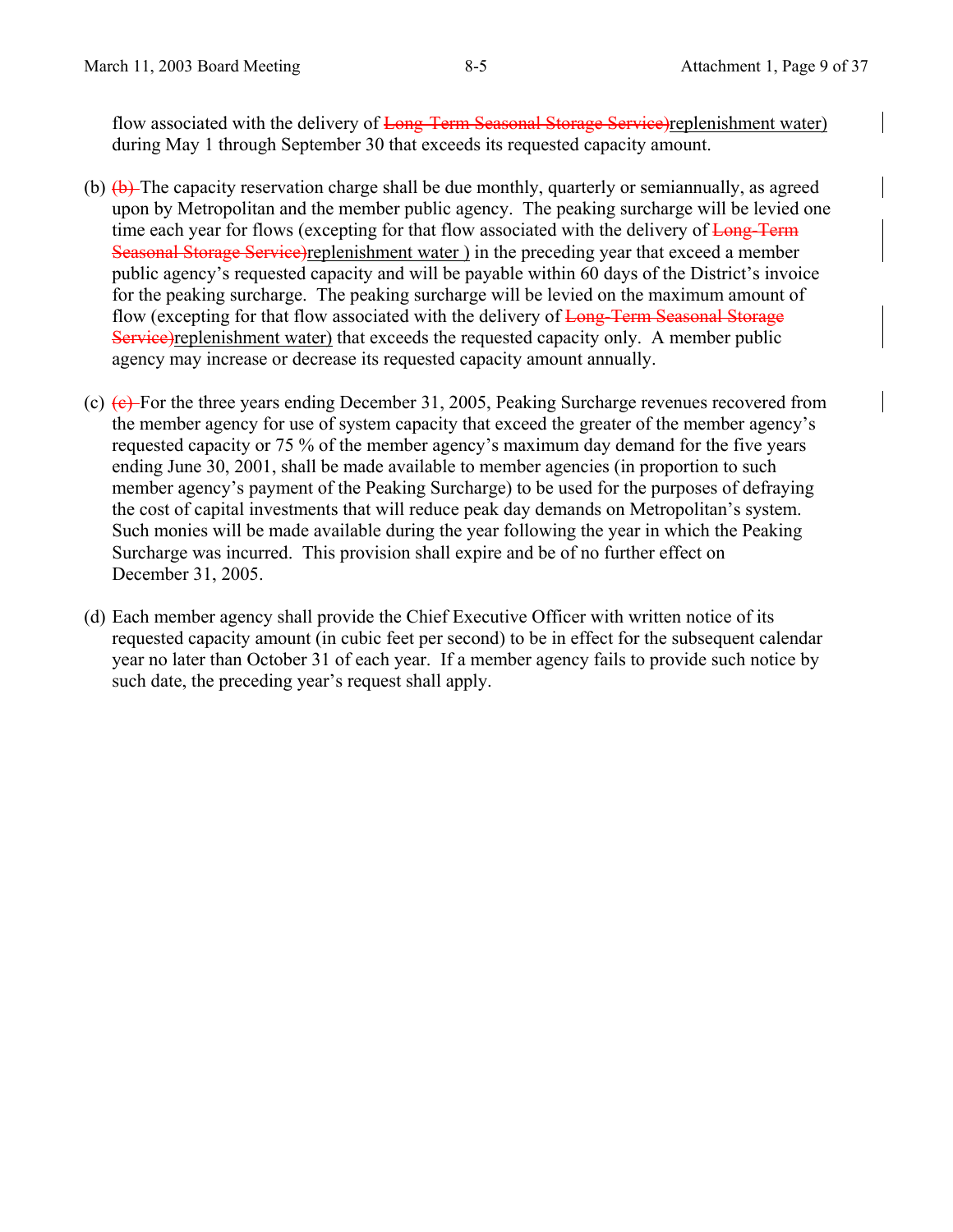flow associated with the delivery of ~~Long-Term Seasonal Storage Service)~~replenishment water) during May 1 through September 30 that exceeds its requested capacity amount.

(b) ~~(b)~~ The capacity reservation charge shall be due monthly, quarterly or semiannually, as agreed upon by Metropolitan and the member public agency. The peaking surcharge will be levied one time each year for flows (excepting for that flow associated with the delivery of ~~Long-Term Seasonal Storage Service)~~replenishment water ) in the preceding year that exceed a member public agency's requested capacity and will be payable within 60 days of the District's invoice for the peaking surcharge. The peaking surcharge will be levied on the maximum amount of flow (excepting for that flow associated with the delivery of ~~Long-Term Seasonal Storage Service)~~replenishment water) that exceeds the requested capacity only. A member public agency may increase or decrease its requested capacity amount annually.

(c) ~~(c)~~ For the three years ending December 31, 2005, Peaking Surcharge revenues recovered from the member agency for use of system capacity that exceed the greater of the member agency's requested capacity or 75 % of the member agency's maximum day demand for the five years ending June 30, 2001, shall be made available to member agencies (in proportion to such member agency's payment of the Peaking Surcharge) to be used for the purposes of defraying the cost of capital investments that will reduce peak day demands on Metropolitan's system. Such monies will be made available during the year following the year in which the Peaking Surcharge was incurred. This provision shall expire and be of no further effect on December 31, 2005.

(d) Each member agency shall provide the Chief Executive Officer with written notice of its requested capacity amount (in cubic feet per second) to be in effect for the subsequent calendar year no later than October 31 of each year. If a member agency fails to provide such notice by such date, the preceding year's request shall apply.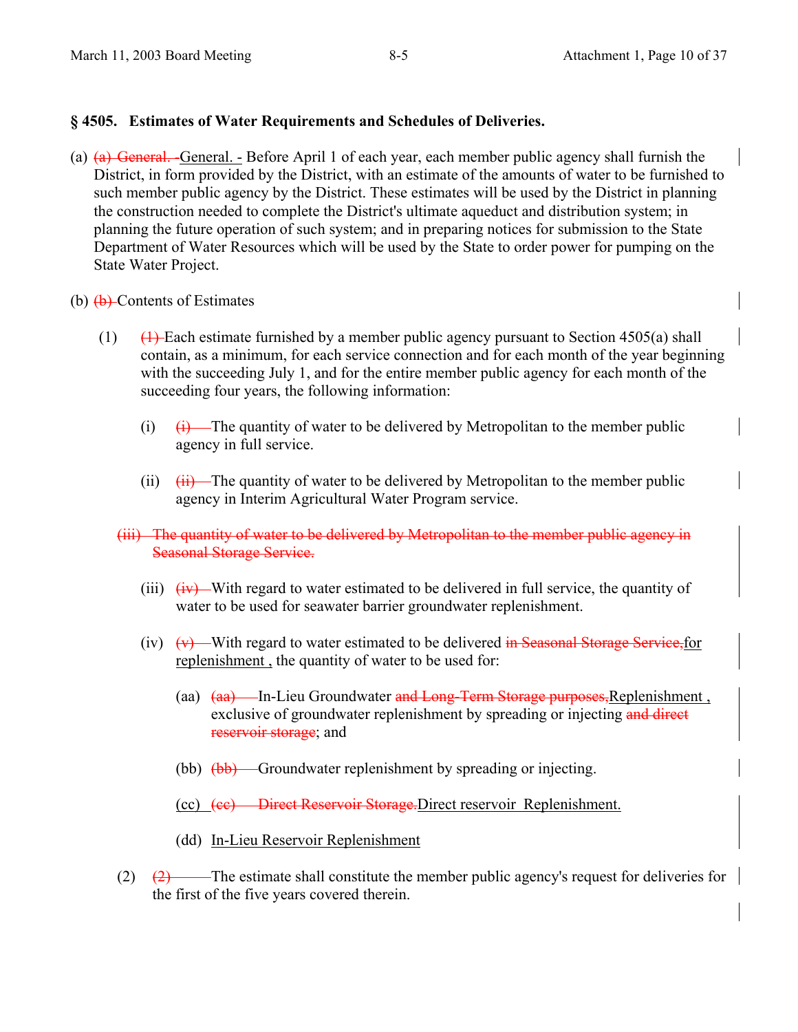### § 4505. Estimates of Water Requirements and Schedules of Deliveries.

(a) ~~(a) General. -~~ General. - Before April 1 of each year, each member public agency shall furnish the District, in form provided by the District, with an estimate of the amounts of water to be furnished to such member public agency by the District. These estimates will be used by the District in planning the construction needed to complete the District's ultimate aqueduct and distribution system; in planning the future operation of such system; and in preparing notices for submission to the State Department of Water Resources which will be used by the State to order power for pumping on the State Water Project.

(b) ~~(b)~~ Contents of Estimates

(1) ~~(1)~~ Each estimate furnished by a member public agency pursuant to Section 4505(a) shall contain, as a minimum, for each service connection and for each month of the year beginning with the succeeding July 1, and for the entire member public agency for each month of the succeeding four years, the following information:

(i) ~~(i)~~ The quantity of water to be delivered by Metropolitan to the member public agency in full service.

(ii) ~~(ii)~~ The quantity of water to be delivered by Metropolitan to the member public agency in Interim Agricultural Water Program service.

~~(iii) The quantity of water to be delivered by Metropolitan to the member public agency in Seasonal Storage Service.~~

(iii) ~~(iv)~~ With regard to water estimated to be delivered in full service, the quantity of water to be used for seawater barrier groundwater replenishment.

(iv) ~~(v)~~ With regard to water estimated to be delivered ~~in Seasonal Storage Service,~~ for replenishment , the quantity of water to be used for:

(aa) ~~(aa)~~ In-Lieu Groundwater ~~and Long-Term Storage purposes,~~ Replenishment , exclusive of groundwater replenishment by spreading or injecting ~~and direct reservoir storage~~; and

(bb) ~~(bb)~~ Groundwater replenishment by spreading or injecting.

(cc) ~~(cc) Direct Reservoir Storage.~~ Direct reservoir Replenishment.

(dd) In-Lieu Reservoir Replenishment

(2) ~~(2)~~ The estimate shall constitute the member public agency's request for deliveries for the first of the five years covered therein.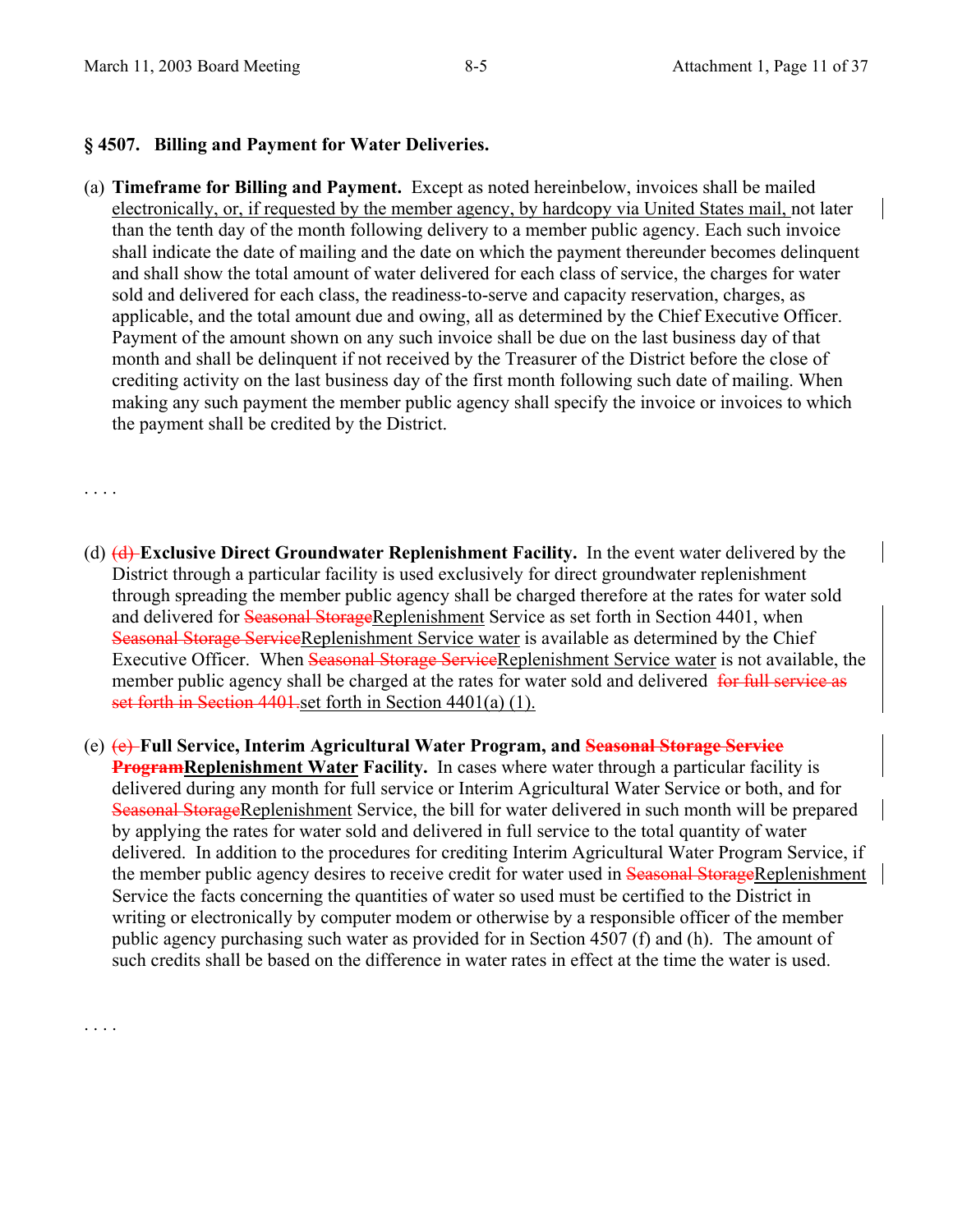## § 4507. Billing and Payment for Water Deliveries.

(a) **Timeframe for Billing and Payment.** Except as noted hereinbelow, invoices shall be mailed electronically, or, if requested by the member agency, by hardcopy via United States mail, not later than the tenth day of the month following delivery to a member public agency. Each such invoice shall indicate the date of mailing and the date on which the payment thereunder becomes delinquent and shall show the total amount of water delivered for each class of service, the charges for water sold and delivered for each class, the readiness-to-serve and capacity reservation, charges, as applicable, and the total amount due and owing, all as determined by the Chief Executive Officer. Payment of the amount shown on any such invoice shall be due on the last business day of that month and shall be delinquent if not received by the Treasurer of the District before the close of crediting activity on the last business day of the first month following such date of mailing. When making any such payment the member public agency shall specify the invoice or invoices to which the payment shall be credited by the District.

. . . .

(d) ~~(d)~~ **Exclusive Direct Groundwater Replenishment Facility.** In the event water delivered by the District through a particular facility is used exclusively for direct groundwater replenishment through spreading the member public agency shall be charged therefore at the rates for water sold and delivered for ~~Seasonal Storage~~Replenishment Service as set forth in Section 4401, when ~~Seasonal Storage Service~~Replenishment Service water is available as determined by the Chief Executive Officer. When ~~Seasonal Storage Service~~Replenishment Service water is not available, the member public agency shall be charged at the rates for water sold and delivered ~~for full service as set forth in Section 4401.~~set forth in Section 4401(a) (1).

(e) ~~(e)~~ **Full Service, Interim Agricultural Water Program, and ~~Seasonal Storage Service Program~~Replenishment Water Facility.** In cases where water through a particular facility is delivered during any month for full service or Interim Agricultural Water Service or both, and for ~~Seasonal Storage~~Replenishment Service, the bill for water delivered in such month will be prepared by applying the rates for water sold and delivered in full service to the total quantity of water delivered. In addition to the procedures for crediting Interim Agricultural Water Program Service, if the member public agency desires to receive credit for water used in ~~Seasonal Storage~~Replenishment Service the facts concerning the quantities of water so used must be certified to the District in writing or electronically by computer modem or otherwise by a responsible officer of the member public agency purchasing such water as provided for in Section 4507 (f) and (h). The amount of such credits shall be based on the difference in water rates in effect at the time the water is used.

. . . .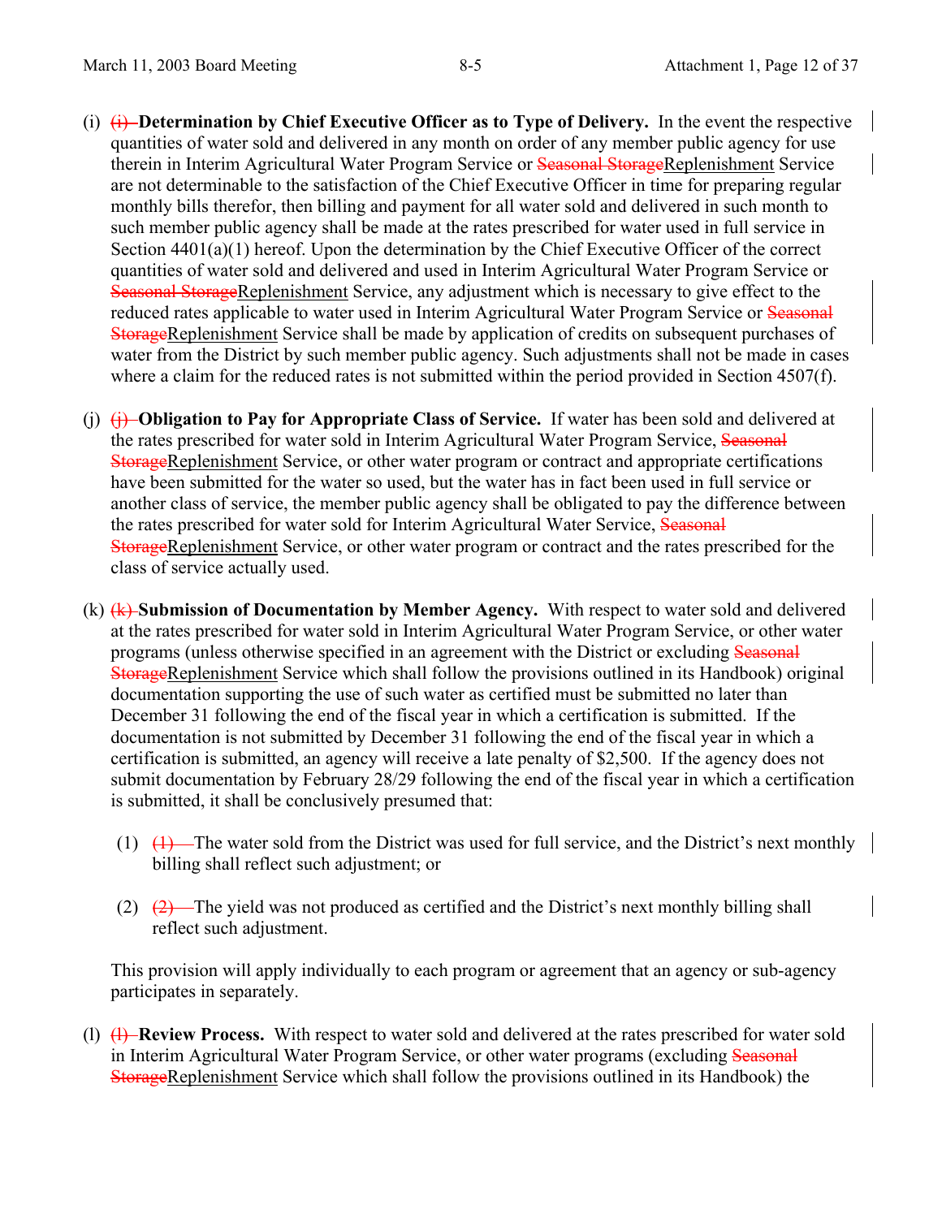(i) ~~(i)~~ **Determination by Chief Executive Officer as to Type of Delivery.** In the event the respective quantities of water sold and delivered in any month on order of any member public agency for use therein in Interim Agricultural Water Program Service or ~~Seasonal Storage~~Replenishment Service are not determinable to the satisfaction of the Chief Executive Officer in time for preparing regular monthly bills therefor, then billing and payment for all water sold and delivered in such month to such member public agency shall be made at the rates prescribed for water used in full service in Section 4401(a)(1) hereof. Upon the determination by the Chief Executive Officer of the correct quantities of water sold and delivered and used in Interim Agricultural Water Program Service or ~~Seasonal Storage~~Replenishment Service, any adjustment which is necessary to give effect to the reduced rates applicable to water used in Interim Agricultural Water Program Service or ~~Seasonal Storage~~Replenishment Service shall be made by application of credits on subsequent purchases of water from the District by such member public agency. Such adjustments shall not be made in cases where a claim for the reduced rates is not submitted within the period provided in Section 4507(f).

(j) ~~(j)~~ **Obligation to Pay for Appropriate Class of Service.** If water has been sold and delivered at the rates prescribed for water sold in Interim Agricultural Water Program Service, ~~Seasonal Storage~~Replenishment Service, or other water program or contract and appropriate certifications have been submitted for the water so used, but the water has in fact been used in full service or another class of service, the member public agency shall be obligated to pay the difference between the rates prescribed for water sold for Interim Agricultural Water Service, ~~Seasonal Storage~~Replenishment Service, or other water program or contract and the rates prescribed for the class of service actually used.

(k) ~~(k)~~ **Submission of Documentation by Member Agency.** With respect to water sold and delivered at the rates prescribed for water sold in Interim Agricultural Water Program Service, or other water programs (unless otherwise specified in an agreement with the District or excluding ~~Seasonal Storage~~Replenishment Service which shall follow the provisions outlined in its Handbook) original documentation supporting the use of such water as certified must be submitted no later than December 31 following the end of the fiscal year in which a certification is submitted. If the documentation is not submitted by December 31 following the end of the fiscal year in which a certification is submitted, an agency will receive a late penalty of $2,500. If the agency does not submit documentation by February 28/29 following the end of the fiscal year in which a certification is submitted, it shall be conclusively presumed that:

(1) ~~(1)~~ The water sold from the District was used for full service, and the District's next monthly billing shall reflect such adjustment; or

(2) ~~(2)~~ The yield was not produced as certified and the District's next monthly billing shall reflect such adjustment.

This provision will apply individually to each program or agreement that an agency or sub-agency participates in separately.

(l) ~~(l)~~ **Review Process.** With respect to water sold and delivered at the rates prescribed for water sold in Interim Agricultural Water Program Service, or other water programs (excluding ~~Seasonal Storage~~Replenishment Service which shall follow the provisions outlined in its Handbook) the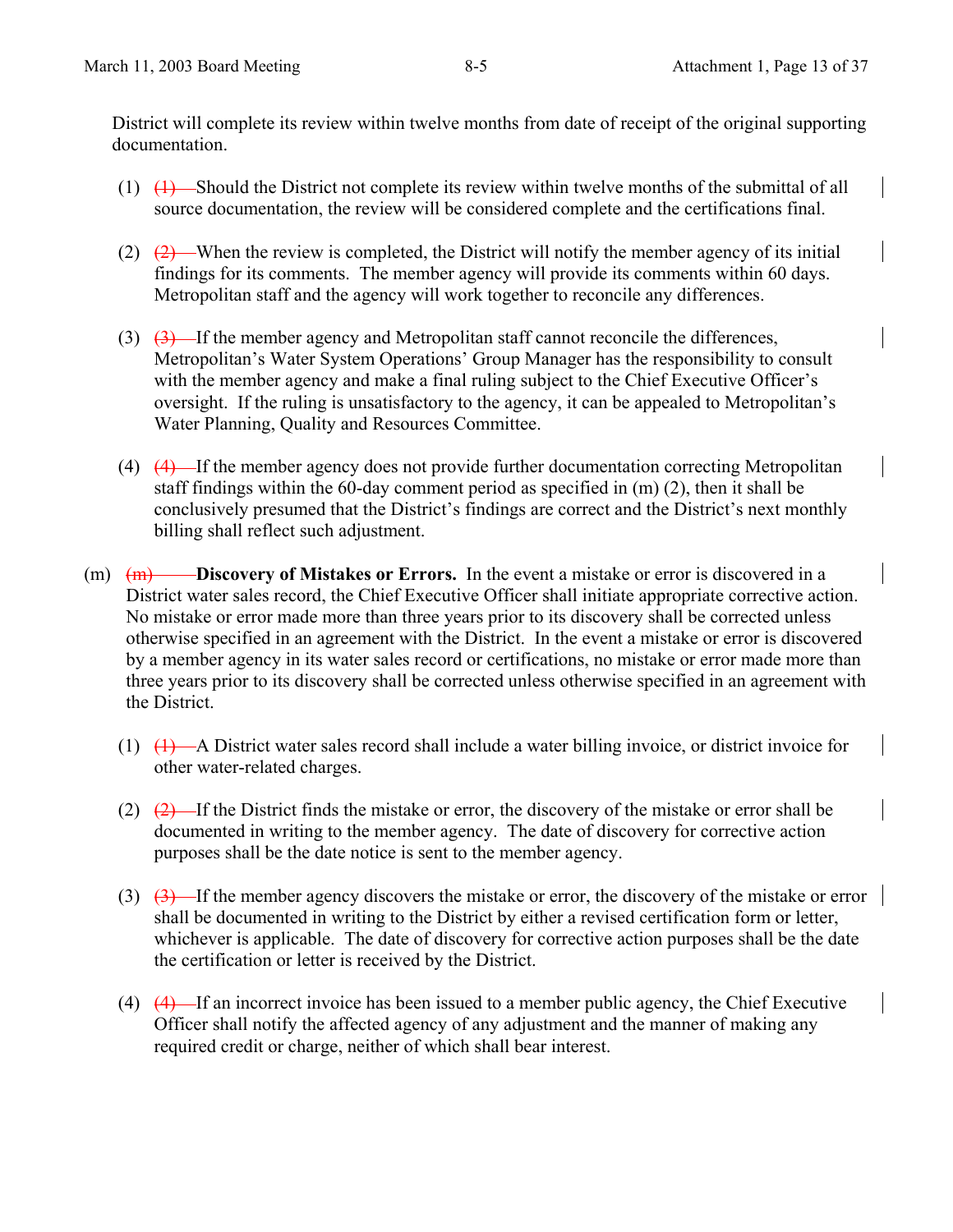District will complete its review within twelve months from date of receipt of the original supporting documentation.

(1) ~~(1)~~ Should the District not complete its review within twelve months of the submittal of all source documentation, the review will be considered complete and the certifications final.

(2) ~~(2)~~ When the review is completed, the District will notify the member agency of its initial findings for its comments. The member agency will provide its comments within 60 days. Metropolitan staff and the agency will work together to reconcile any differences.

(3) ~~(3)~~ If the member agency and Metropolitan staff cannot reconcile the differences, Metropolitan's Water System Operations' Group Manager has the responsibility to consult with the member agency and make a final ruling subject to the Chief Executive Officer's oversight. If the ruling is unsatisfactory to the agency, it can be appealed to Metropolitan's Water Planning, Quality and Resources Committee.

(4) ~~(4)~~ If the member agency does not provide further documentation correcting Metropolitan staff findings within the 60-day comment period as specified in (m) (2), then it shall be conclusively presumed that the District's findings are correct and the District's next monthly billing shall reflect such adjustment.

(m) ~~(m)~~ **Discovery of Mistakes or Errors.** In the event a mistake or error is discovered in a District water sales record, the Chief Executive Officer shall initiate appropriate corrective action. No mistake or error made more than three years prior to its discovery shall be corrected unless otherwise specified in an agreement with the District. In the event a mistake or error is discovered by a member agency in its water sales record or certifications, no mistake or error made more than three years prior to its discovery shall be corrected unless otherwise specified in an agreement with the District.

(1) ~~(1)~~ A District water sales record shall include a water billing invoice, or district invoice for other water-related charges.

(2) ~~(2)~~ If the District finds the mistake or error, the discovery of the mistake or error shall be documented in writing to the member agency. The date of discovery for corrective action purposes shall be the date notice is sent to the member agency.

(3) ~~(3)~~ If the member agency discovers the mistake or error, the discovery of the mistake or error shall be documented in writing to the District by either a revised certification form or letter, whichever is applicable. The date of discovery for corrective action purposes shall be the date the certification or letter is received by the District.

(4) ~~(4)~~ If an incorrect invoice has been issued to a member public agency, the Chief Executive Officer shall notify the affected agency of any adjustment and the manner of making any required credit or charge, neither of which shall bear interest.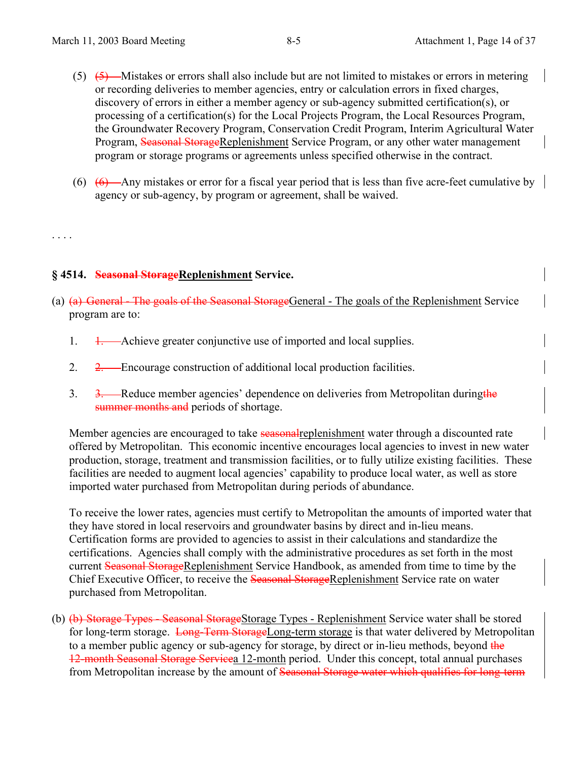(5) ~~(5)~~ Mistakes or errors shall also include but are not limited to mistakes or errors in metering or recording deliveries to member agencies, entry or calculation errors in fixed charges, discovery of errors in either a member agency or sub-agency submitted certification(s), or processing of a certification(s) for the Local Projects Program, the Local Resources Program, the Groundwater Recovery Program, Conservation Credit Program, Interim Agricultural Water Program, ~~Seasonal Storage~~Replenishment Service Program, or any other water management program or storage programs or agreements unless specified otherwise in the contract.

(6) ~~(6)~~ Any mistakes or error for a fiscal year period that is less than five acre-feet cumulative by agency or sub-agency, by program or agreement, shall be waived.

. . . .

**§ 4514. ~~Seasonal Storage~~Replenishment Service.**

(a) ~~(a) General - The goals of the Seasonal Storage~~General - The goals of the Replenishment Service program are to:

1. ~~1.~~ Achieve greater conjunctive use of imported and local supplies.

2. ~~2.~~ Encourage construction of additional local production facilities.

3. ~~3.~~ Reduce member agencies' dependence on deliveries from Metropolitan during~~the summer months and~~ periods of shortage.

Member agencies are encouraged to take ~~seasonal~~replenishment water through a discounted rate offered by Metropolitan. This economic incentive encourages local agencies to invest in new water production, storage, treatment and transmission facilities, or to fully utilize existing facilities. These facilities are needed to augment local agencies' capability to produce local water, as well as store imported water purchased from Metropolitan during periods of abundance.

To receive the lower rates, agencies must certify to Metropolitan the amounts of imported water that they have stored in local reservoirs and groundwater basins by direct and in-lieu means. Certification forms are provided to agencies to assist in their calculations and standardize the certifications. Agencies shall comply with the administrative procedures as set forth in the most current ~~Seasonal Storage~~Replenishment Service Handbook, as amended from time to time by the Chief Executive Officer, to receive the ~~Seasonal Storage~~Replenishment Service rate on water purchased from Metropolitan.

(b) ~~(b) Storage Types - Seasonal Storage~~Storage Types - Replenishment Service water shall be stored for long-term storage. ~~Long-Term Storage~~Long-term storage is that water delivered by Metropolitan to a member public agency or sub-agency for storage, by direct or in-lieu methods, beyond ~~the 12-month Seasonal Storage Service~~a 12-month period. Under this concept, total annual purchases from Metropolitan increase by the amount of ~~Seasonal Storage water which qualifies for long-term~~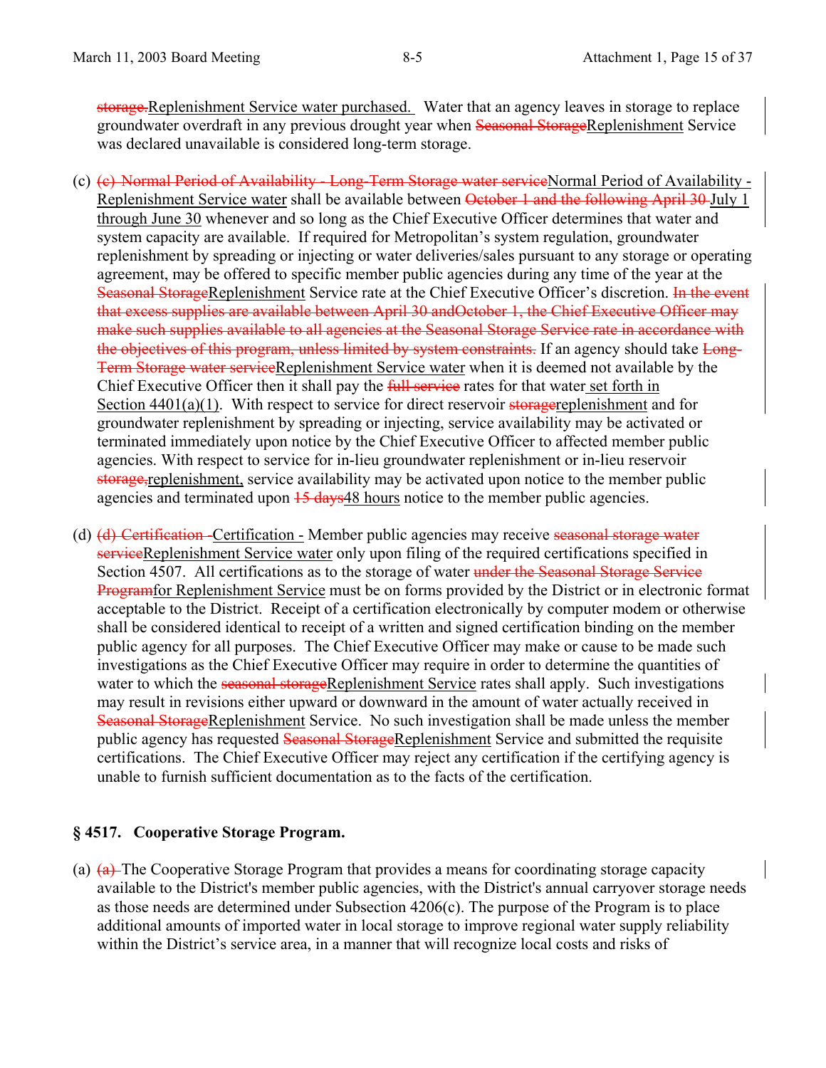~~storage.~~<u>Replenishment Service water purchased.</u> Water that an agency leaves in storage to replace groundwater overdraft in any previous drought year when ~~Seasonal Storage~~<u>Replenishment</u> Service was declared unavailable is considered long-term storage.

(c) ~~(c) Normal Period of Availability - Long-Term Storage water service~~<u>Normal Period of Availability - Replenishment Service water</u> shall be available between ~~October 1 and the following April 30~~ <u>July 1 through June 30</u> whenever and so long as the Chief Executive Officer determines that water and system capacity are available. If required for Metropolitan's system regulation, groundwater replenishment by spreading or injecting or water deliveries/sales pursuant to any storage or operating agreement, may be offered to specific member public agencies during any time of the year at the ~~Seasonal Storage~~<u>Replenishment</u> Service rate at the Chief Executive Officer's discretion. ~~In the event that excess supplies are available between April 30 andOctober 1, the Chief Executive Officer may make such supplies available to all agencies at the Seasonal Storage Service rate in accordance with the objectives of this program, unless limited by system constraints.~~ If an agency should take ~~Long-Term Storage water service~~<u>Replenishment Service water</u> when it is deemed not available by the Chief Executive Officer then it shall pay the ~~full service~~ rates for that water<u> set forth in Section 4401(a)(1)</u>. With respect to service for direct reservoir ~~storage~~<u>replenishment</u> and for groundwater replenishment by spreading or injecting, service availability may be activated or terminated immediately upon notice by the Chief Executive Officer to affected member public agencies. With respect to service for in-lieu groundwater replenishment or in-lieu reservoir ~~storage,~~<u>replenishment,</u> service availability may be activated upon notice to the member public agencies and terminated upon ~~15 days~~<u>48 hours</u> notice to the member public agencies.

(d) ~~(d) Certification -~~<u>Certification -</u> Member public agencies may receive ~~seasonal storage water service~~<u>Replenishment Service water</u> only upon filing of the required certifications specified in Section 4507. All certifications as to the storage of water ~~under the Seasonal Storage Service Program~~<u>for Replenishment Service</u> must be on forms provided by the District or in electronic format acceptable to the District. Receipt of a certification electronically by computer modem or otherwise shall be considered identical to receipt of a written and signed certification binding on the member public agency for all purposes. The Chief Executive Officer may make or cause to be made such investigations as the Chief Executive Officer may require in order to determine the quantities of water to which the ~~seasonal storage~~<u>Replenishment Service</u> rates shall apply. Such investigations may result in revisions either upward or downward in the amount of water actually received in ~~Seasonal Storage~~<u>Replenishment</u> Service. No such investigation shall be made unless the member public agency has requested ~~Seasonal Storage~~<u>Replenishment</u> Service and submitted the requisite certifications. The Chief Executive Officer may reject any certification if the certifying agency is unable to furnish sufficient documentation as to the facts of the certification.

## § 4517. Cooperative Storage Program.

(a) ~~(a)~~ The Cooperative Storage Program that provides a means for coordinating storage capacity available to the District's member public agencies, with the District's annual carryover storage needs as those needs are determined under Subsection 4206(c). The purpose of the Program is to place additional amounts of imported water in local storage to improve regional water supply reliability within the District's service area, in a manner that will recognize local costs and risks of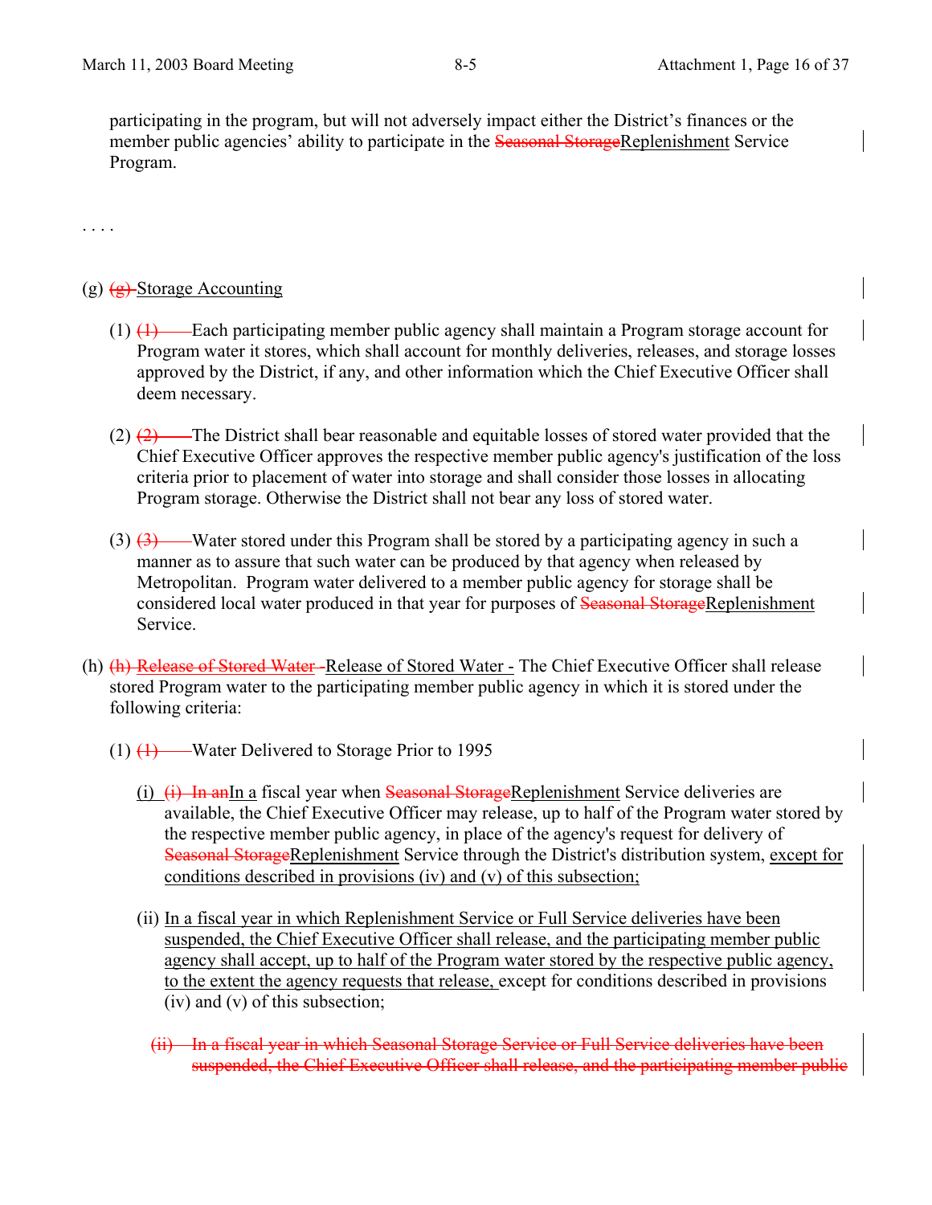participating in the program, but will not adversely impact either the District's finances or the member public agencies' ability to participate in the ~~Seasonal Storage~~Replenishment Service Program.

. . . .

(g) ~~(g)~~ Storage Accounting

(1) ~~(1)~~ Each participating member public agency shall maintain a Program storage account for Program water it stores, which shall account for monthly deliveries, releases, and storage losses approved by the District, if any, and other information which the Chief Executive Officer shall deem necessary.

(2) ~~(2)~~ The District shall bear reasonable and equitable losses of stored water provided that the Chief Executive Officer approves the respective member public agency's justification of the loss criteria prior to placement of water into storage and shall consider those losses in allocating Program storage. Otherwise the District shall not bear any loss of stored water.

(3) ~~(3)~~ Water stored under this Program shall be stored by a participating agency in such a manner as to assure that such water can be produced by that agency when released by Metropolitan. Program water delivered to a member public agency for storage shall be considered local water produced in that year for purposes of ~~Seasonal Storage~~Replenishment Service.

(h) ~~(h) Release of Stored Water -~~Release of Stored Water - The Chief Executive Officer shall release stored Program water to the participating member public agency in which it is stored under the following criteria:

(1) ~~(1)~~ Water Delivered to Storage Prior to 1995

(i) ~~(i) In an~~In a fiscal year when ~~Seasonal Storage~~Replenishment Service deliveries are available, the Chief Executive Officer may release, up to half of the Program water stored by the respective member public agency, in place of the agency's request for delivery of ~~Seasonal Storage~~Replenishment Service through the District's distribution system, except for conditions described in provisions (iv) and (v) of this subsection;

(ii) In a fiscal year in which Replenishment Service or Full Service deliveries have been suspended, the Chief Executive Officer shall release, and the participating member public agency shall accept, up to half of the Program water stored by the respective public agency, to the extent the agency requests that release, except for conditions described in provisions (iv) and (v) of this subsection;

~~(ii) In a fiscal year in which Seasonal Storage Service or Full Service deliveries have been suspended, the Chief Executive Officer shall release, and the participating member public~~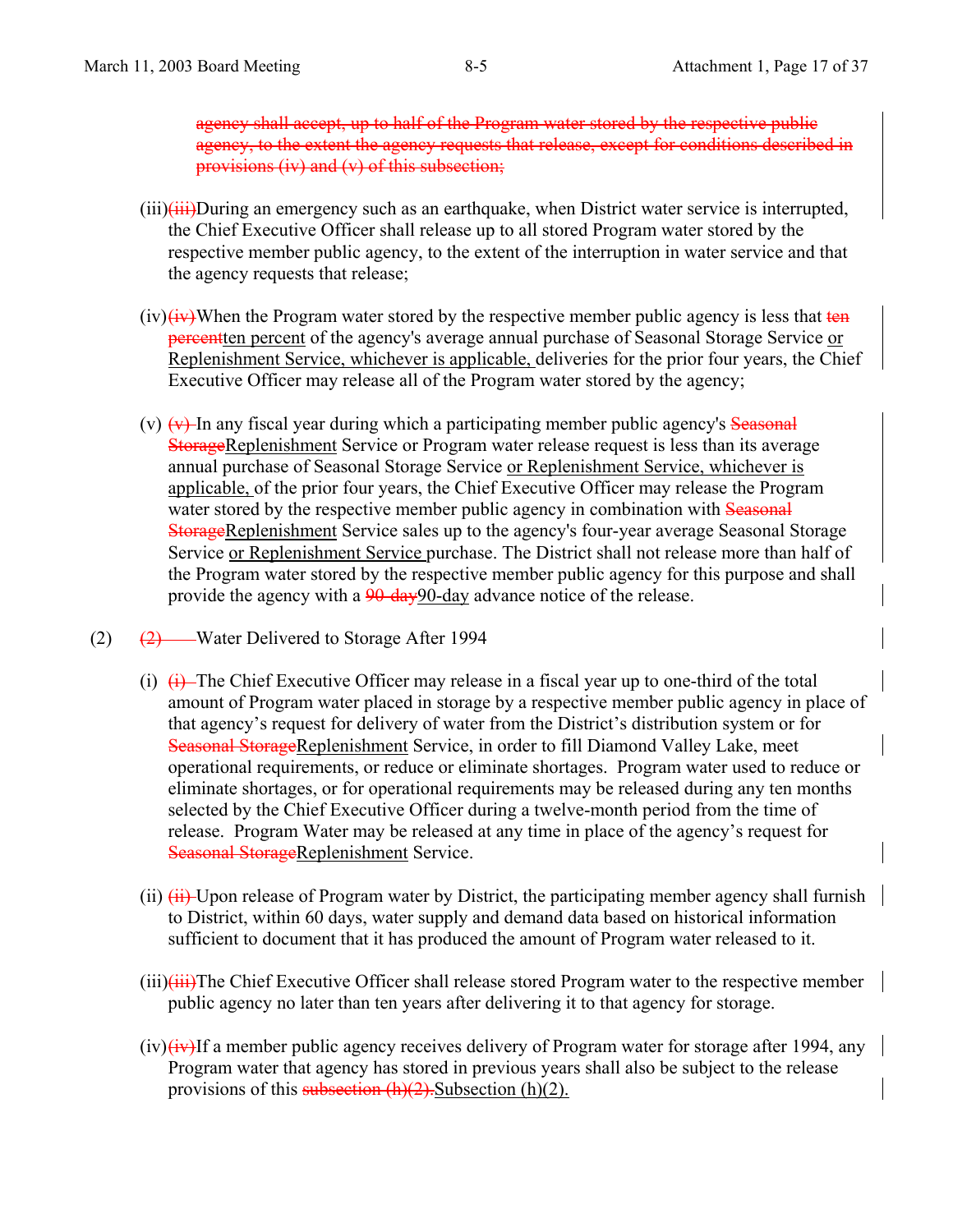~~agency shall accept, up to half of the Program water stored by the respective public agency, to the extent the agency requests that release, except for conditions described in provisions (iv) and (v) of this subsection;~~

(iii)~~(iii)~~During an emergency such as an earthquake, when District water service is interrupted, the Chief Executive Officer shall release up to all stored Program water stored by the respective member public agency, to the extent of the interruption in water service and that the agency requests that release;

(iv)~~(iv)~~When the Program water stored by the respective member public agency is less that ~~ten percent~~<u>ten percent</u> of the agency's average annual purchase of Seasonal Storage Service <u>or Replenishment Service, whichever is applicable,</u> deliveries for the prior four years, the Chief Executive Officer may release all of the Program water stored by the agency;

(v) ~~(v)~~ In any fiscal year during which a participating member public agency's ~~Seasonal Storage~~<u>Replenishment</u> Service or Program water release request is less than its average annual purchase of Seasonal Storage Service <u>or Replenishment Service, whichever is applicable,</u> of the prior four years, the Chief Executive Officer may release the Program water stored by the respective member public agency in combination with ~~Seasonal Storage~~<u>Replenishment</u> Service sales up to the agency's four-year average Seasonal Storage Service <u>or Replenishment Service</u> purchase. The District shall not release more than half of the Program water stored by the respective member public agency for this purpose and shall provide the agency with a ~~90-day~~<u>90-day</u> advance notice of the release.

(2) ~~(2)~~ Water Delivered to Storage After 1994

(i) ~~(i)~~ The Chief Executive Officer may release in a fiscal year up to one-third of the total amount of Program water placed in storage by a respective member public agency in place of that agency's request for delivery of water from the District's distribution system or for ~~Seasonal Storage~~<u>Replenishment</u> Service, in order to fill Diamond Valley Lake, meet operational requirements, or reduce or eliminate shortages. Program water used to reduce or eliminate shortages, or for operational requirements may be released during any ten months selected by the Chief Executive Officer during a twelve-month period from the time of release. Program Water may be released at any time in place of the agency's request for ~~Seasonal Storage~~<u>Replenishment</u> Service.

(ii) ~~(ii)~~ Upon release of Program water by District, the participating member agency shall furnish to District, within 60 days, water supply and demand data based on historical information sufficient to document that it has produced the amount of Program water released to it.

(iii)~~(iii)~~The Chief Executive Officer shall release stored Program water to the respective member public agency no later than ten years after delivering it to that agency for storage.

(iv)~~(iv)~~If a member public agency receives delivery of Program water for storage after 1994, any Program water that agency has stored in previous years shall also be subject to the release provisions of this ~~subsection (h)(2).~~<u>Subsection (h)(2).</u>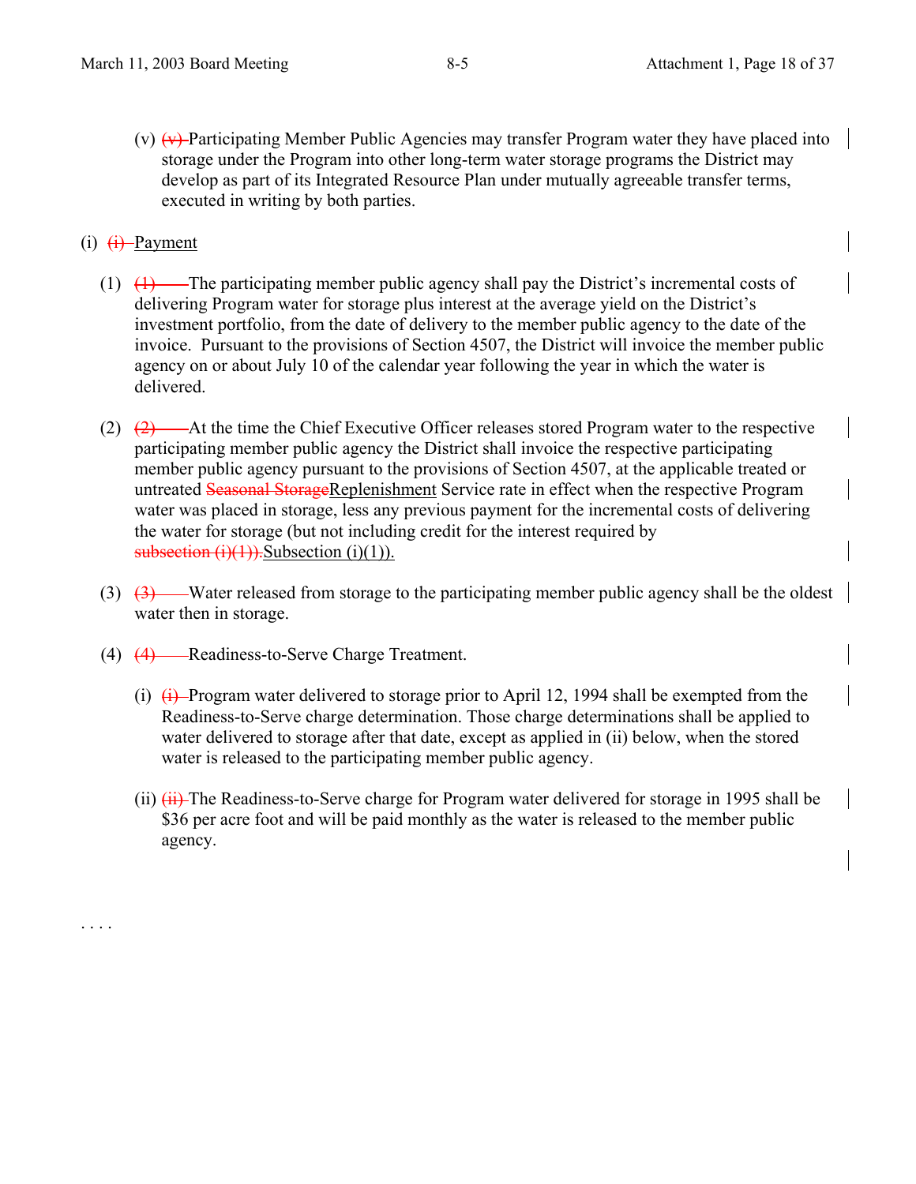(v) ~~(v)~~ Participating Member Public Agencies may transfer Program water they have placed into storage under the Program into other long-term water storage programs the District may develop as part of its Integrated Resource Plan under mutually agreeable transfer terms, executed in writing by both parties.

(i) ~~(i)~~ Payment

(1) ~~(1)~~ The participating member public agency shall pay the District's incremental costs of delivering Program water for storage plus interest at the average yield on the District's investment portfolio, from the date of delivery to the member public agency to the date of the invoice. Pursuant to the provisions of Section 4507, the District will invoice the member public agency on or about July 10 of the calendar year following the year in which the water is delivered.

(2) ~~(2)~~ At the time the Chief Executive Officer releases stored Program water to the respective participating member public agency the District shall invoice the respective participating member public agency pursuant to the provisions of Section 4507, at the applicable treated or untreated ~~Seasonal Storage~~Replenishment Service rate in effect when the respective Program water was placed in storage, less any previous payment for the incremental costs of delivering the water for storage (but not including credit for the interest required by ~~subsection (i)(1)).~~Subsection (i)(1)).

(3) ~~(3)~~ Water released from storage to the participating member public agency shall be the oldest water then in storage.

(4) ~~(4)~~ Readiness-to-Serve Charge Treatment.

(i) ~~(i)~~ Program water delivered to storage prior to April 12, 1994 shall be exempted from the Readiness-to-Serve charge determination. Those charge determinations shall be applied to water delivered to storage after that date, except as applied in (ii) below, when the stored water is released to the participating member public agency.

(ii) ~~(ii)~~ The Readiness-to-Serve charge for Program water delivered for storage in 1995 shall be $36 per acre foot and will be paid monthly as the water is released to the member public agency.

. . . .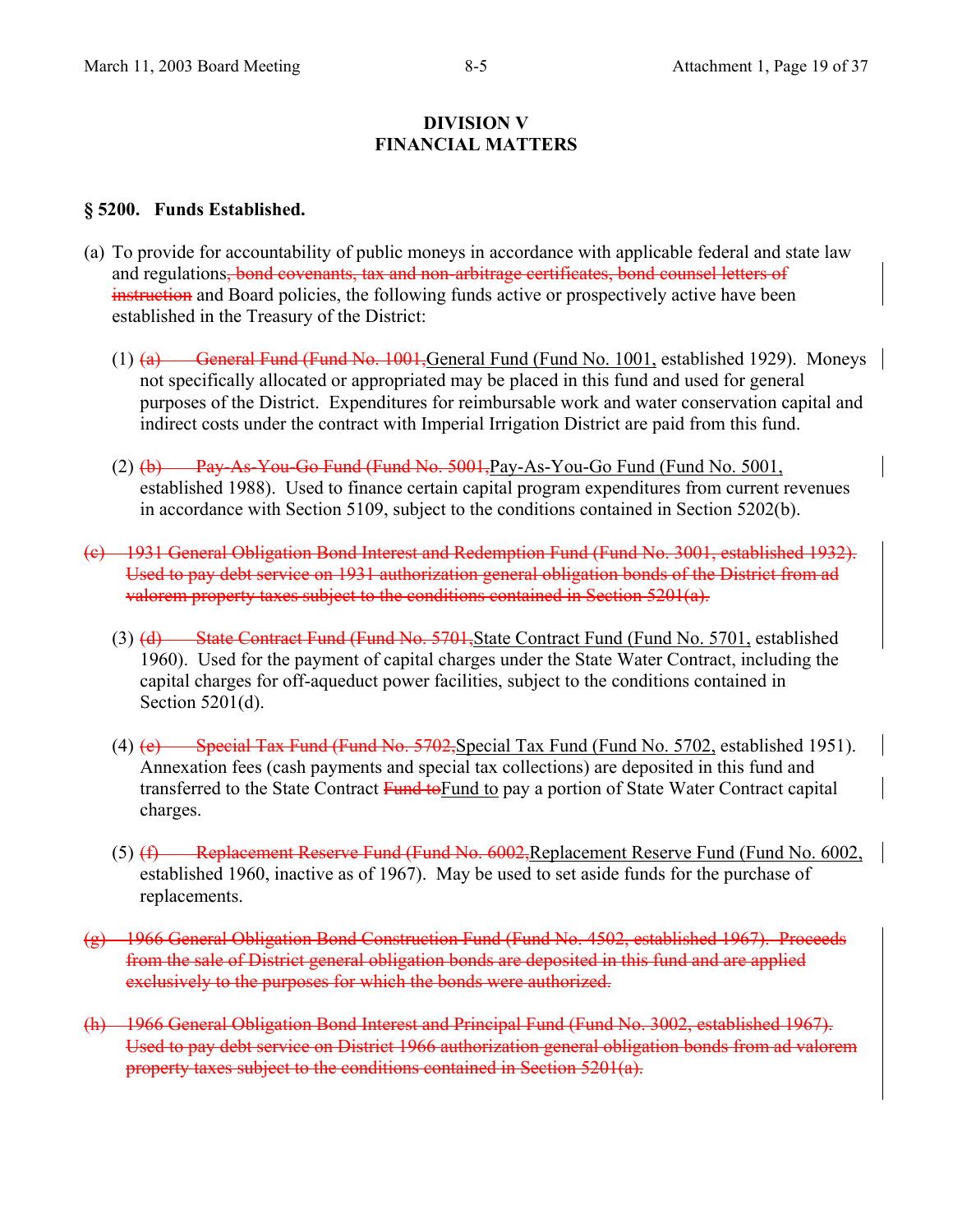# DIVISION V
# FINANCIAL MATTERS

### § 5200. Funds Established.

(a) To provide for accountability of public moneys in accordance with applicable federal and state law and regulations~~, bond covenants, tax and non-arbitrage certificates, bond counsel letters of instruction~~ and Board policies, the following funds active or prospectively active have been established in the Treasury of the District:

(1) ~~(a) General Fund (Fund No. 1001,~~General Fund (Fund No. 1001, established 1929). Moneys not specifically allocated or appropriated may be placed in this fund and used for general purposes of the District. Expenditures for reimbursable work and water conservation capital and indirect costs under the contract with Imperial Irrigation District are paid from this fund.

(2) ~~(b) Pay-As-You-Go Fund (Fund No. 5001,~~Pay-As-You-Go Fund (Fund No. 5001, established 1988). Used to finance certain capital program expenditures from current revenues in accordance with Section 5109, subject to the conditions contained in Section 5202(b).

~~(c) 1931 General Obligation Bond Interest and Redemption Fund (Fund No. 3001, established 1932). Used to pay debt service on 1931 authorization general obligation bonds of the District from ad valorem property taxes subject to the conditions contained in Section 5201(a).~~

(3) ~~(d) State Contract Fund (Fund No. 5701,~~State Contract Fund (Fund No. 5701, established 1960). Used for the payment of capital charges under the State Water Contract, including the capital charges for off-aqueduct power facilities, subject to the conditions contained in Section 5201(d).

(4) ~~(e) Special Tax Fund (Fund No. 5702,~~Special Tax Fund (Fund No. 5702, established 1951). Annexation fees (cash payments and special tax collections) are deposited in this fund and transferred to the State Contract ~~Fund to~~Fund to pay a portion of State Water Contract capital charges.

(5) ~~(f) Replacement Reserve Fund (Fund No. 6002,~~Replacement Reserve Fund (Fund No. 6002, established 1960, inactive as of 1967). May be used to set aside funds for the purchase of replacements.

~~(g) 1966 General Obligation Bond Construction Fund (Fund No. 4502, established 1967). Proceeds from the sale of District general obligation bonds are deposited in this fund and are applied exclusively to the purposes for which the bonds were authorized.~~

~~(h) 1966 General Obligation Bond Interest and Principal Fund (Fund No. 3002, established 1967). Used to pay debt service on District 1966 authorization general obligation bonds from ad valorem property taxes subject to the conditions contained in Section 5201(a).~~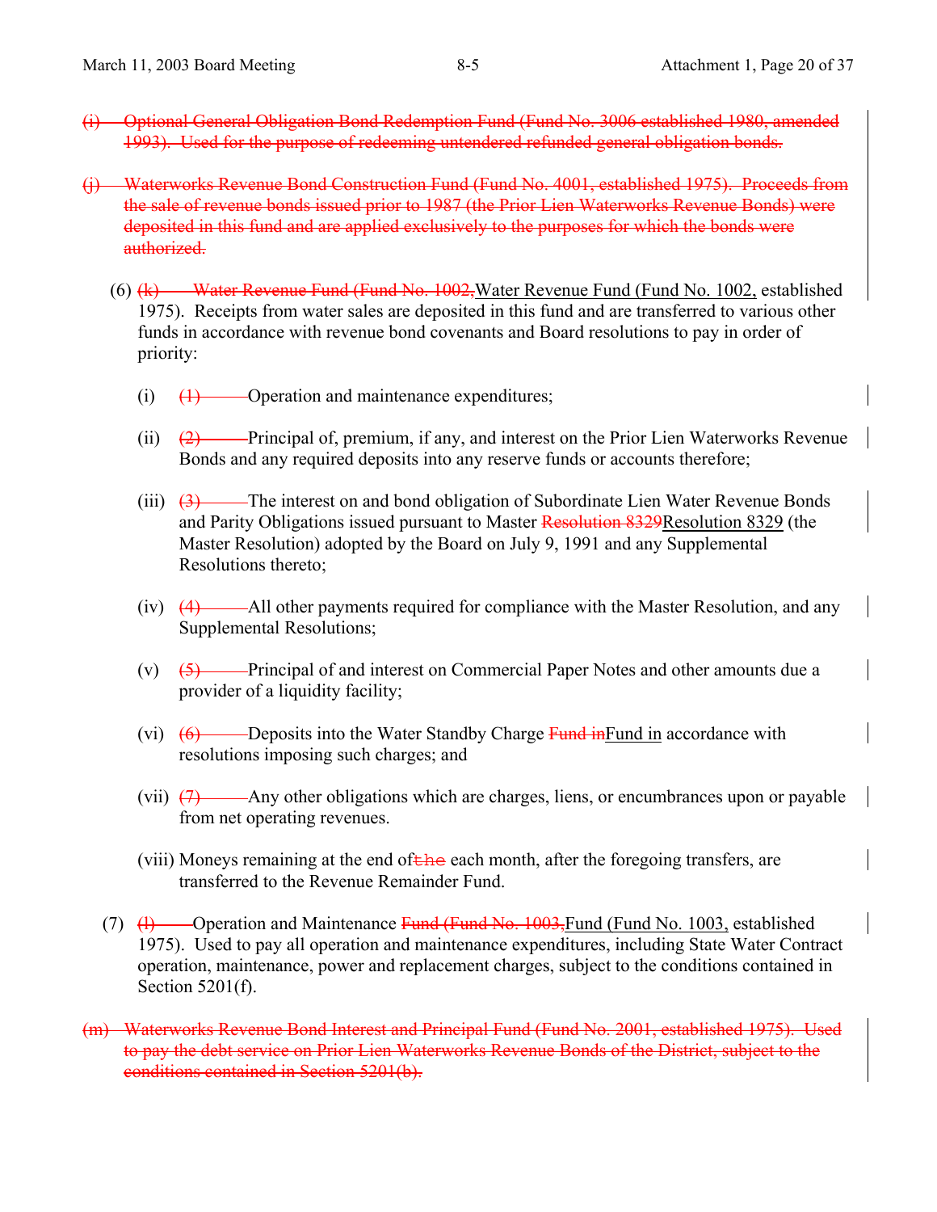~~(i) Optional General Obligation Bond Redemption Fund (Fund No. 3006 established 1980, amended 1993). Used for the purpose of redeeming untendered refunded general obligation bonds.~~

~~(j) Waterworks Revenue Bond Construction Fund (Fund No. 4001, established 1975). Proceeds from the sale of revenue bonds issued prior to 1987 (the Prior Lien Waterworks Revenue Bonds) were deposited in this fund and are applied exclusively to the purposes for which the bonds were authorized.~~

(6) ~~(k) Water Revenue Fund (Fund No. 1002,~~Water Revenue Fund (Fund No. 1002, established 1975). Receipts from water sales are deposited in this fund and are transferred to various other funds in accordance with revenue bond covenants and Board resolutions to pay in order of priority:

(i) ~~(1)~~ Operation and maintenance expenditures;

(ii) ~~(2)~~ Principal of, premium, if any, and interest on the Prior Lien Waterworks Revenue Bonds and any required deposits into any reserve funds or accounts therefore;

(iii) ~~(3)~~ The interest on and bond obligation of Subordinate Lien Water Revenue Bonds and Parity Obligations issued pursuant to Master ~~Resolution 8329~~Resolution 8329 (the Master Resolution) adopted by the Board on July 9, 1991 and any Supplemental Resolutions thereto;

(iv) ~~(4)~~ All other payments required for compliance with the Master Resolution, and any Supplemental Resolutions;

(v) ~~(5)~~ Principal of and interest on Commercial Paper Notes and other amounts due a provider of a liquidity facility;

(vi) ~~(6)~~ Deposits into the Water Standby Charge ~~Fund in~~Fund in accordance with resolutions imposing such charges; and

(vii) ~~(7)~~ Any other obligations which are charges, liens, or encumbrances upon or payable from net operating revenues.

(viii) Moneys remaining at the end of~~the~~ each month, after the foregoing transfers, are transferred to the Revenue Remainder Fund.

(7) ~~(l)~~ Operation and Maintenance ~~Fund (Fund No. 1003,~~Fund (Fund No. 1003, established 1975). Used to pay all operation and maintenance expenditures, including State Water Contract operation, maintenance, power and replacement charges, subject to the conditions contained in Section 5201(f).

~~(m) Waterworks Revenue Bond Interest and Principal Fund (Fund No. 2001, established 1975). Used to pay the debt service on Prior Lien Waterworks Revenue Bonds of the District, subject to the conditions contained in Section 5201(b).~~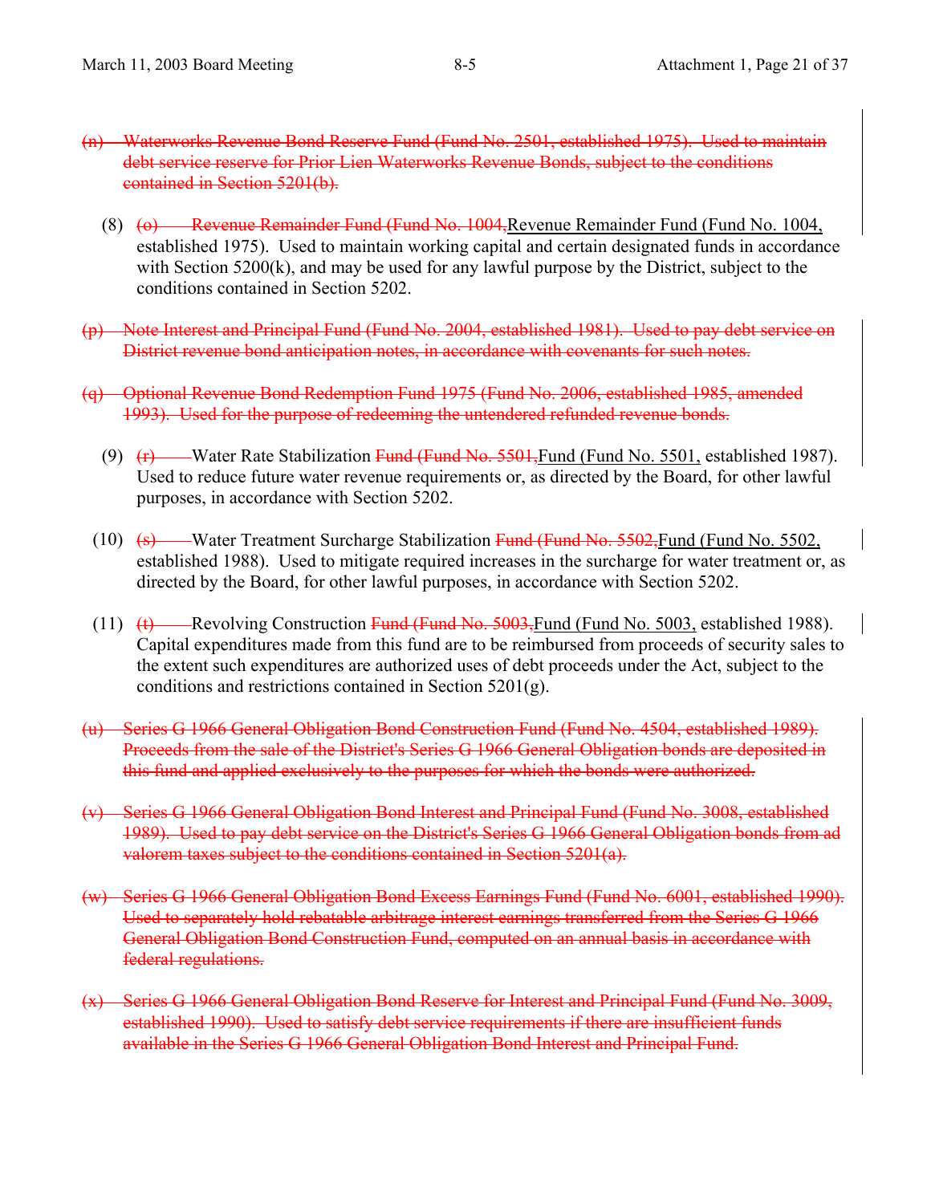~~(n) Waterworks Revenue Bond Reserve Fund (Fund No. 2501, established 1975). Used to maintain debt service reserve for Prior Lien Waterworks Revenue Bonds, subject to the conditions contained in Section 5201(b).~~

(8) ~~(o) Revenue Remainder Fund (Fund No. 1004,~~<u>Revenue Remainder Fund (Fund No. 1004,</u> established 1975). Used to maintain working capital and certain designated funds in accordance with Section 5200(k), and may be used for any lawful purpose by the District, subject to the conditions contained in Section 5202.

~~(p) Note Interest and Principal Fund (Fund No. 2004, established 1981). Used to pay debt service on District revenue bond anticipation notes, in accordance with covenants for such notes.~~

~~(q) Optional Revenue Bond Redemption Fund 1975 (Fund No. 2006, established 1985, amended 1993). Used for the purpose of redeeming the untendered refunded revenue bonds.~~

(9) ~~(r)~~ Water Rate Stabilization ~~Fund (Fund No. 5501,~~<u>Fund (Fund No. 5501,</u> established 1987). Used to reduce future water revenue requirements or, as directed by the Board, for other lawful purposes, in accordance with Section 5202.

(10) ~~(s)~~ Water Treatment Surcharge Stabilization ~~Fund (Fund No. 5502,~~<u>Fund (Fund No. 5502,</u> established 1988). Used to mitigate required increases in the surcharge for water treatment or, as directed by the Board, for other lawful purposes, in accordance with Section 5202.

(11) ~~(t)~~ Revolving Construction ~~Fund (Fund No. 5003,~~<u>Fund (Fund No. 5003,</u> established 1988). Capital expenditures made from this fund are to be reimbursed from proceeds of security sales to the extent such expenditures are authorized uses of debt proceeds under the Act, subject to the conditions and restrictions contained in Section 5201(g).

~~(u) Series G 1966 General Obligation Bond Construction Fund (Fund No. 4504, established 1989). Proceeds from the sale of the District's Series G 1966 General Obligation bonds are deposited in this fund and applied exclusively to the purposes for which the bonds were authorized.~~

~~(v) Series G 1966 General Obligation Bond Interest and Principal Fund (Fund No. 3008, established 1989). Used to pay debt service on the District's Series G 1966 General Obligation bonds from ad valorem taxes subject to the conditions contained in Section 5201(a).~~

~~(w) Series G 1966 General Obligation Bond Excess Earnings Fund (Fund No. 6001, established 1990). Used to separately hold rebatable arbitrage interest earnings transferred from the Series G 1966 General Obligation Bond Construction Fund, computed on an annual basis in accordance with federal regulations.~~

~~(x) Series G 1966 General Obligation Bond Reserve for Interest and Principal Fund (Fund No. 3009, established 1990). Used to satisfy debt service requirements if there are insufficient funds available in the Series G 1966 General Obligation Bond Interest and Principal Fund.~~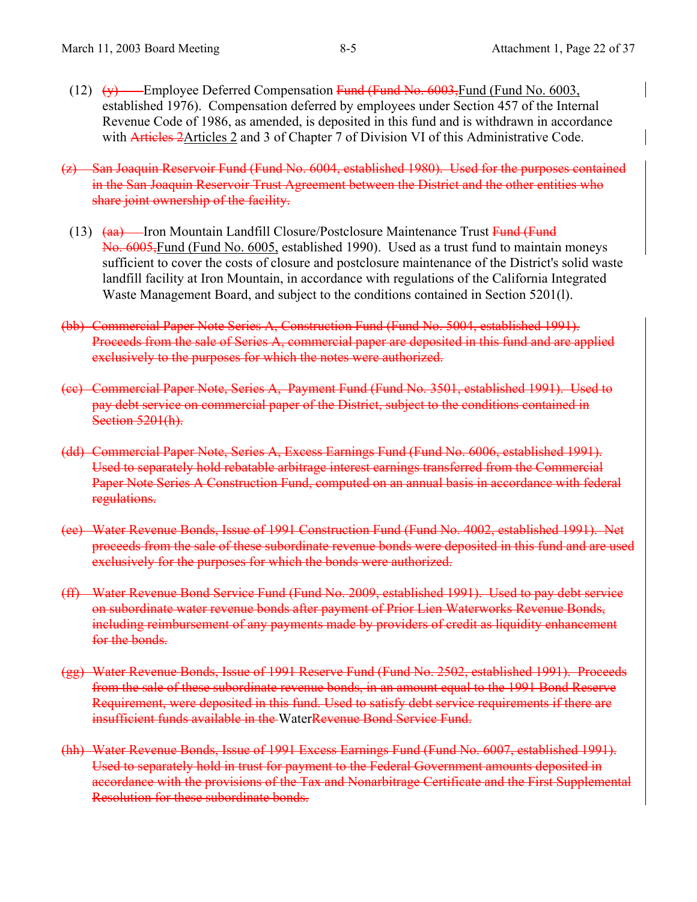(12) ~~(y)~~ Employee Deferred Compensation ~~Fund (Fund No. 6003,~~Fund (Fund No. 6003, established 1976). Compensation deferred by employees under Section 457 of the Internal Revenue Code of 1986, as amended, is deposited in this fund and is withdrawn in accordance with ~~Articles 2~~Articles 2 and 3 of Chapter 7 of Division VI of this Administrative Code.

~~(z) San Joaquin Reservoir Fund (Fund No. 6004, established 1980). Used for the purposes contained in the San Joaquin Reservoir Trust Agreement between the District and the other entities who share joint ownership of the facility.~~

(13) ~~(aa)~~ Iron Mountain Landfill Closure/Postclosure Maintenance Trust ~~Fund (Fund No. 6005,~~Fund (Fund No. 6005, established 1990). Used as a trust fund to maintain moneys sufficient to cover the costs of closure and postclosure maintenance of the District's solid waste landfill facility at Iron Mountain, in accordance with regulations of the California Integrated Waste Management Board, and subject to the conditions contained in Section 5201(l).

~~(bb) Commercial Paper Note Series A, Construction Fund (Fund No. 5004, established 1991). Proceeds from the sale of Series A, commercial paper are deposited in this fund and are applied exclusively to the purposes for which the notes were authorized.~~

~~(cc) Commercial Paper Note, Series A, Payment Fund (Fund No. 3501, established 1991). Used to pay debt service on commercial paper of the District, subject to the conditions contained in Section 5201(h).~~

~~(dd) Commercial Paper Note, Series A, Excess Earnings Fund (Fund No. 6006, established 1991). Used to separately hold rebatable arbitrage interest earnings transferred from the Commercial Paper Note Series A Construction Fund, computed on an annual basis in accordance with federal regulations.~~

~~(ee) Water Revenue Bonds, Issue of 1991 Construction Fund (Fund No. 4002, established 1991). Net proceeds from the sale of these subordinate revenue bonds were deposited in this fund and are used exclusively for the purposes for which the bonds were authorized.~~

~~(ff) Water Revenue Bond Service Fund (Fund No. 2009, established 1991). Used to pay debt service on subordinate water revenue bonds after payment of Prior Lien Waterworks Revenue Bonds, including reimbursement of any payments made by providers of credit as liquidity enhancement for the bonds.~~

~~(gg) Water Revenue Bonds, Issue of 1991 Reserve Fund (Fund No. 2502, established 1991). Proceeds from the sale of these subordinate revenue bonds, in an amount equal to the 1991 Bond Reserve Requirement, were deposited in this fund. Used to satisfy debt service requirements if there are insufficient funds available in the~~ Water~~Revenue Bond Service Fund.~~

~~(hh) Water Revenue Bonds, Issue of 1991 Excess Earnings Fund (Fund No. 6007, established 1991). Used to separately hold in trust for payment to the Federal Government amounts deposited in accordance with the provisions of the Tax and Nonarbitrage Certificate and the First Supplemental Resolution for these subordinate bonds.~~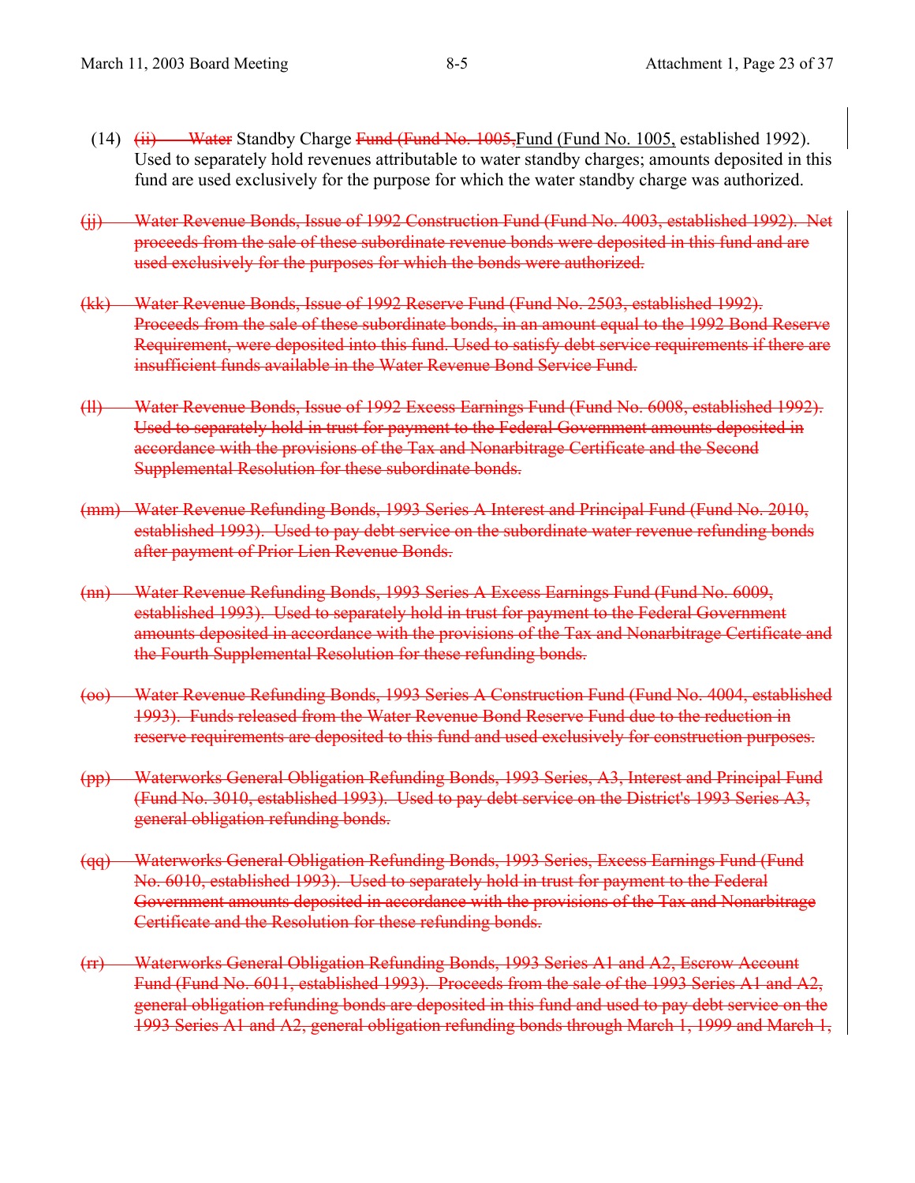(14) ~~(ii)~~ ~~Water~~ Standby Charge ~~Fund (Fund No. 1005,~~Fund (Fund No. 1005, established 1992). Used to separately hold revenues attributable to water standby charges; amounts deposited in this fund are used exclusively for the purpose for which the water standby charge was authorized.

~~(jj) Water Revenue Bonds, Issue of 1992 Construction Fund (Fund No. 4003, established 1992). Net proceeds from the sale of these subordinate revenue bonds were deposited in this fund and are used exclusively for the purposes for which the bonds were authorized.~~

~~(kk) Water Revenue Bonds, Issue of 1992 Reserve Fund (Fund No. 2503, established 1992). Proceeds from the sale of these subordinate bonds, in an amount equal to the 1992 Bond Reserve Requirement, were deposited into this fund. Used to satisfy debt service requirements if there are insufficient funds available in the Water Revenue Bond Service Fund.~~

~~(ll) Water Revenue Bonds, Issue of 1992 Excess Earnings Fund (Fund No. 6008, established 1992). Used to separately hold in trust for payment to the Federal Government amounts deposited in accordance with the provisions of the Tax and Nonarbitrage Certificate and the Second Supplemental Resolution for these subordinate bonds.~~

~~(mm) Water Revenue Refunding Bonds, 1993 Series A Interest and Principal Fund (Fund No. 2010, established 1993). Used to pay debt service on the subordinate water revenue refunding bonds after payment of Prior Lien Revenue Bonds.~~

~~(nn) Water Revenue Refunding Bonds, 1993 Series A Excess Earnings Fund (Fund No. 6009, established 1993). Used to separately hold in trust for payment to the Federal Government amounts deposited in accordance with the provisions of the Tax and Nonarbitrage Certificate and the Fourth Supplemental Resolution for these refunding bonds.~~

~~(oo) Water Revenue Refunding Bonds, 1993 Series A Construction Fund (Fund No. 4004, established 1993). Funds released from the Water Revenue Bond Reserve Fund due to the reduction in reserve requirements are deposited to this fund and used exclusively for construction purposes.~~

~~(pp) Waterworks General Obligation Refunding Bonds, 1993 Series, A3, Interest and Principal Fund (Fund No. 3010, established 1993). Used to pay debt service on the District's 1993 Series A3, general obligation refunding bonds.~~

~~(qq) Waterworks General Obligation Refunding Bonds, 1993 Series, Excess Earnings Fund (Fund No. 6010, established 1993). Used to separately hold in trust for payment to the Federal Government amounts deposited in accordance with the provisions of the Tax and Nonarbitrage Certificate and the Resolution for these refunding bonds.~~

~~(rr) Waterworks General Obligation Refunding Bonds, 1993 Series A1 and A2, Escrow Account Fund (Fund No. 6011, established 1993). Proceeds from the sale of the 1993 Series A1 and A2, general obligation refunding bonds are deposited in this fund and used to pay debt service on the 1993 Series A1 and A2, general obligation refunding bonds through March 1, 1999 and March 1,~~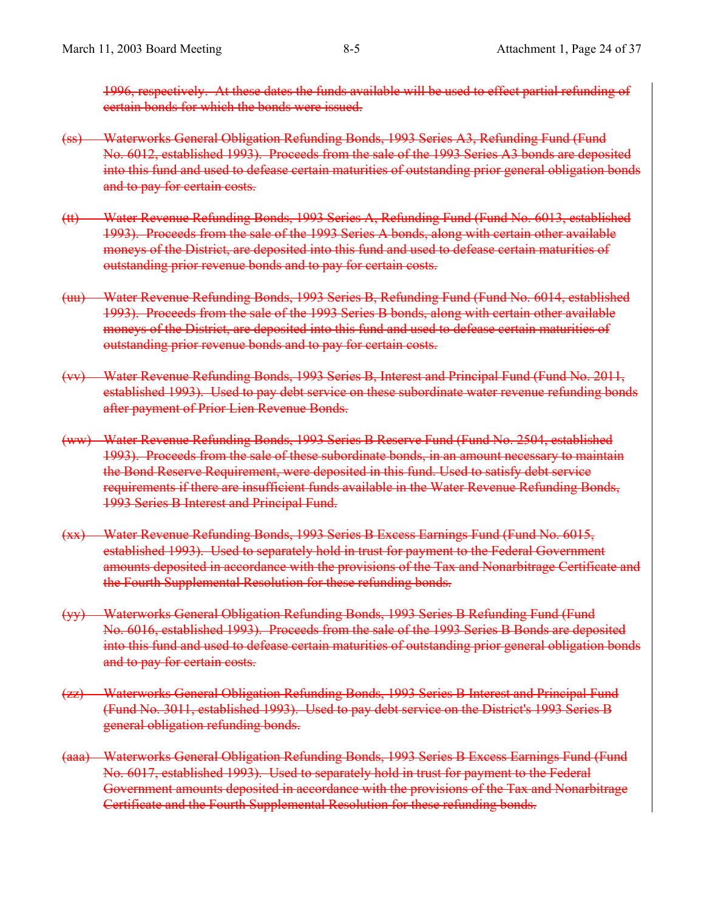~~1996, respectively. At these dates the funds available will be used to effect partial refunding of certain bonds for which the bonds were issued.~~

~~(ss) Waterworks General Obligation Refunding Bonds, 1993 Series A3, Refunding Fund (Fund No. 6012, established 1993). Proceeds from the sale of the 1993 Series A3 bonds are deposited into this fund and used to defease certain maturities of outstanding prior general obligation bonds and to pay for certain costs.~~

~~(tt) Water Revenue Refunding Bonds, 1993 Series A, Refunding Fund (Fund No. 6013, established 1993). Proceeds from the sale of the 1993 Series A bonds, along with certain other available moneys of the District, are deposited into this fund and used to defease certain maturities of outstanding prior revenue bonds and to pay for certain costs.~~

~~(uu) Water Revenue Refunding Bonds, 1993 Series B, Refunding Fund (Fund No. 6014, established 1993). Proceeds from the sale of the 1993 Series B bonds, along with certain other available moneys of the District, are deposited into this fund and used to defease certain maturities of outstanding prior revenue bonds and to pay for certain costs.~~

~~(vv) Water Revenue Refunding Bonds, 1993 Series B, Interest and Principal Fund (Fund No. 2011, established 1993). Used to pay debt service on these subordinate water revenue refunding bonds after payment of Prior Lien Revenue Bonds.~~

~~(ww) Water Revenue Refunding Bonds, 1993 Series B Reserve Fund (Fund No. 2504, established 1993). Proceeds from the sale of these subordinate bonds, in an amount necessary to maintain the Bond Reserve Requirement, were deposited in this fund. Used to satisfy debt service requirements if there are insufficient funds available in the Water Revenue Refunding Bonds, 1993 Series B Interest and Principal Fund.~~

~~(xx) Water Revenue Refunding Bonds, 1993 Series B Excess Earnings Fund (Fund No. 6015, established 1993). Used to separately hold in trust for payment to the Federal Government amounts deposited in accordance with the provisions of the Tax and Nonarbitrage Certificate and the Fourth Supplemental Resolution for these refunding bonds.~~

~~(yy) Waterworks General Obligation Refunding Bonds, 1993 Series B Refunding Fund (Fund No. 6016, established 1993). Proceeds from the sale of the 1993 Series B Bonds are deposited into this fund and used to defease certain maturities of outstanding prior general obligation bonds and to pay for certain costs.~~

~~(zz) Waterworks General Obligation Refunding Bonds, 1993 Series B Interest and Principal Fund (Fund No. 3011, established 1993). Used to pay debt service on the District's 1993 Series B general obligation refunding bonds.~~

~~(aaa) Waterworks General Obligation Refunding Bonds, 1993 Series B Excess Earnings Fund (Fund No. 6017, established 1993). Used to separately hold in trust for payment to the Federal Government amounts deposited in accordance with the provisions of the Tax and Nonarbitrage Certificate and the Fourth Supplemental Resolution for these refunding bonds.~~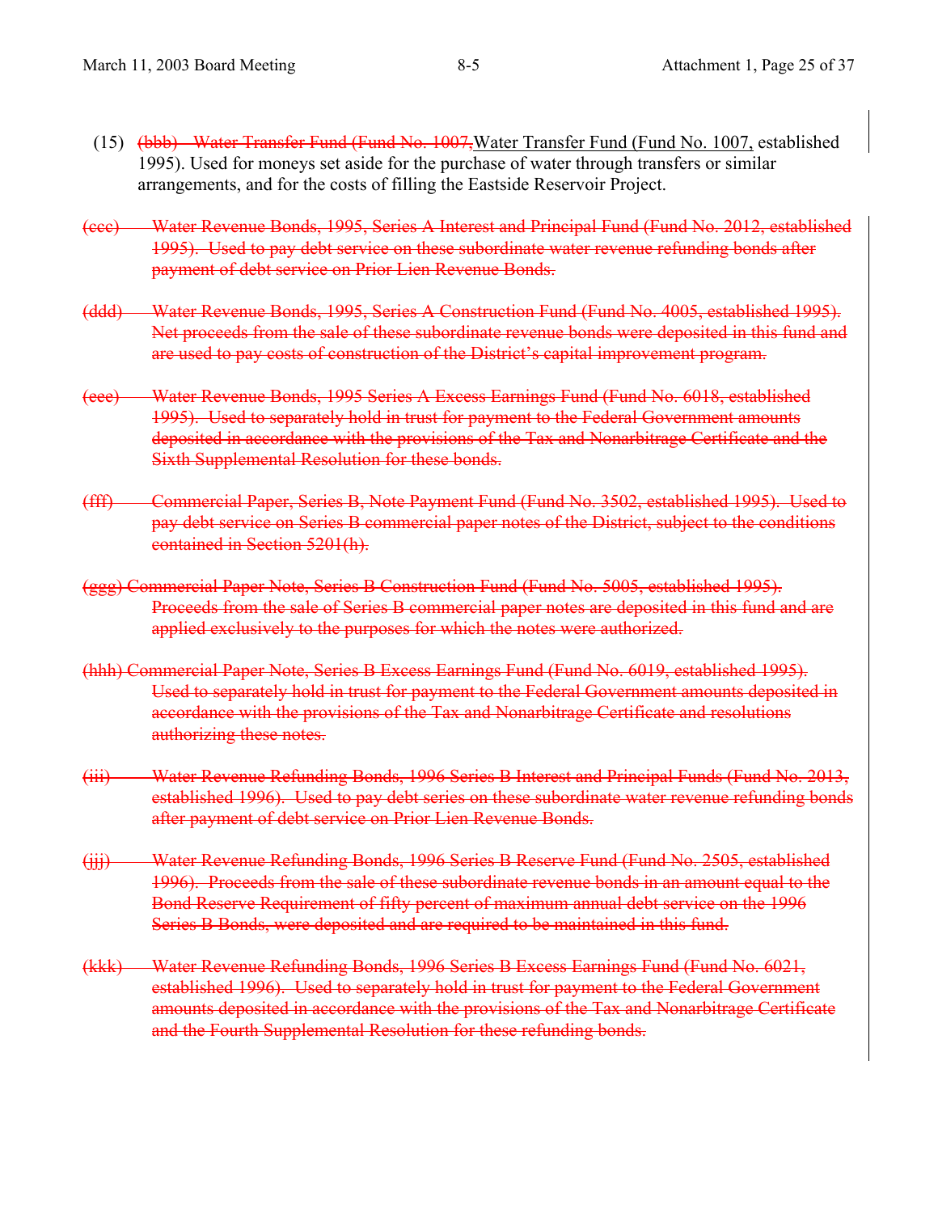(15) ~~(bbb) Water Transfer Fund (Fund No. 1007,~~ Water Transfer Fund (Fund No. 1007, established 1995). Used for moneys set aside for the purchase of water through transfers or similar arrangements, and for the costs of filling the Eastside Reservoir Project.

~~(ccc) Water Revenue Bonds, 1995, Series A Interest and Principal Fund (Fund No. 2012, established 1995). Used to pay debt service on these subordinate water revenue refunding bonds after payment of debt service on Prior Lien Revenue Bonds.~~

~~(ddd) Water Revenue Bonds, 1995, Series A Construction Fund (Fund No. 4005, established 1995). Net proceeds from the sale of these subordinate revenue bonds were deposited in this fund and are used to pay costs of construction of the District's capital improvement program.~~

~~(eee) Water Revenue Bonds, 1995 Series A Excess Earnings Fund (Fund No. 6018, established 1995). Used to separately hold in trust for payment to the Federal Government amounts deposited in accordance with the provisions of the Tax and Nonarbitrage Certificate and the Sixth Supplemental Resolution for these bonds.~~

~~(fff) Commercial Paper, Series B, Note Payment Fund (Fund No. 3502, established 1995). Used to pay debt service on Series B commercial paper notes of the District, subject to the conditions contained in Section 5201(h).~~

~~(ggg) Commercial Paper Note, Series B Construction Fund (Fund No. 5005, established 1995). Proceeds from the sale of Series B commercial paper notes are deposited in this fund and are applied exclusively to the purposes for which the notes were authorized.~~

~~(hhh) Commercial Paper Note, Series B Excess Earnings Fund (Fund No. 6019, established 1995). Used to separately hold in trust for payment to the Federal Government amounts deposited in accordance with the provisions of the Tax and Nonarbitrage Certificate and resolutions authorizing these notes.~~

~~(iii) Water Revenue Refunding Bonds, 1996 Series B Interest and Principal Funds (Fund No. 2013, established 1996). Used to pay debt series on these subordinate water revenue refunding bonds after payment of debt service on Prior Lien Revenue Bonds.~~

~~(jjj) Water Revenue Refunding Bonds, 1996 Series B Reserve Fund (Fund No. 2505, established 1996). Proceeds from the sale of these subordinate revenue bonds in an amount equal to the Bond Reserve Requirement of fifty percent of maximum annual debt service on the 1996 Series B Bonds, were deposited and are required to be maintained in this fund.~~

~~(kkk) Water Revenue Refunding Bonds, 1996 Series B Excess Earnings Fund (Fund No. 6021, established 1996). Used to separately hold in trust for payment to the Federal Government amounts deposited in accordance with the provisions of the Tax and Nonarbitrage Certificate and the Fourth Supplemental Resolution for these refunding bonds.~~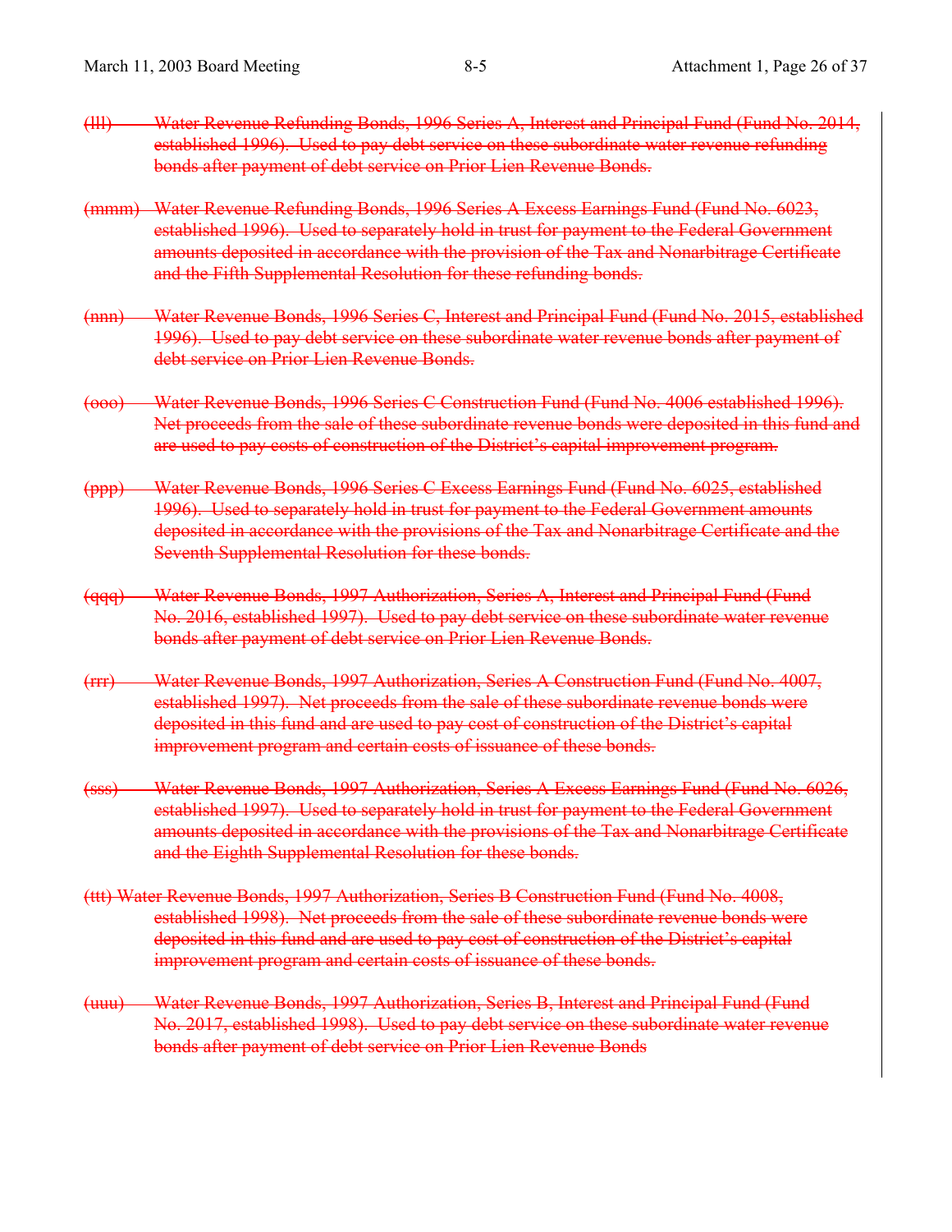~~(lll) Water Revenue Refunding Bonds, 1996 Series A, Interest and Principal Fund (Fund No. 2014, established 1996). Used to pay debt service on these subordinate water revenue refunding bonds after payment of debt service on Prior Lien Revenue Bonds.~~

~~(mmm) Water Revenue Refunding Bonds, 1996 Series A Excess Earnings Fund (Fund No. 6023, established 1996). Used to separately hold in trust for payment to the Federal Government amounts deposited in accordance with the provision of the Tax and Nonarbitrage Certificate and the Fifth Supplemental Resolution for these refunding bonds.~~

~~(nnn) Water Revenue Bonds, 1996 Series C, Interest and Principal Fund (Fund No. 2015, established 1996). Used to pay debt service on these subordinate water revenue bonds after payment of debt service on Prior Lien Revenue Bonds.~~

~~(ooo) Water Revenue Bonds, 1996 Series C Construction Fund (Fund No. 4006 established 1996). Net proceeds from the sale of these subordinate revenue bonds were deposited in this fund and are used to pay costs of construction of the District's capital improvement program.~~

~~(ppp) Water Revenue Bonds, 1996 Series C Excess Earnings Fund (Fund No. 6025, established 1996). Used to separately hold in trust for payment to the Federal Government amounts deposited in accordance with the provisions of the Tax and Nonarbitrage Certificate and the Seventh Supplemental Resolution for these bonds.~~

~~(qqq) Water Revenue Bonds, 1997 Authorization, Series A, Interest and Principal Fund (Fund No. 2016, established 1997). Used to pay debt service on these subordinate water revenue bonds after payment of debt service on Prior Lien Revenue Bonds.~~

~~(rrr) Water Revenue Bonds, 1997 Authorization, Series A Construction Fund (Fund No. 4007, established 1997). Net proceeds from the sale of these subordinate revenue bonds were deposited in this fund and are used to pay cost of construction of the District's capital improvement program and certain costs of issuance of these bonds.~~

~~(sss) Water Revenue Bonds, 1997 Authorization, Series A Excess Earnings Fund (Fund No. 6026, established 1997). Used to separately hold in trust for payment to the Federal Government amounts deposited in accordance with the provisions of the Tax and Nonarbitrage Certificate and the Eighth Supplemental Resolution for these bonds.~~

~~(ttt) Water Revenue Bonds, 1997 Authorization, Series B Construction Fund (Fund No. 4008, established 1998). Net proceeds from the sale of these subordinate revenue bonds were deposited in this fund and are used to pay cost of construction of the District's capital improvement program and certain costs of issuance of these bonds.~~

~~(uuu) Water Revenue Bonds, 1997 Authorization, Series B, Interest and Principal Fund (Fund No. 2017, established 1998). Used to pay debt service on these subordinate water revenue bonds after payment of debt service on Prior Lien Revenue Bonds~~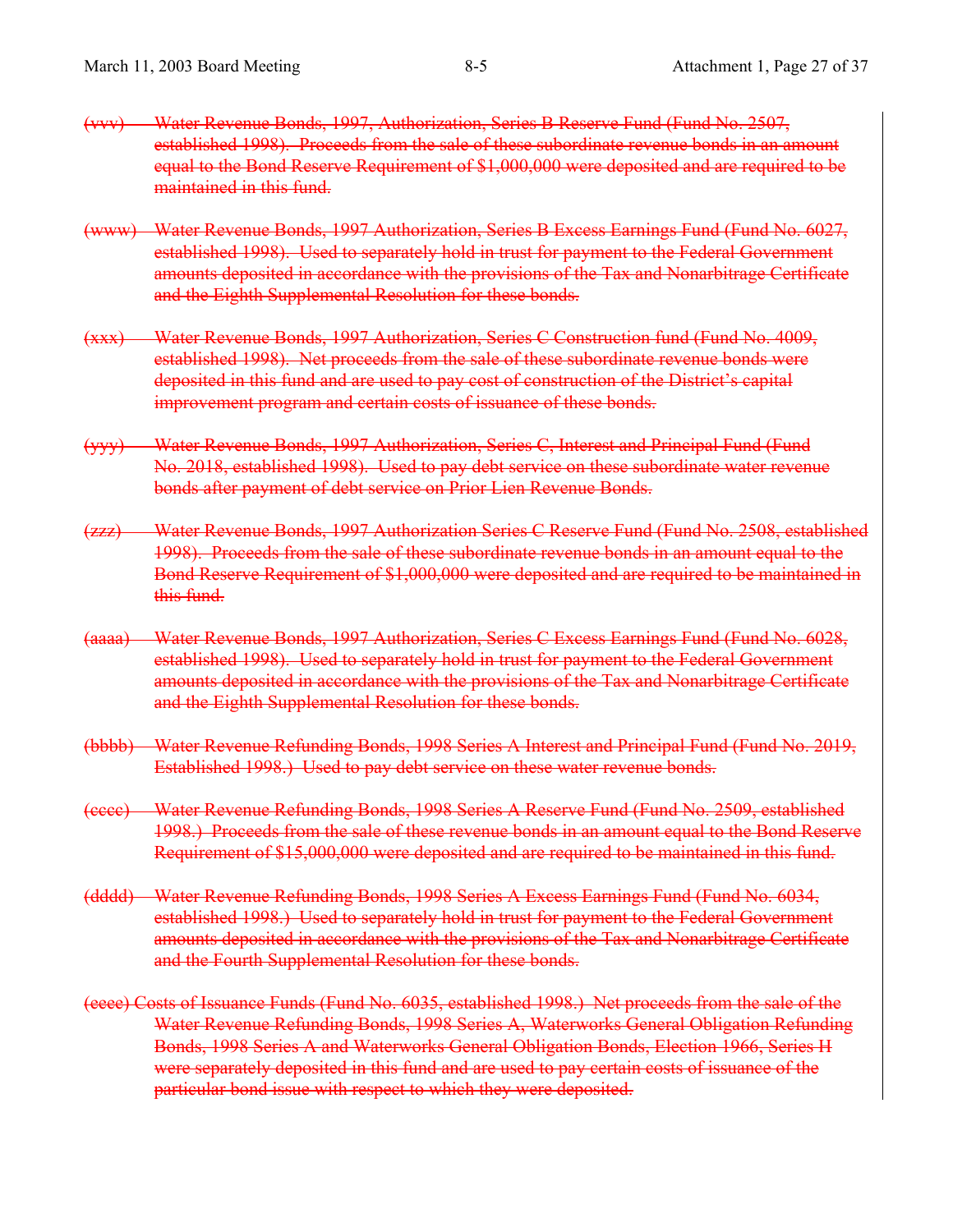~~(vvv) Water Revenue Bonds, 1997, Authorization, Series B Reserve Fund (Fund No. 2507, established 1998). Proceeds from the sale of these subordinate revenue bonds in an amount equal to the Bond Reserve Requirement of $1,000,000 were deposited and are required to be maintained in this fund.~~

~~(www) Water Revenue Bonds, 1997 Authorization, Series B Excess Earnings Fund (Fund No. 6027, established 1998). Used to separately hold in trust for payment to the Federal Government amounts deposited in accordance with the provisions of the Tax and Nonarbitrage Certificate and the Eighth Supplemental Resolution for these bonds.~~

~~(xxx) Water Revenue Bonds, 1997 Authorization, Series C Construction fund (Fund No. 4009, established 1998). Net proceeds from the sale of these subordinate revenue bonds were deposited in this fund and are used to pay cost of construction of the District's capital improvement program and certain costs of issuance of these bonds.~~

~~(yyy) Water Revenue Bonds, 1997 Authorization, Series C, Interest and Principal Fund (Fund No. 2018, established 1998). Used to pay debt service on these subordinate water revenue bonds after payment of debt service on Prior Lien Revenue Bonds.~~

~~(zzz) Water Revenue Bonds, 1997 Authorization Series C Reserve Fund (Fund No. 2508, established 1998). Proceeds from the sale of these subordinate revenue bonds in an amount equal to the Bond Reserve Requirement of $1,000,000 were deposited and are required to be maintained in this fund.~~

~~(aaaa) Water Revenue Bonds, 1997 Authorization, Series C Excess Earnings Fund (Fund No. 6028, established 1998). Used to separately hold in trust for payment to the Federal Government amounts deposited in accordance with the provisions of the Tax and Nonarbitrage Certificate and the Eighth Supplemental Resolution for these bonds.~~

~~(bbbb) Water Revenue Refunding Bonds, 1998 Series A Interest and Principal Fund (Fund No. 2019, Established 1998.) Used to pay debt service on these water revenue bonds.~~

~~(cccc) Water Revenue Refunding Bonds, 1998 Series A Reserve Fund (Fund No. 2509, established 1998.) Proceeds from the sale of these revenue bonds in an amount equal to the Bond Reserve Requirement of $15,000,000 were deposited and are required to be maintained in this fund.~~

~~(dddd) Water Revenue Refunding Bonds, 1998 Series A Excess Earnings Fund (Fund No. 6034, established 1998.) Used to separately hold in trust for payment to the Federal Government amounts deposited in accordance with the provisions of the Tax and Nonarbitrage Certificate and the Fourth Supplemental Resolution for these bonds.~~

~~(eeee) Costs of Issuance Funds (Fund No. 6035, established 1998.) Net proceeds from the sale of the Water Revenue Refunding Bonds, 1998 Series A, Waterworks General Obligation Refunding Bonds, 1998 Series A and Waterworks General Obligation Bonds, Election 1966, Series H were separately deposited in this fund and are used to pay certain costs of issuance of the particular bond issue with respect to which they were deposited.~~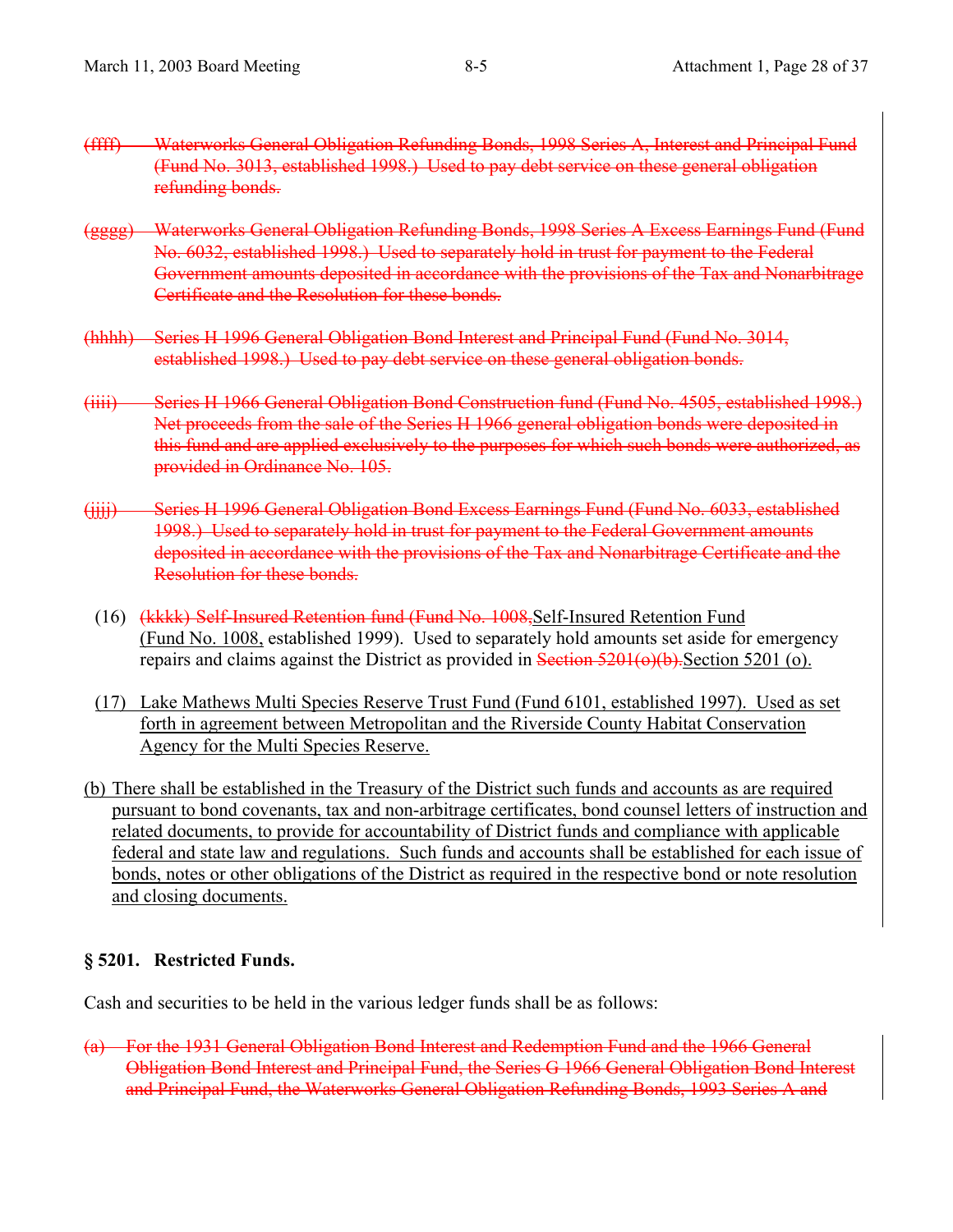~~(ffff) Waterworks General Obligation Refunding Bonds, 1998 Series A, Interest and Principal Fund (Fund No. 3013, established 1998.) Used to pay debt service on these general obligation refunding bonds.~~

~~(gggg) Waterworks General Obligation Refunding Bonds, 1998 Series A Excess Earnings Fund (Fund No. 6032, established 1998.) Used to separately hold in trust for payment to the Federal Government amounts deposited in accordance with the provisions of the Tax and Nonarbitrage Certificate and the Resolution for these bonds.~~

~~(hhhh) Series H 1996 General Obligation Bond Interest and Principal Fund (Fund No. 3014, established 1998.) Used to pay debt service on these general obligation bonds.~~

~~(iiii) Series H 1966 General Obligation Bond Construction fund (Fund No. 4505, established 1998.) Net proceeds from the sale of the Series H 1966 general obligation bonds were deposited in this fund and are applied exclusively to the purposes for which such bonds were authorized, as provided in Ordinance No. 105.~~

~~(jjjj) Series H 1996 General Obligation Bond Excess Earnings Fund (Fund No. 6033, established 1998.) Used to separately hold in trust for payment to the Federal Government amounts deposited in accordance with the provisions of the Tax and Nonarbitrage Certificate and the Resolution for these bonds.~~

(16) ~~(kkkk) Self-Insured Retention fund (Fund No. 1008,~~Self-Insured Retention Fund (Fund No. 1008, established 1999). Used to separately hold amounts set aside for emergency repairs and claims against the District as provided in ~~Section 5201(o)(b).~~Section 5201 (o).

(17) Lake Mathews Multi Species Reserve Trust Fund (Fund 6101, established 1997). Used as set forth in agreement between Metropolitan and the Riverside County Habitat Conservation Agency for the Multi Species Reserve.

(b) There shall be established in the Treasury of the District such funds and accounts as are required pursuant to bond covenants, tax and non-arbitrage certificates, bond counsel letters of instruction and related documents, to provide for accountability of District funds and compliance with applicable federal and state law and regulations. Such funds and accounts shall be established for each issue of bonds, notes or other obligations of the District as required in the respective bond or note resolution and closing documents.

## § 5201. Restricted Funds.

Cash and securities to be held in the various ledger funds shall be as follows:

~~(a) For the 1931 General Obligation Bond Interest and Redemption Fund and the 1966 General Obligation Bond Interest and Principal Fund, the Series G 1966 General Obligation Bond Interest and Principal Fund, the Waterworks General Obligation Refunding Bonds, 1993 Series A and~~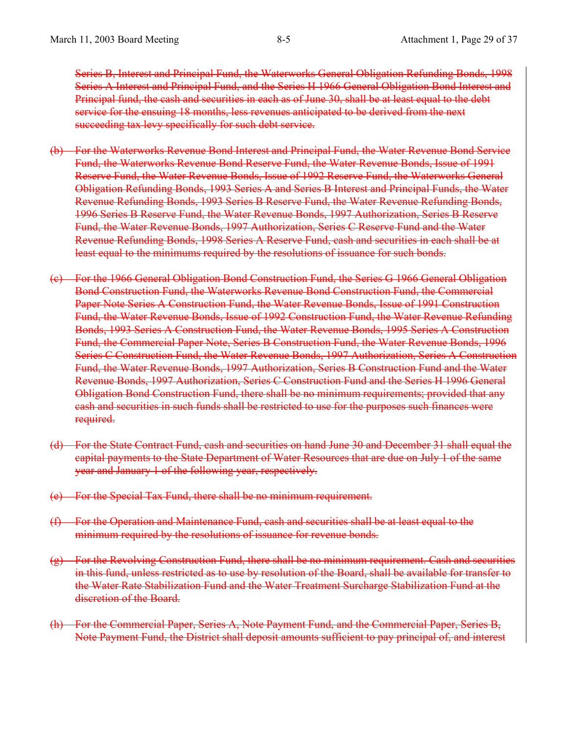~~Series B, Interest and Principal Fund, the Waterworks General Obligation Refunding Bonds, 1998 Series A Interest and Principal Fund, and the Series H 1966 General Obligation Bond Interest and Principal fund, the cash and securities in each as of June 30, shall be at least equal to the debt service for the ensuing 18 months, less revenues anticipated to be derived from the next succeeding tax levy specifically for such debt service.~~

~~(b) For the Waterworks Revenue Bond Interest and Principal Fund, the Water Revenue Bond Service Fund, the Waterworks Revenue Bond Reserve Fund, the Water Revenue Bonds, Issue of 1991 Reserve Fund, the Water Revenue Bonds, Issue of 1992 Reserve Fund, the Waterworks General Obligation Refunding Bonds, 1993 Series A and Series B Interest and Principal Funds, the Water Revenue Refunding Bonds, 1993 Series B Reserve Fund, the Water Revenue Refunding Bonds, 1996 Series B Reserve Fund, the Water Revenue Bonds, 1997 Authorization, Series B Reserve Fund, the Water Revenue Bonds, 1997 Authorization, Series C Reserve Fund and the Water Revenue Refunding Bonds, 1998 Series A Reserve Fund, cash and securities in each shall be at least equal to the minimums required by the resolutions of issuance for such bonds.~~

~~(c) For the 1966 General Obligation Bond Construction Fund, the Series G 1966 General Obligation Bond Construction Fund, the Waterworks Revenue Bond Construction Fund, the Commercial Paper Note Series A Construction Fund, the Water Revenue Bonds, Issue of 1991 Construction Fund, the Water Revenue Bonds, Issue of 1992 Construction Fund, the Water Revenue Refunding Bonds, 1993 Series A Construction Fund, the Water Revenue Bonds, 1995 Series A Construction Fund, the Commercial Paper Note, Series B Construction Fund, the Water Revenue Bonds, 1996 Series C Construction Fund, the Water Revenue Bonds, 1997 Authorization, Series A Construction Fund, the Water Revenue Bonds, 1997 Authorization, Series B Construction Fund and the Water Revenue Bonds, 1997 Authorization, Series C Construction Fund and the Series H 1996 General Obligation Bond Construction Fund, there shall be no minimum requirements; provided that any cash and securities in such funds shall be restricted to use for the purposes such finances were required.~~

~~(d) For the State Contract Fund, cash and securities on hand June 30 and December 31 shall equal the capital payments to the State Department of Water Resources that are due on July 1 of the same year and January 1 of the following year, respectively.~~

~~(e) For the Special Tax Fund, there shall be no minimum requirement.~~

~~(f) For the Operation and Maintenance Fund, cash and securities shall be at least equal to the minimum required by the resolutions of issuance for revenue bonds.~~

~~(g) For the Revolving Construction Fund, there shall be no minimum requirement. Cash and securities in this fund, unless restricted as to use by resolution of the Board, shall be available for transfer to the Water Rate Stabilization Fund and the Water Treatment Surcharge Stabilization Fund at the discretion of the Board.~~

~~(h) For the Commercial Paper, Series A, Note Payment Fund, and the Commercial Paper, Series B, Note Payment Fund, the District shall deposit amounts sufficient to pay principal of, and interest~~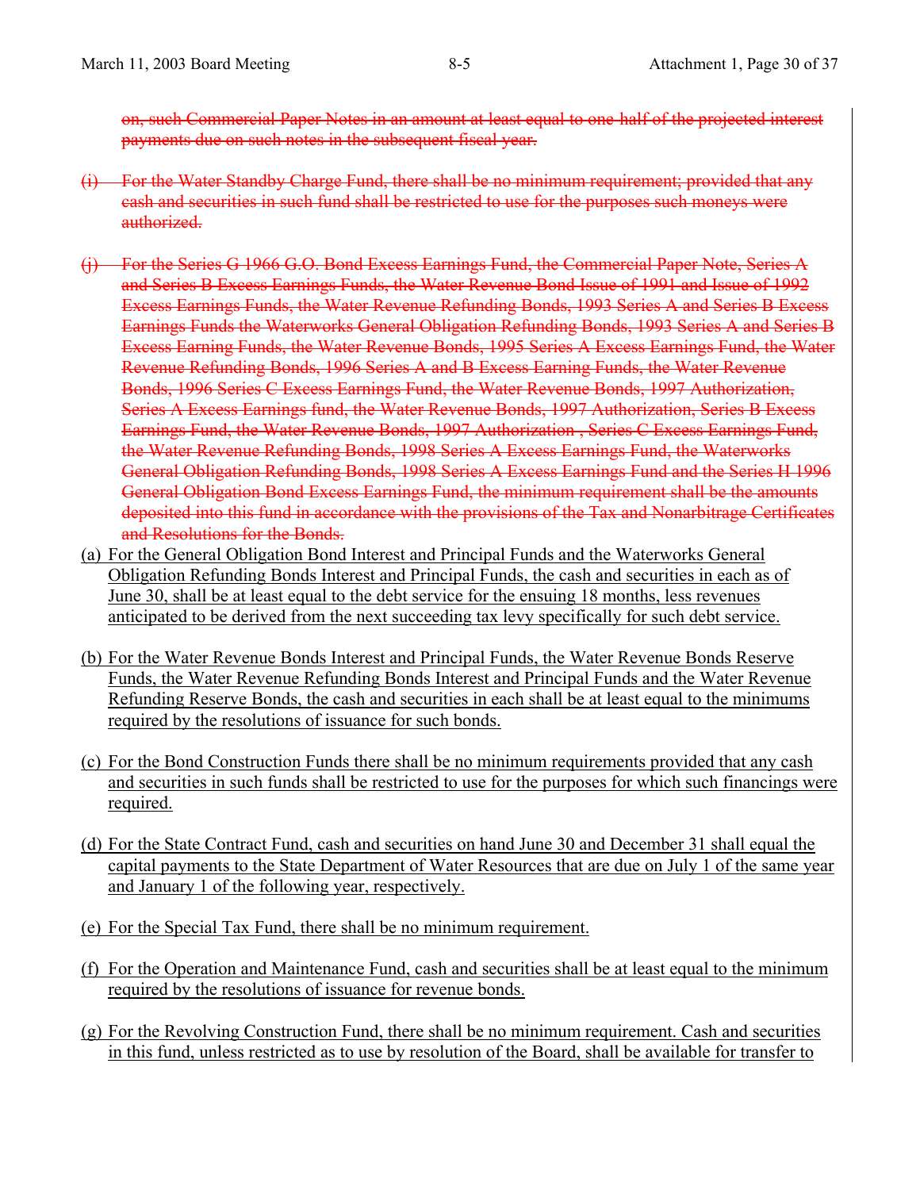~~on, such Commercial Paper Notes in an amount at least equal to one-half of the projected interest payments due on such notes in the subsequent fiscal year.~~

~~(i) For the Water Standby Charge Fund, there shall be no minimum requirement; provided that any cash and securities in such fund shall be restricted to use for the purposes such moneys were authorized.~~

~~(j) For the Series G 1966 G.O. Bond Excess Earnings Fund, the Commercial Paper Note, Series A and Series B Excess Earnings Funds, the Water Revenue Bond Issue of 1991 and Issue of 1992 Excess Earnings Funds, the Water Revenue Refunding Bonds, 1993 Series A and Series B Excess Earnings Funds the Waterworks General Obligation Refunding Bonds, 1993 Series A and Series B Excess Earning Funds, the Water Revenue Bonds, 1995 Series A Excess Earnings Fund, the Water Revenue Refunding Bonds, 1996 Series A and B Excess Earning Funds, the Water Revenue Bonds, 1996 Series C Excess Earnings Fund, the Water Revenue Bonds, 1997 Authorization, Series A Excess Earnings fund, the Water Revenue Bonds, 1997 Authorization, Series B Excess Earnings Fund, the Water Revenue Bonds, 1997 Authorization , Series C Excess Earnings Fund, the Water Revenue Refunding Bonds, 1998 Series A Excess Earnings Fund, the Waterworks General Obligation Refunding Bonds, 1998 Series A Excess Earnings Fund and the Series H 1996 General Obligation Bond Excess Earnings Fund, the minimum requirement shall be the amounts deposited into this fund in accordance with the provisions of the Tax and Nonarbitrage Certificates and Resolutions for the Bonds.~~

<u>(a) For the General Obligation Bond Interest and Principal Funds and the Waterworks General Obligation Refunding Bonds Interest and Principal Funds, the cash and securities in each as of June 30, shall be at least equal to the debt service for the ensuing 18 months, less revenues anticipated to be derived from the next succeeding tax levy specifically for such debt service.</u>

<u>(b) For the Water Revenue Bonds Interest and Principal Funds, the Water Revenue Bonds Reserve Funds, the Water Revenue Refunding Bonds Interest and Principal Funds and the Water Revenue Refunding Reserve Bonds, the cash and securities in each shall be at least equal to the minimums required by the resolutions of issuance for such bonds.</u>

<u>(c) For the Bond Construction Funds there shall be no minimum requirements provided that any cash and securities in such funds shall be restricted to use for the purposes for which such financings were required.</u>

<u>(d) For the State Contract Fund, cash and securities on hand June 30 and December 31 shall equal the capital payments to the State Department of Water Resources that are due on July 1 of the same year and January 1 of the following year, respectively.</u>

<u>(e) For the Special Tax Fund, there shall be no minimum requirement.</u>

<u>(f) For the Operation and Maintenance Fund, cash and securities shall be at least equal to the minimum required by the resolutions of issuance for revenue bonds.</u>

<u>(g) For the Revolving Construction Fund, there shall be no minimum requirement. Cash and securities in this fund, unless restricted as to use by resolution of the Board, shall be available for transfer to</u>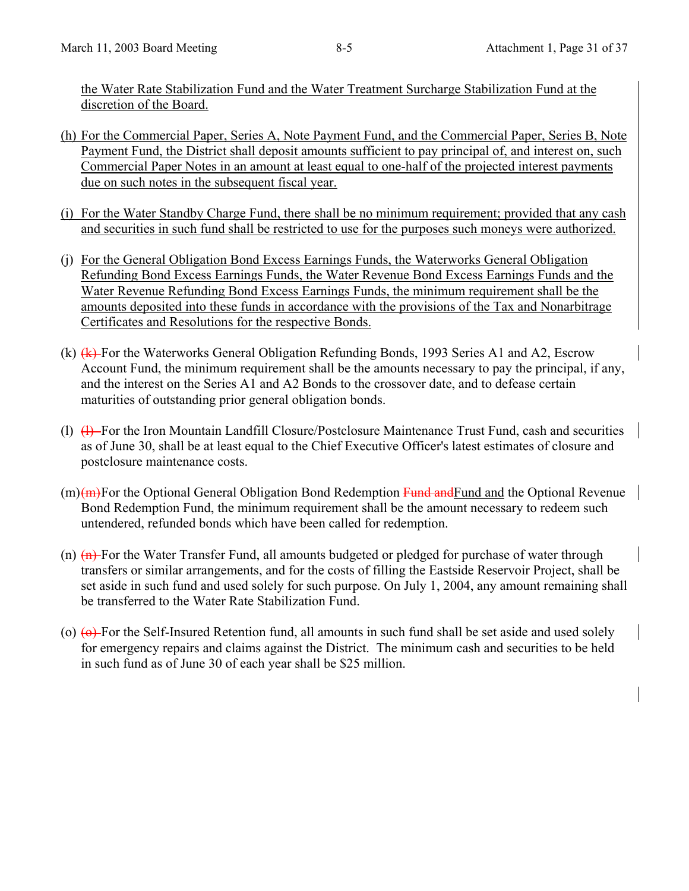the Water Rate Stabilization Fund and the Water Treatment Surcharge Stabilization Fund at the discretion of the Board.

(h) For the Commercial Paper, Series A, Note Payment Fund, and the Commercial Paper, Series B, Note Payment Fund, the District shall deposit amounts sufficient to pay principal of, and interest on, such Commercial Paper Notes in an amount at least equal to one-half of the projected interest payments due on such notes in the subsequent fiscal year.

(i) For the Water Standby Charge Fund, there shall be no minimum requirement; provided that any cash and securities in such fund shall be restricted to use for the purposes such moneys were authorized.

(j) For the General Obligation Bond Excess Earnings Funds, the Waterworks General Obligation Refunding Bond Excess Earnings Funds, the Water Revenue Bond Excess Earnings Funds and the Water Revenue Refunding Bond Excess Earnings Funds, the minimum requirement shall be the amounts deposited into these funds in accordance with the provisions of the Tax and Nonarbitrage Certificates and Resolutions for the respective Bonds.

(k) ~~(k)~~ For the Waterworks General Obligation Refunding Bonds, 1993 Series A1 and A2, Escrow Account Fund, the minimum requirement shall be the amounts necessary to pay the principal, if any, and the interest on the Series A1 and A2 Bonds to the crossover date, and to defease certain maturities of outstanding prior general obligation bonds.

(l) ~~(l)~~ For the Iron Mountain Landfill Closure/Postclosure Maintenance Trust Fund, cash and securities as of June 30, shall be at least equal to the Chief Executive Officer's latest estimates of closure and postclosure maintenance costs.

(m) ~~(m)~~ For the Optional General Obligation Bond Redemption ~~Fund and~~ Fund and the Optional Revenue Bond Redemption Fund, the minimum requirement shall be the amount necessary to redeem such untendered, refunded bonds which have been called for redemption.

(n) ~~(n)~~ For the Water Transfer Fund, all amounts budgeted or pledged for purchase of water through transfers or similar arrangements, and for the costs of filling the Eastside Reservoir Project, shall be set aside in such fund and used solely for such purpose. On July 1, 2004, any amount remaining shall be transferred to the Water Rate Stabilization Fund.

(o) ~~(o)~~ For the Self-Insured Retention fund, all amounts in such fund shall be set aside and used solely for emergency repairs and claims against the District. The minimum cash and securities to be held in such fund as of June 30 of each year shall be $25 million.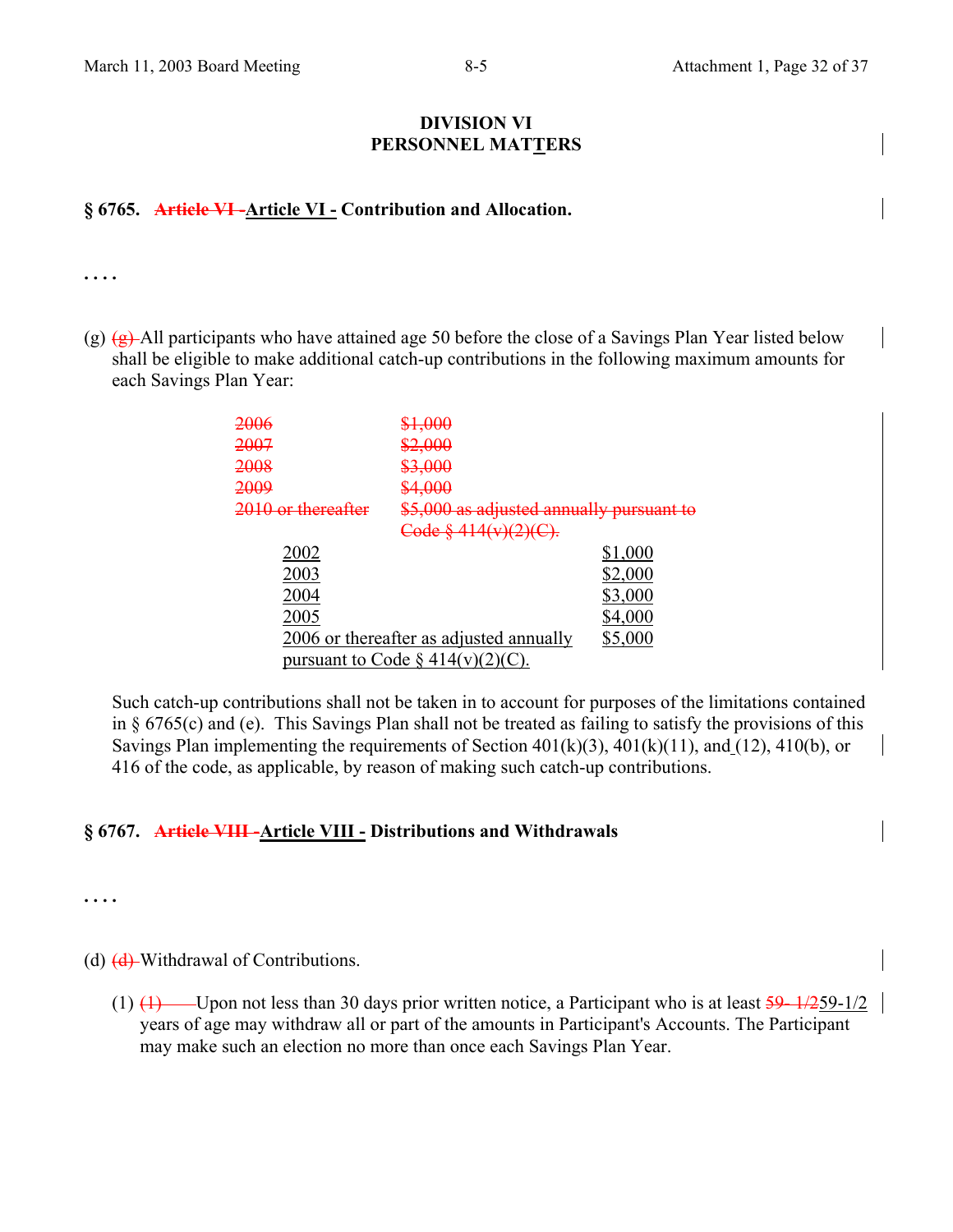# DIVISION VI
# PERSONNEL MATTERS

### § 6765. ~~Article VI~~ Article VI - Contribution and Allocation.

. . . .

(g) ~~(g)~~ All participants who have attained age 50 before the close of a Savings Plan Year listed below shall be eligible to make additional catch-up contributions in the following maximum amounts for each Savings Plan Year:

~~2006 $1,000~~
~~2007 $2,000~~
~~2008 $3,000~~
~~2009 $4,000~~
~~2010 or thereafter $5,000 as adjusted annually pursuant to Code § 414(v)(2)(C).~~

| Savings Plan Year | Maximum Amount |
|---|---|
| 2002 | $1,000 |
| 2003 | $2,000 |
| 2004 | $3,000 |
| 2005 | $4,000 |
| 2006 or thereafter as adjusted annually pursuant to Code § 414(v)(2)(C). | $5,000 |

Such catch-up contributions shall not be taken in to account for purposes of the limitations contained in § 6765(c) and (e). This Savings Plan shall not be treated as failing to satisfy the provisions of this Savings Plan implementing the requirements of Section 401(k)(3), 401(k)(11), and (12), 410(b), or 416 of the code, as applicable, by reason of making such catch-up contributions.

### § 6767. ~~Article VIII~~ Article VIII - Distributions and Withdrawals

. . . .

(d) ~~(d)~~ Withdrawal of Contributions.

(1) ~~(1)~~ Upon not less than 30 days prior written notice, a Participant who is at least ~~59- 1/2~~ 59-1/2 years of age may withdraw all or part of the amounts in Participant's Accounts. The Participant may make such an election no more than once each Savings Plan Year.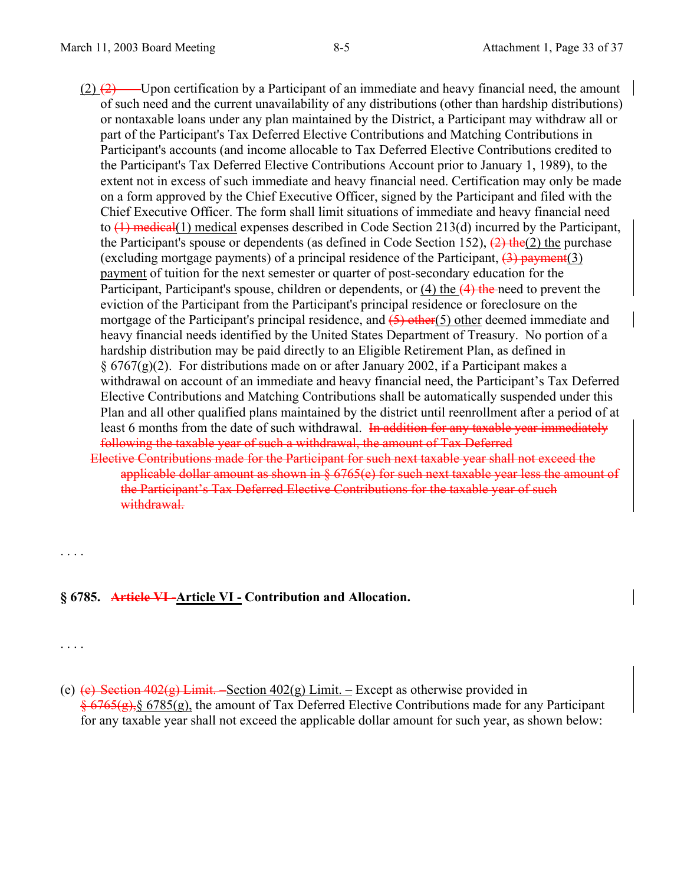(2) ~~(2)~~ Upon certification by a Participant of an immediate and heavy financial need, the amount of such need and the current unavailability of any distributions (other than hardship distributions) or nontaxable loans under any plan maintained by the District, a Participant may withdraw all or part of the Participant's Tax Deferred Elective Contributions and Matching Contributions in Participant's accounts (and income allocable to Tax Deferred Elective Contributions credited to the Participant's Tax Deferred Elective Contributions Account prior to January 1, 1989), to the extent not in excess of such immediate and heavy financial need. Certification may only be made on a form approved by the Chief Executive Officer, signed by the Participant and filed with the Chief Executive Officer. The form shall limit situations of immediate and heavy financial need to ~~(1) medical~~(1) medical expenses described in Code Section 213(d) incurred by the Participant, the Participant's spouse or dependents (as defined in Code Section 152), ~~(2) the~~(2) the purchase (excluding mortgage payments) of a principal residence of the Participant, ~~(3) payment~~(3) payment of tuition for the next semester or quarter of post-secondary education for the Participant, Participant's spouse, children or dependents, or (4) the ~~(4) the~~ need to prevent the eviction of the Participant from the Participant's principal residence or foreclosure on the mortgage of the Participant's principal residence, and ~~(5) other~~(5) other deemed immediate and heavy financial needs identified by the United States Department of Treasury. No portion of a hardship distribution may be paid directly to an Eligible Retirement Plan, as defined in § 6767(g)(2). For distributions made on or after January 2002, if a Participant makes a withdrawal on account of an immediate and heavy financial need, the Participant's Tax Deferred Elective Contributions and Matching Contributions shall be automatically suspended under this Plan and all other qualified plans maintained by the district until reenrollment after a period of at least 6 months from the date of such withdrawal. ~~In addition for any taxable year immediately following the taxable year of such a withdrawal, the amount of Tax Deferred Elective Contributions made for the Participant for such next taxable year shall not exceed the applicable dollar amount as shown in § 6765(e) for such next taxable year less the amount of the Participant's Tax Deferred Elective Contributions for the taxable year of such withdrawal.~~

. . . .

**§ 6785. ~~Article VI -~~Article VI - Contribution and Allocation.**

. . . .

(e) ~~(e) Section 402(g) Limit. –~~Section 402(g) Limit. – Except as otherwise provided in ~~§ 6765(g),~~§ 6785(g), the amount of Tax Deferred Elective Contributions made for any Participant for any taxable year shall not exceed the applicable dollar amount for such year, as shown below: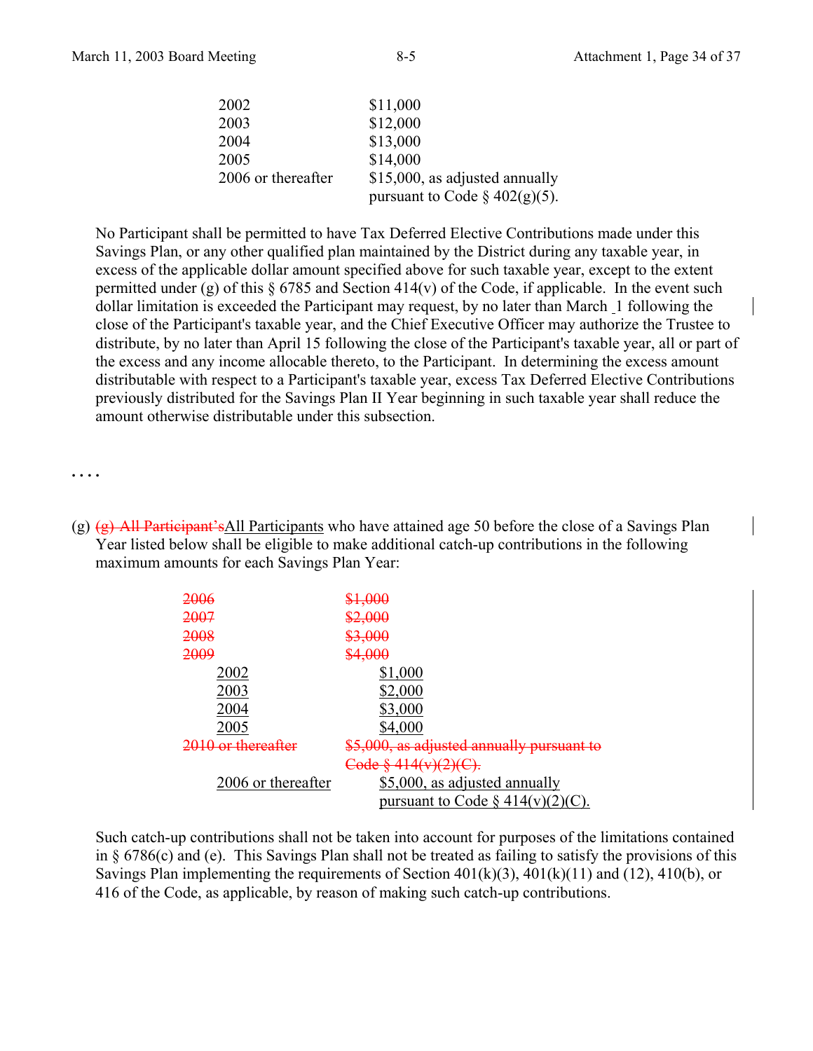| | |
|---|---|
| 2002 | $11,000 |
| 2003 | $12,000 |
| 2004 | $13,000 |
| 2005 | $14,000 |
| 2006 or thereafter | $15,000, as adjusted annually pursuant to Code § 402(g)(5). |

No Participant shall be permitted to have Tax Deferred Elective Contributions made under this Savings Plan, or any other qualified plan maintained by the District during any taxable year, in excess of the applicable dollar amount specified above for such taxable year, except to the extent permitted under (g) of this § 6785 and Section 414(v) of the Code, if applicable. In the event such dollar limitation is exceeded the Participant may request, by no later than March 1 following the close of the Participant's taxable year, and the Chief Executive Officer may authorize the Trustee to distribute, by no later than April 15 following the close of the Participant's taxable year, all or part of the excess and any income allocable thereto, to the Participant. In determining the excess amount distributable with respect to a Participant's taxable year, excess Tax Deferred Elective Contributions previously distributed for the Savings Plan II Year beginning in such taxable year shall reduce the amount otherwise distributable under this subsection.

. . . .

(g) ~~(g) All Participant's~~<u>All Participants</u> who have attained age 50 before the close of a Savings Plan Year listed below shall be eligible to make additional catch-up contributions in the following maximum amounts for each Savings Plan Year:

| | |
|---|---|
| ~~2006~~ | ~~$1,000~~ |
| ~~2007~~ | ~~$2,000~~ |
| ~~2008~~ | ~~$3,000~~ |
| ~~2009~~ | ~~$4,000~~ |
| <u>2002</u> | <u>$1,000</u> |
| <u>2003</u> | <u>$2,000</u> |
| <u>2004</u> | <u>$3,000</u> |
| <u>2005</u> | <u>$4,000</u> |
| ~~2010 or thereafter~~ | ~~$5,000, as adjusted annually pursuant to Code § 414(v)(2)(C).~~ |
| <u>2006 or thereafter</u> | <u>$5,000, as adjusted annually pursuant to Code § 414(v)(2)(C).</u> |

Such catch-up contributions shall not be taken into account for purposes of the limitations contained in § 6786(c) and (e). This Savings Plan shall not be treated as failing to satisfy the provisions of this Savings Plan implementing the requirements of Section 401(k)(3), 401(k)(11) and (12), 410(b), or 416 of the Code, as applicable, by reason of making such catch-up contributions.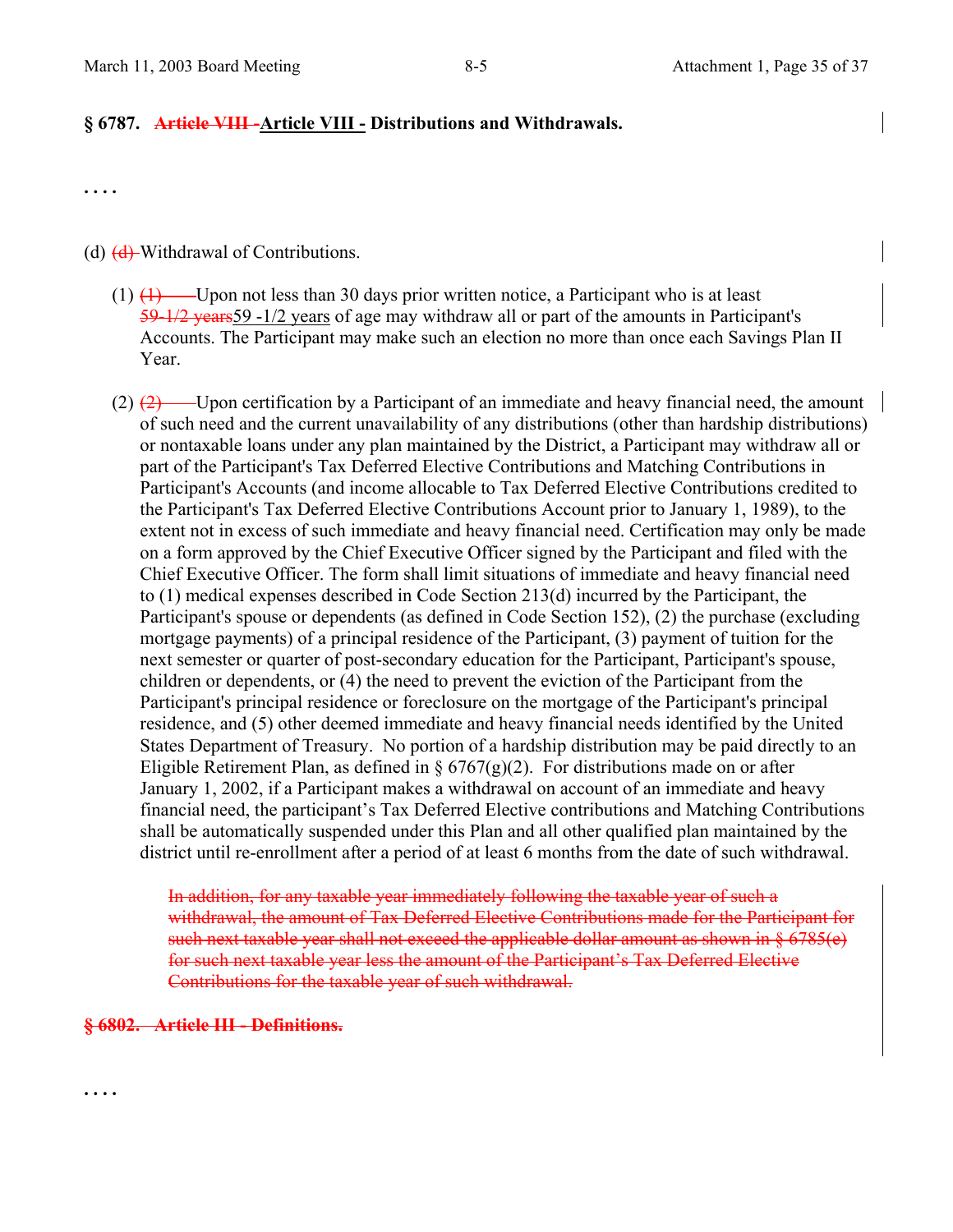**§ 6787. ~~Article VIII~~ Article VIII - Distributions and Withdrawals.**

. . . .

(d) ~~(d)~~ Withdrawal of Contributions.

(1) ~~(1)~~ Upon not less than 30 days prior written notice, a Participant who is at least ~~59-1/2 years~~59 -1/2 years of age may withdraw all or part of the amounts in Participant's Accounts. The Participant may make such an election no more than once each Savings Plan II Year.

(2) ~~(2)~~ Upon certification by a Participant of an immediate and heavy financial need, the amount of such need and the current unavailability of any distributions (other than hardship distributions) or nontaxable loans under any plan maintained by the District, a Participant may withdraw all or part of the Participant's Tax Deferred Elective Contributions and Matching Contributions in Participant's Accounts (and income allocable to Tax Deferred Elective Contributions credited to the Participant's Tax Deferred Elective Contributions Account prior to January 1, 1989), to the extent not in excess of such immediate and heavy financial need. Certification may only be made on a form approved by the Chief Executive Officer signed by the Participant and filed with the Chief Executive Officer. The form shall limit situations of immediate and heavy financial need to (1) medical expenses described in Code Section 213(d) incurred by the Participant, the Participant's spouse or dependents (as defined in Code Section 152), (2) the purchase (excluding mortgage payments) of a principal residence of the Participant, (3) payment of tuition for the next semester or quarter of post-secondary education for the Participant, Participant's spouse, children or dependents, or (4) the need to prevent the eviction of the Participant from the Participant's principal residence or foreclosure on the mortgage of the Participant's principal residence, and (5) other deemed immediate and heavy financial needs identified by the United States Department of Treasury. No portion of a hardship distribution may be paid directly to an Eligible Retirement Plan, as defined in § 6767(g)(2). For distributions made on or after January 1, 2002, if a Participant makes a withdrawal on account of an immediate and heavy financial need, the participant's Tax Deferred Elective contributions and Matching Contributions shall be automatically suspended under this Plan and all other qualified plan maintained by the district until re-enrollment after a period of at least 6 months from the date of such withdrawal.

~~In addition, for any taxable year immediately following the taxable year of such a withdrawal, the amount of Tax Deferred Elective Contributions made for the Participant for such next taxable year shall not exceed the applicable dollar amount as shown in § 6785(e) for such next taxable year less the amount of the Participant's Tax Deferred Elective Contributions for the taxable year of such withdrawal.~~

~~**§ 6802. Article III - Definitions.**~~

. . . .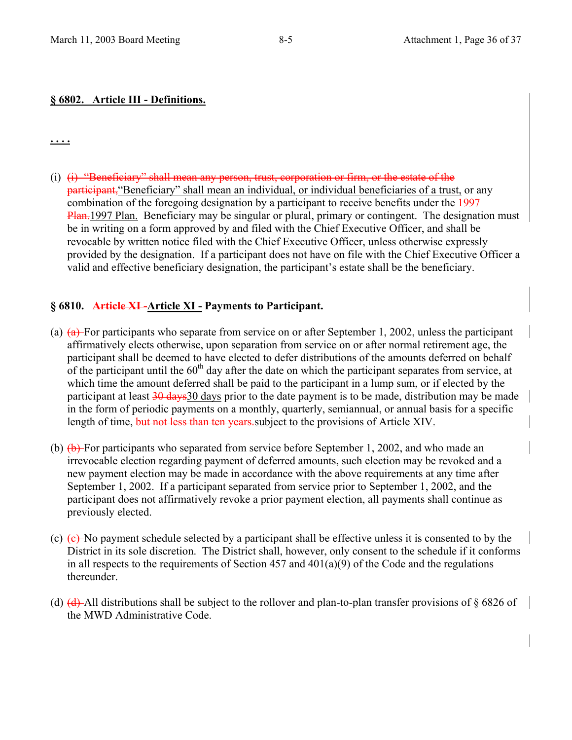**§ 6802. Article III - Definitions.**

**. . . .**

(i) ~~(i) "Beneficiary" shall mean any person, trust, corporation or firm, or the estate of the participant,~~"Beneficiary" shall mean an individual, or individual beneficiaries of a trust, or any combination of the foregoing designation by a participant to receive benefits under the ~~1997 Plan.~~1997 Plan. Beneficiary may be singular or plural, primary or contingent. The designation must be in writing on a form approved by and filed with the Chief Executive Officer, and shall be revocable by written notice filed with the Chief Executive Officer, unless otherwise expressly provided by the designation. If a participant does not have on file with the Chief Executive Officer a valid and effective beneficiary designation, the participant's estate shall be the beneficiary.

**§ 6810. ~~Article XI~~ Article XI - Payments to Participant.**

(a) ~~(a)~~ For participants who separate from service on or after September 1, 2002, unless the participant affirmatively elects otherwise, upon separation from service on or after normal retirement age, the participant shall be deemed to have elected to defer distributions of the amounts deferred on behalf of the participant until the 60th day after the date on which the participant separates from service, at which time the amount deferred shall be paid to the participant in a lump sum, or if elected by the participant at least ~~30 days~~30 days prior to the date payment is to be made, distribution may be made in the form of periodic payments on a monthly, quarterly, semiannual, or annual basis for a specific length of time, ~~but not less than ten years.~~subject to the provisions of Article XIV.

(b) ~~(b)~~ For participants who separated from service before September 1, 2002, and who made an irrevocable election regarding payment of deferred amounts, such election may be revoked and a new payment election may be made in accordance with the above requirements at any time after September 1, 2002. If a participant separated from service prior to September 1, 2002, and the participant does not affirmatively revoke a prior payment election, all payments shall continue as previously elected.

(c) ~~(c)~~ No payment schedule selected by a participant shall be effective unless it is consented to by the District in its sole discretion. The District shall, however, only consent to the schedule if it conforms in all respects to the requirements of Section 457 and 401(a)(9) of the Code and the regulations thereunder.

(d) ~~(d)~~ All distributions shall be subject to the rollover and plan-to-plan transfer provisions of § 6826 of the MWD Administrative Code.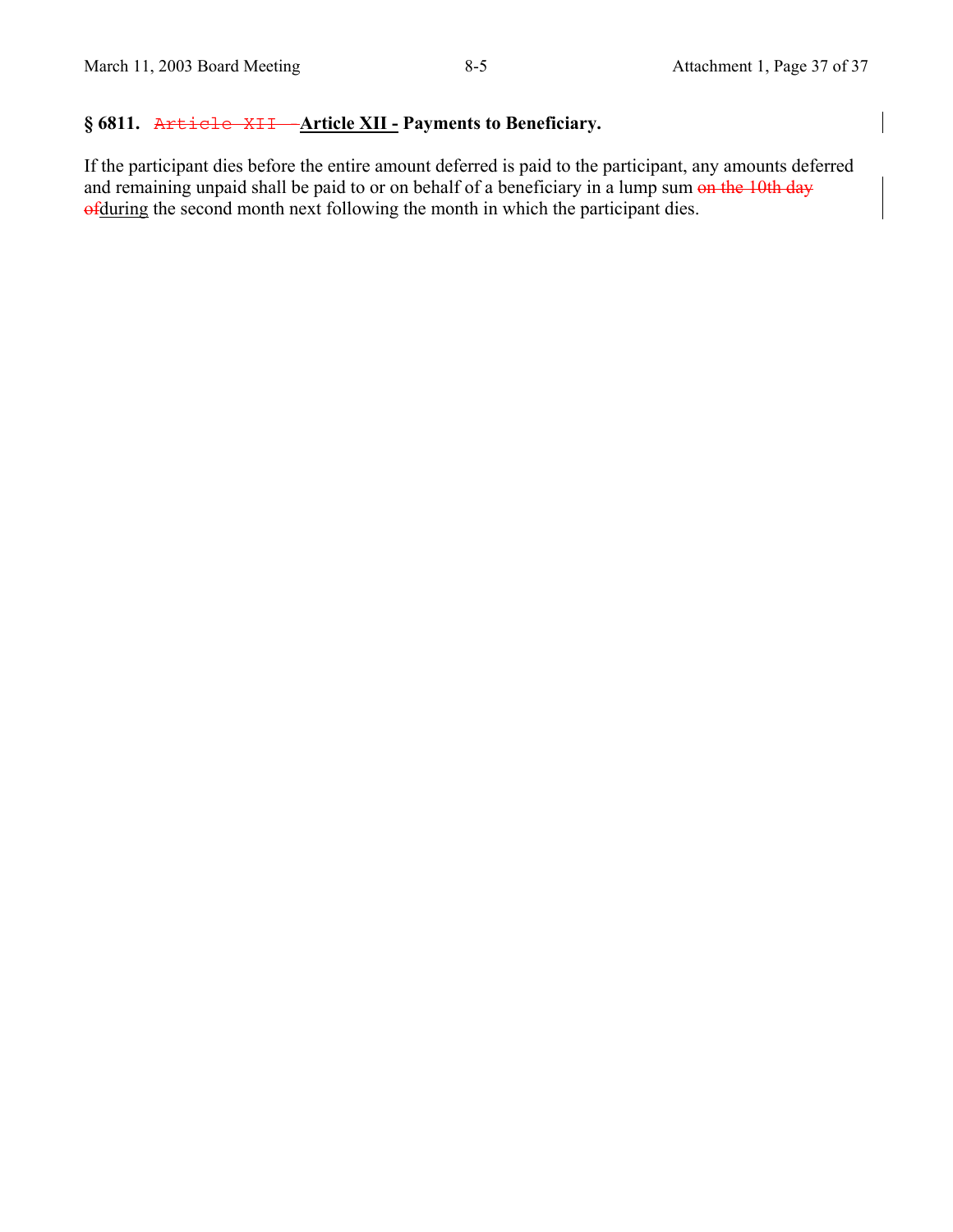## § 6811. ~~Article XII -~~ <u>Article XII -</u> Payments to Beneficiary.

If the participant dies before the entire amount deferred is paid to the participant, any amounts deferred and remaining unpaid shall be paid to or on behalf of a beneficiary in a lump sum ~~on the 10th day of~~<u>during</u> the second month next following the month in which the participant dies.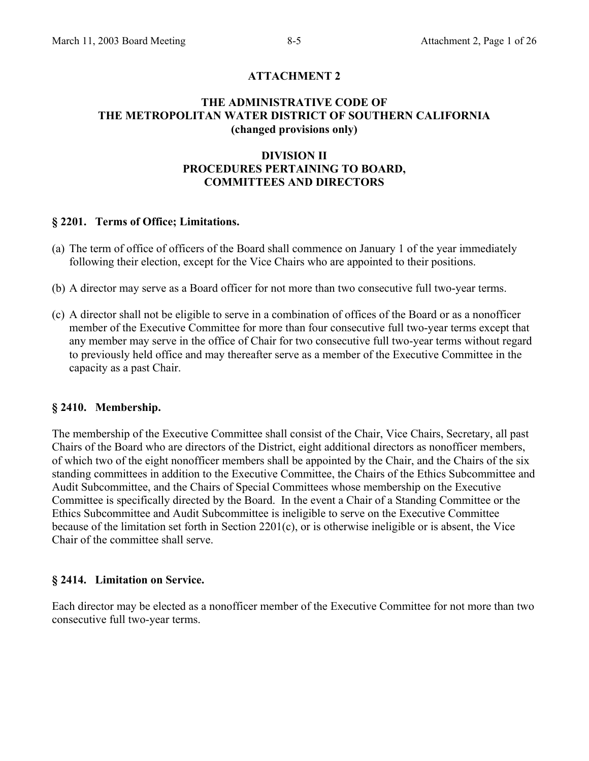**ATTACHMENT 2**

**THE ADMINISTRATIVE CODE OF THE METROPOLITAN WATER DISTRICT OF SOUTHERN CALIFORNIA (changed provisions only)**

**DIVISION II PROCEDURES PERTAINING TO BOARD, COMMITTEES AND DIRECTORS**

**§ 2201. Terms of Office; Limitations.**

(a) The term of office of officers of the Board shall commence on January 1 of the year immediately following their election, except for the Vice Chairs who are appointed to their positions.

(b) A director may serve as a Board officer for not more than two consecutive full two-year terms.

(c) A director shall not be eligible to serve in a combination of offices of the Board or as a nonofficer member of the Executive Committee for more than four consecutive full two-year terms except that any member may serve in the office of Chair for two consecutive full two-year terms without regard to previously held office and may thereafter serve as a member of the Executive Committee in the capacity as a past Chair.

**§ 2410. Membership.**

The membership of the Executive Committee shall consist of the Chair, Vice Chairs, Secretary, all past Chairs of the Board who are directors of the District, eight additional directors as nonofficer members, of which two of the eight nonofficer members shall be appointed by the Chair, and the Chairs of the six standing committees in addition to the Executive Committee, the Chairs of the Ethics Subcommittee and Audit Subcommittee, and the Chairs of Special Committees whose membership on the Executive Committee is specifically directed by the Board. In the event a Chair of a Standing Committee or the Ethics Subcommittee and Audit Subcommittee is ineligible to serve on the Executive Committee because of the limitation set forth in Section 2201(c), or is otherwise ineligible or is absent, the Vice Chair of the committee shall serve.

**§ 2414. Limitation on Service.**

Each director may be elected as a nonofficer member of the Executive Committee for not more than two consecutive full two-year terms.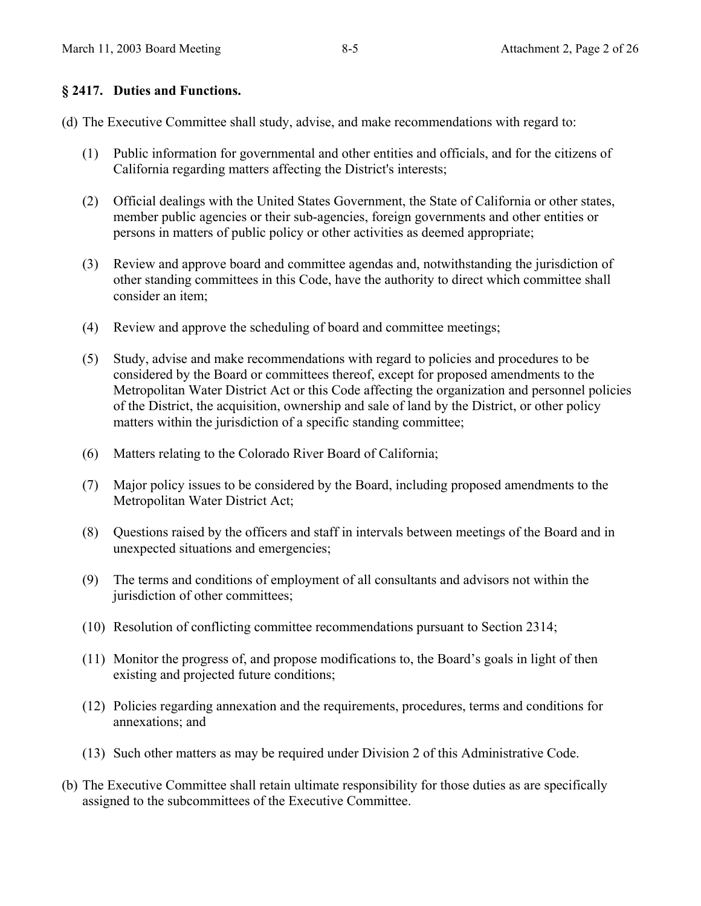**§ 2417. Duties and Functions.**

(d) The Executive Committee shall study, advise, and make recommendations with regard to:

(1) Public information for governmental and other entities and officials, and for the citizens of California regarding matters affecting the District's interests;

(2) Official dealings with the United States Government, the State of California or other states, member public agencies or their sub-agencies, foreign governments and other entities or persons in matters of public policy or other activities as deemed appropriate;

(3) Review and approve board and committee agendas and, notwithstanding the jurisdiction of other standing committees in this Code, have the authority to direct which committee shall consider an item;

(4) Review and approve the scheduling of board and committee meetings;

(5) Study, advise and make recommendations with regard to policies and procedures to be considered by the Board or committees thereof, except for proposed amendments to the Metropolitan Water District Act or this Code affecting the organization and personnel policies of the District, the acquisition, ownership and sale of land by the District, or other policy matters within the jurisdiction of a specific standing committee;

(6) Matters relating to the Colorado River Board of California;

(7) Major policy issues to be considered by the Board, including proposed amendments to the Metropolitan Water District Act;

(8) Questions raised by the officers and staff in intervals between meetings of the Board and in unexpected situations and emergencies;

(9) The terms and conditions of employment of all consultants and advisors not within the jurisdiction of other committees;

(10) Resolution of conflicting committee recommendations pursuant to Section 2314;

(11) Monitor the progress of, and propose modifications to, the Board's goals in light of then existing and projected future conditions;

(12) Policies regarding annexation and the requirements, procedures, terms and conditions for annexations; and

(13) Such other matters as may be required under Division 2 of this Administrative Code.

(b) The Executive Committee shall retain ultimate responsibility for those duties as are specifically assigned to the subcommittees of the Executive Committee.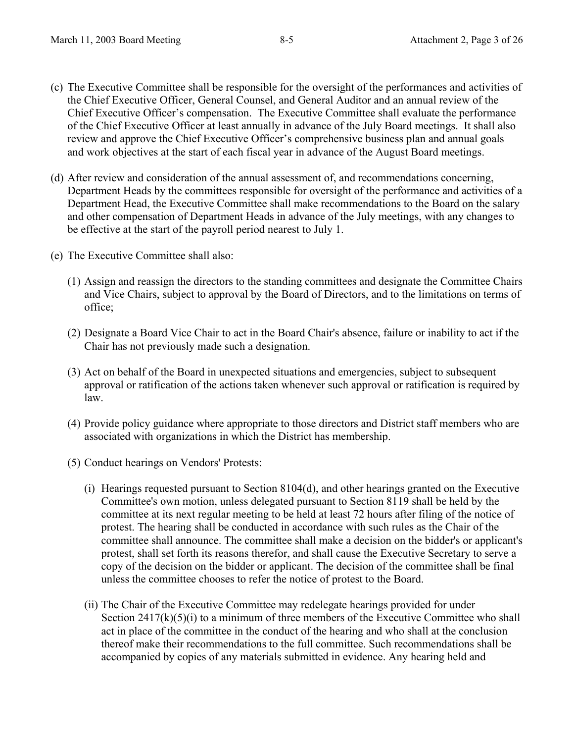(c) The Executive Committee shall be responsible for the oversight of the performances and activities of the Chief Executive Officer, General Counsel, and General Auditor and an annual review of the Chief Executive Officer's compensation. The Executive Committee shall evaluate the performance of the Chief Executive Officer at least annually in advance of the July Board meetings. It shall also review and approve the Chief Executive Officer's comprehensive business plan and annual goals and work objectives at the start of each fiscal year in advance of the August Board meetings.

(d) After review and consideration of the annual assessment of, and recommendations concerning, Department Heads by the committees responsible for oversight of the performance and activities of a Department Head, the Executive Committee shall make recommendations to the Board on the salary and other compensation of Department Heads in advance of the July meetings, with any changes to be effective at the start of the payroll period nearest to July 1.

(e) The Executive Committee shall also:

(1) Assign and reassign the directors to the standing committees and designate the Committee Chairs and Vice Chairs, subject to approval by the Board of Directors, and to the limitations on terms of office;

(2) Designate a Board Vice Chair to act in the Board Chair's absence, failure or inability to act if the Chair has not previously made such a designation.

(3) Act on behalf of the Board in unexpected situations and emergencies, subject to subsequent approval or ratification of the actions taken whenever such approval or ratification is required by law.

(4) Provide policy guidance where appropriate to those directors and District staff members who are associated with organizations in which the District has membership.

(5) Conduct hearings on Vendors' Protests:

(i) Hearings requested pursuant to Section 8104(d), and other hearings granted on the Executive Committee's own motion, unless delegated pursuant to Section 8119 shall be held by the committee at its next regular meeting to be held at least 72 hours after filing of the notice of protest. The hearing shall be conducted in accordance with such rules as the Chair of the committee shall announce. The committee shall make a decision on the bidder's or applicant's protest, shall set forth its reasons therefor, and shall cause the Executive Secretary to serve a copy of the decision on the bidder or applicant. The decision of the committee shall be final unless the committee chooses to refer the notice of protest to the Board.

(ii) The Chair of the Executive Committee may redelegate hearings provided for under Section 2417(k)(5)(i) to a minimum of three members of the Executive Committee who shall act in place of the committee in the conduct of the hearing and who shall at the conclusion thereof make their recommendations to the full committee. Such recommendations shall be accompanied by copies of any materials submitted in evidence. Any hearing held and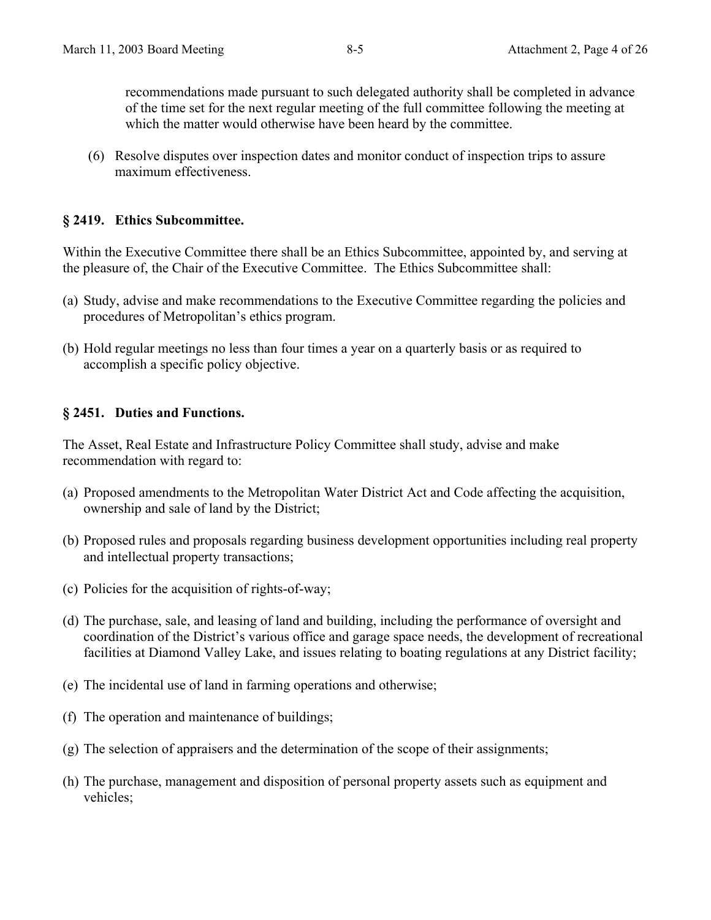recommendations made pursuant to such delegated authority shall be completed in advance of the time set for the next regular meeting of the full committee following the meeting at which the matter would otherwise have been heard by the committee.

(6) Resolve disputes over inspection dates and monitor conduct of inspection trips to assure maximum effectiveness.

### § 2419. Ethics Subcommittee.

Within the Executive Committee there shall be an Ethics Subcommittee, appointed by, and serving at the pleasure of, the Chair of the Executive Committee. The Ethics Subcommittee shall:

(a) Study, advise and make recommendations to the Executive Committee regarding the policies and procedures of Metropolitan's ethics program.

(b) Hold regular meetings no less than four times a year on a quarterly basis or as required to accomplish a specific policy objective.

### § 2451. Duties and Functions.

The Asset, Real Estate and Infrastructure Policy Committee shall study, advise and make recommendation with regard to:

(a) Proposed amendments to the Metropolitan Water District Act and Code affecting the acquisition, ownership and sale of land by the District;

(b) Proposed rules and proposals regarding business development opportunities including real property and intellectual property transactions;

(c) Policies for the acquisition of rights-of-way;

(d) The purchase, sale, and leasing of land and building, including the performance of oversight and coordination of the District's various office and garage space needs, the development of recreational facilities at Diamond Valley Lake, and issues relating to boating regulations at any District facility;

(e) The incidental use of land in farming operations and otherwise;

(f) The operation and maintenance of buildings;

(g) The selection of appraisers and the determination of the scope of their assignments;

(h) The purchase, management and disposition of personal property assets such as equipment and vehicles;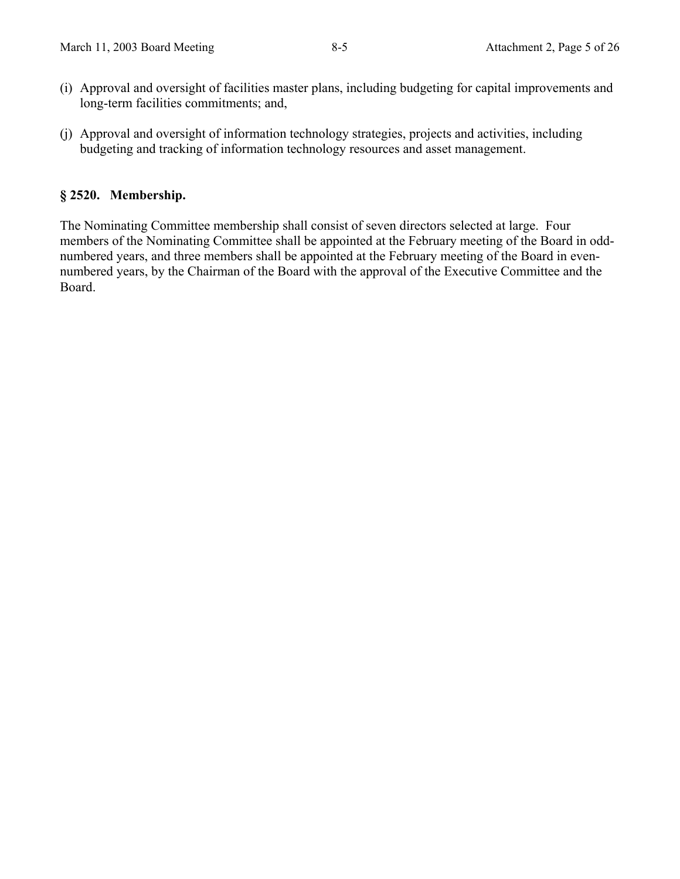(i) Approval and oversight of facilities master plans, including budgeting for capital improvements and long-term facilities commitments; and,

(j) Approval and oversight of information technology strategies, projects and activities, including budgeting and tracking of information technology resources and asset management.

### § 2520. Membership.

The Nominating Committee membership shall consist of seven directors selected at large. Four members of the Nominating Committee shall be appointed at the February meeting of the Board in odd-numbered years, and three members shall be appointed at the February meeting of the Board in even-numbered years, by the Chairman of the Board with the approval of the Executive Committee and the Board.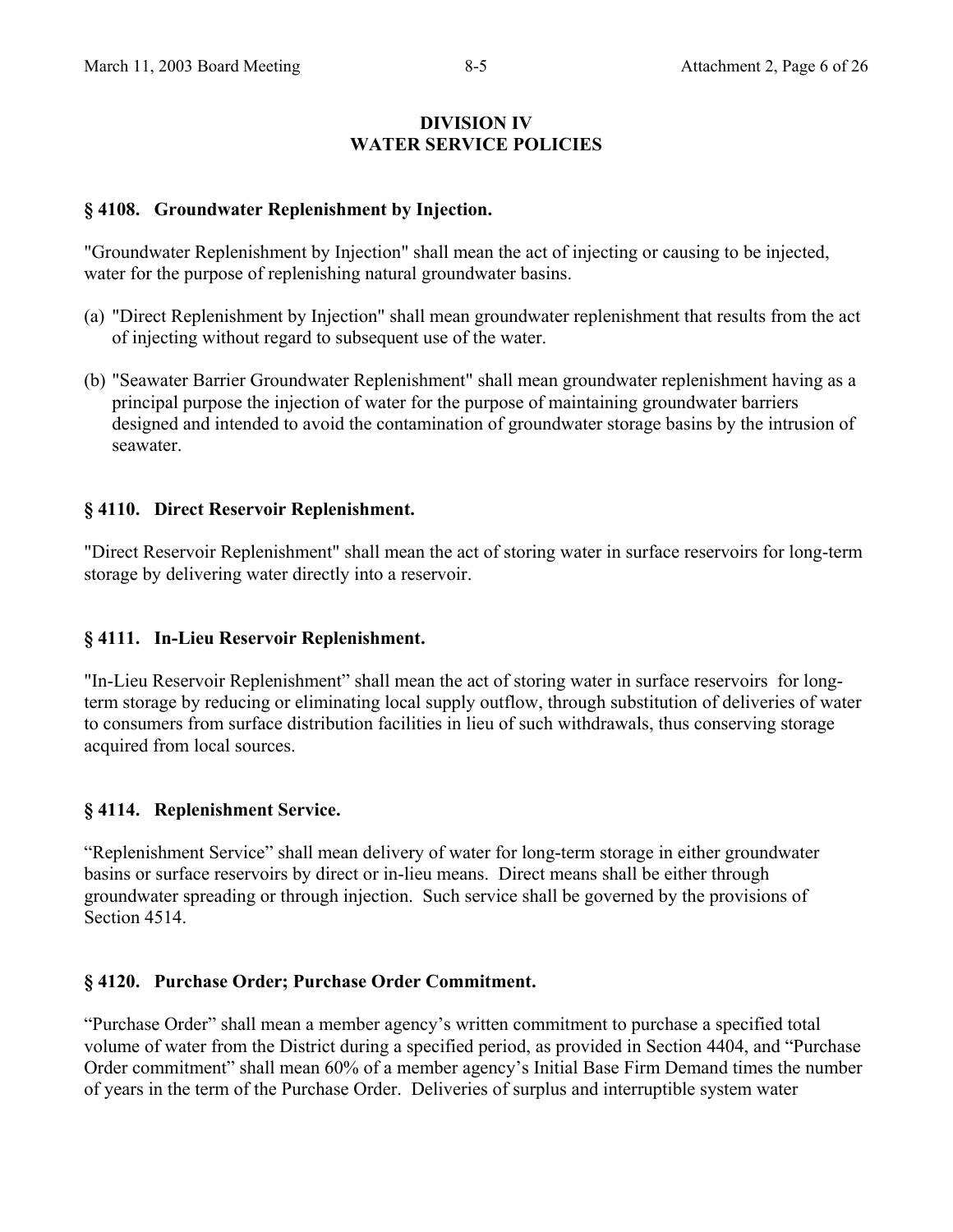## DIVISION IV
## WATER SERVICE POLICIES

### § 4108. Groundwater Replenishment by Injection.

"Groundwater Replenishment by Injection" shall mean the act of injecting or causing to be injected, water for the purpose of replenishing natural groundwater basins.

(a) "Direct Replenishment by Injection" shall mean groundwater replenishment that results from the act of injecting without regard to subsequent use of the water.

(b) "Seawater Barrier Groundwater Replenishment" shall mean groundwater replenishment having as a principal purpose the injection of water for the purpose of maintaining groundwater barriers designed and intended to avoid the contamination of groundwater storage basins by the intrusion of seawater.

### § 4110. Direct Reservoir Replenishment.

"Direct Reservoir Replenishment" shall mean the act of storing water in surface reservoirs for long-term storage by delivering water directly into a reservoir.

### § 4111. In-Lieu Reservoir Replenishment.

"In-Lieu Reservoir Replenishment" shall mean the act of storing water in surface reservoirs for long-term storage by reducing or eliminating local supply outflow, through substitution of deliveries of water to consumers from surface distribution facilities in lieu of such withdrawals, thus conserving storage acquired from local sources.

### § 4114. Replenishment Service.

"Replenishment Service" shall mean delivery of water for long-term storage in either groundwater basins or surface reservoirs by direct or in-lieu means. Direct means shall be either through groundwater spreading or through injection. Such service shall be governed by the provisions of Section 4514.

### § 4120. Purchase Order; Purchase Order Commitment.

"Purchase Order" shall mean a member agency's written commitment to purchase a specified total volume of water from the District during a specified period, as provided in Section 4404, and "Purchase Order commitment" shall mean 60% of a member agency's Initial Base Firm Demand times the number of years in the term of the Purchase Order. Deliveries of surplus and interruptible system water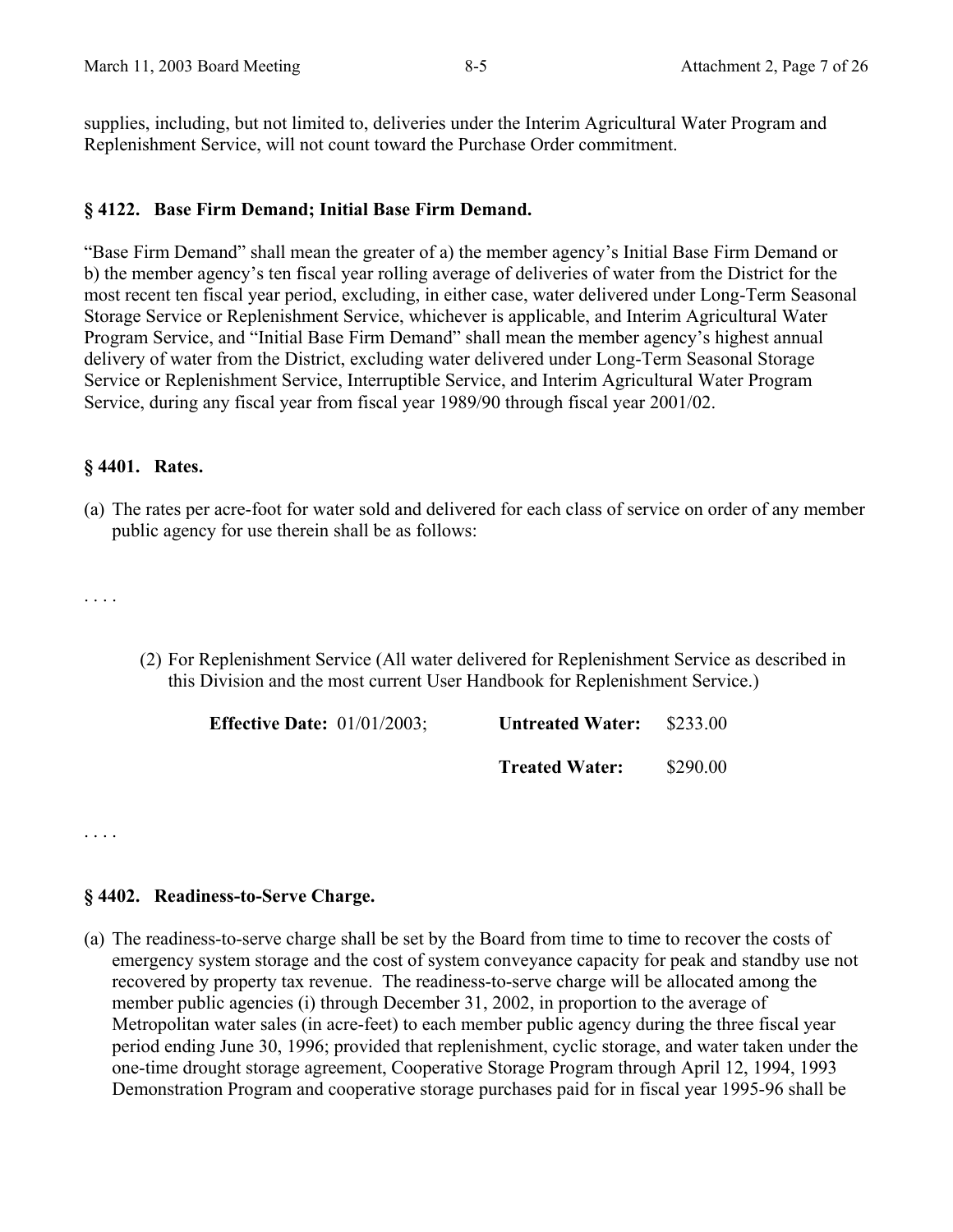supplies, including, but not limited to, deliveries under the Interim Agricultural Water Program and Replenishment Service, will not count toward the Purchase Order commitment.

### § 4122. Base Firm Demand; Initial Base Firm Demand.

"Base Firm Demand" shall mean the greater of a) the member agency's Initial Base Firm Demand or b) the member agency's ten fiscal year rolling average of deliveries of water from the District for the most recent ten fiscal year period, excluding, in either case, water delivered under Long-Term Seasonal Storage Service or Replenishment Service, whichever is applicable, and Interim Agricultural Water Program Service, and "Initial Base Firm Demand" shall mean the member agency's highest annual delivery of water from the District, excluding water delivered under Long-Term Seasonal Storage Service or Replenishment Service, Interruptible Service, and Interim Agricultural Water Program Service, during any fiscal year from fiscal year 1989/90 through fiscal year 2001/02.

### § 4401. Rates.

(a) The rates per acre-foot for water sold and delivered for each class of service on order of any member public agency for use therein shall be as follows:

. . . .

(2) For Replenishment Service (All water delivered for Replenishment Service as described in this Division and the most current User Handbook for Replenishment Service.)

| | | |
|---|---|---|
| **Effective Date:** 01/01/2003; | **Untreated Water:** | $233.00 |
| | **Treated Water:** | $290.00 |

. . . .

### § 4402. Readiness-to-Serve Charge.

(a) The readiness-to-serve charge shall be set by the Board from time to time to recover the costs of emergency system storage and the cost of system conveyance capacity for peak and standby use not recovered by property tax revenue. The readiness-to-serve charge will be allocated among the member public agencies (i) through December 31, 2002, in proportion to the average of Metropolitan water sales (in acre-feet) to each member public agency during the three fiscal year period ending June 30, 1996; provided that replenishment, cyclic storage, and water taken under the one-time drought storage agreement, Cooperative Storage Program through April 12, 1994, 1993 Demonstration Program and cooperative storage purchases paid for in fiscal year 1995-96 shall be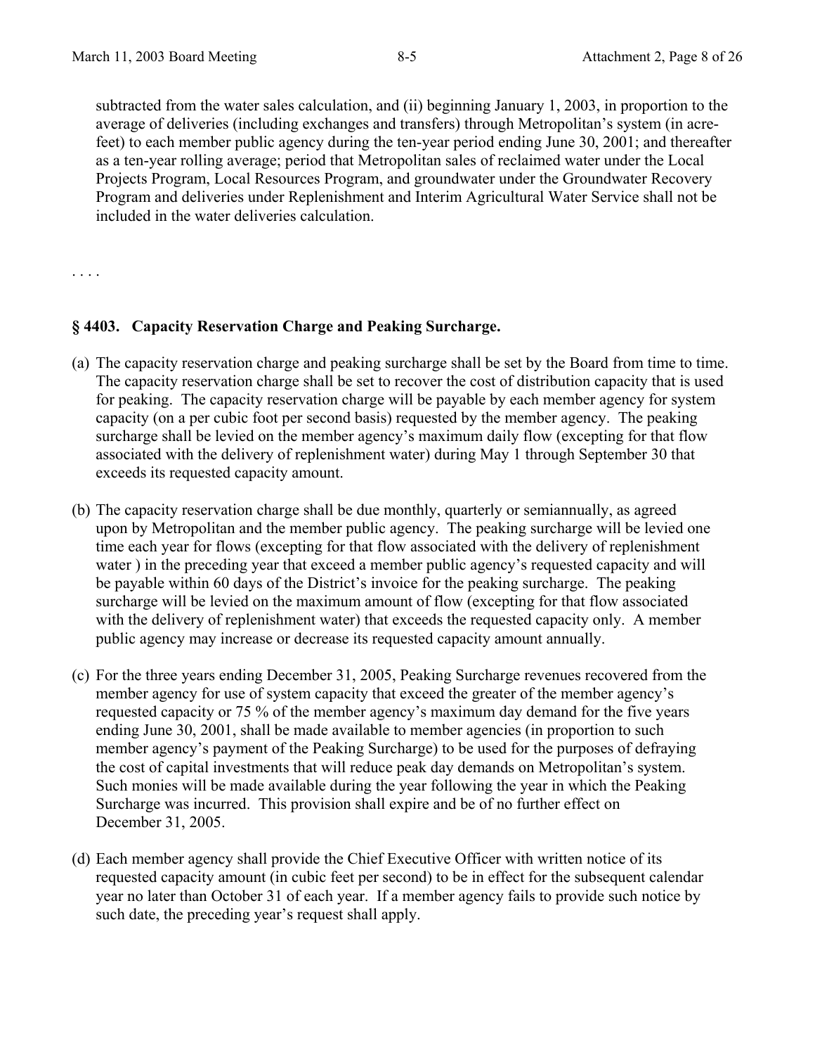subtracted from the water sales calculation, and (ii) beginning January 1, 2003, in proportion to the average of deliveries (including exchanges and transfers) through Metropolitan's system (in acre-feet) to each member public agency during the ten-year period ending June 30, 2001; and thereafter as a ten-year rolling average; period that Metropolitan sales of reclaimed water under the Local Projects Program, Local Resources Program, and groundwater under the Groundwater Recovery Program and deliveries under Replenishment and Interim Agricultural Water Service shall not be included in the water deliveries calculation.

. . . .

### § 4403. Capacity Reservation Charge and Peaking Surcharge.

(a) The capacity reservation charge and peaking surcharge shall be set by the Board from time to time. The capacity reservation charge shall be set to recover the cost of distribution capacity that is used for peaking. The capacity reservation charge will be payable by each member agency for system capacity (on a per cubic foot per second basis) requested by the member agency. The peaking surcharge shall be levied on the member agency's maximum daily flow (excepting for that flow associated with the delivery of replenishment water) during May 1 through September 30 that exceeds its requested capacity amount.

(b) The capacity reservation charge shall be due monthly, quarterly or semiannually, as agreed upon by Metropolitan and the member public agency. The peaking surcharge will be levied one time each year for flows (excepting for that flow associated with the delivery of replenishment water ) in the preceding year that exceed a member public agency's requested capacity and will be payable within 60 days of the District's invoice for the peaking surcharge. The peaking surcharge will be levied on the maximum amount of flow (excepting for that flow associated with the delivery of replenishment water) that exceeds the requested capacity only. A member public agency may increase or decrease its requested capacity amount annually.

(c) For the three years ending December 31, 2005, Peaking Surcharge revenues recovered from the member agency for use of system capacity that exceed the greater of the member agency's requested capacity or 75 % of the member agency's maximum day demand for the five years ending June 30, 2001, shall be made available to member agencies (in proportion to such member agency's payment of the Peaking Surcharge) to be used for the purposes of defraying the cost of capital investments that will reduce peak day demands on Metropolitan's system. Such monies will be made available during the year following the year in which the Peaking Surcharge was incurred. This provision shall expire and be of no further effect on December 31, 2005.

(d) Each member agency shall provide the Chief Executive Officer with written notice of its requested capacity amount (in cubic feet per second) to be in effect for the subsequent calendar year no later than October 31 of each year. If a member agency fails to provide such notice by such date, the preceding year's request shall apply.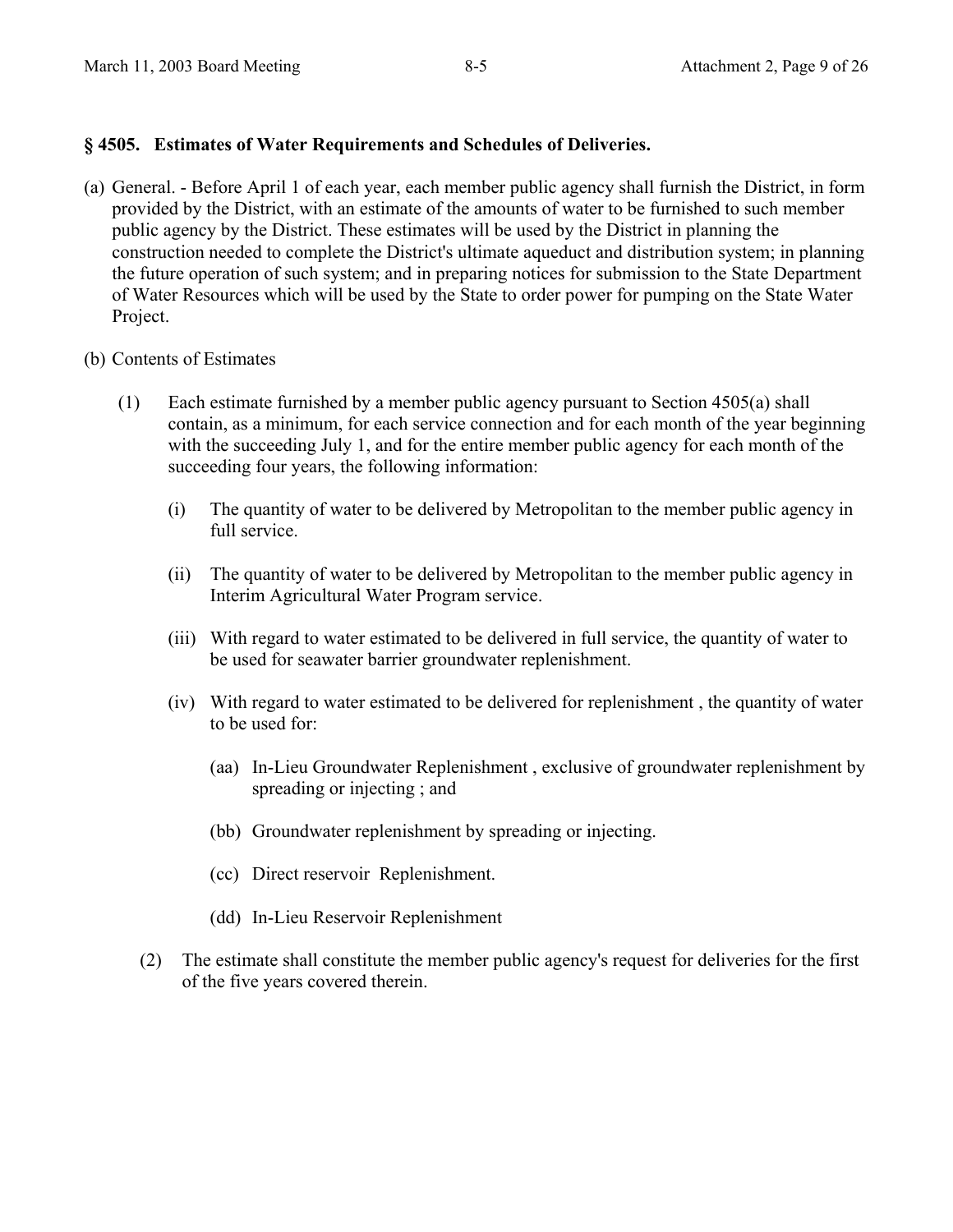### § 4505. Estimates of Water Requirements and Schedules of Deliveries.

(a) General. - Before April 1 of each year, each member public agency shall furnish the District, in form provided by the District, with an estimate of the amounts of water to be furnished to such member public agency by the District. These estimates will be used by the District in planning the construction needed to complete the District's ultimate aqueduct and distribution system; in planning the future operation of such system; and in preparing notices for submission to the State Department of Water Resources which will be used by the State to order power for pumping on the State Water Project.

(b) Contents of Estimates

(1) Each estimate furnished by a member public agency pursuant to Section 4505(a) shall contain, as a minimum, for each service connection and for each month of the year beginning with the succeeding July 1, and for the entire member public agency for each month of the succeeding four years, the following information:

(i) The quantity of water to be delivered by Metropolitan to the member public agency in full service.

(ii) The quantity of water to be delivered by Metropolitan to the member public agency in Interim Agricultural Water Program service.

(iii) With regard to water estimated to be delivered in full service, the quantity of water to be used for seawater barrier groundwater replenishment.

(iv) With regard to water estimated to be delivered for replenishment , the quantity of water to be used for:

(aa) In-Lieu Groundwater Replenishment , exclusive of groundwater replenishment by spreading or injecting ; and

(bb) Groundwater replenishment by spreading or injecting.

(cc) Direct reservoir Replenishment.

(dd) In-Lieu Reservoir Replenishment

(2) The estimate shall constitute the member public agency's request for deliveries for the first of the five years covered therein.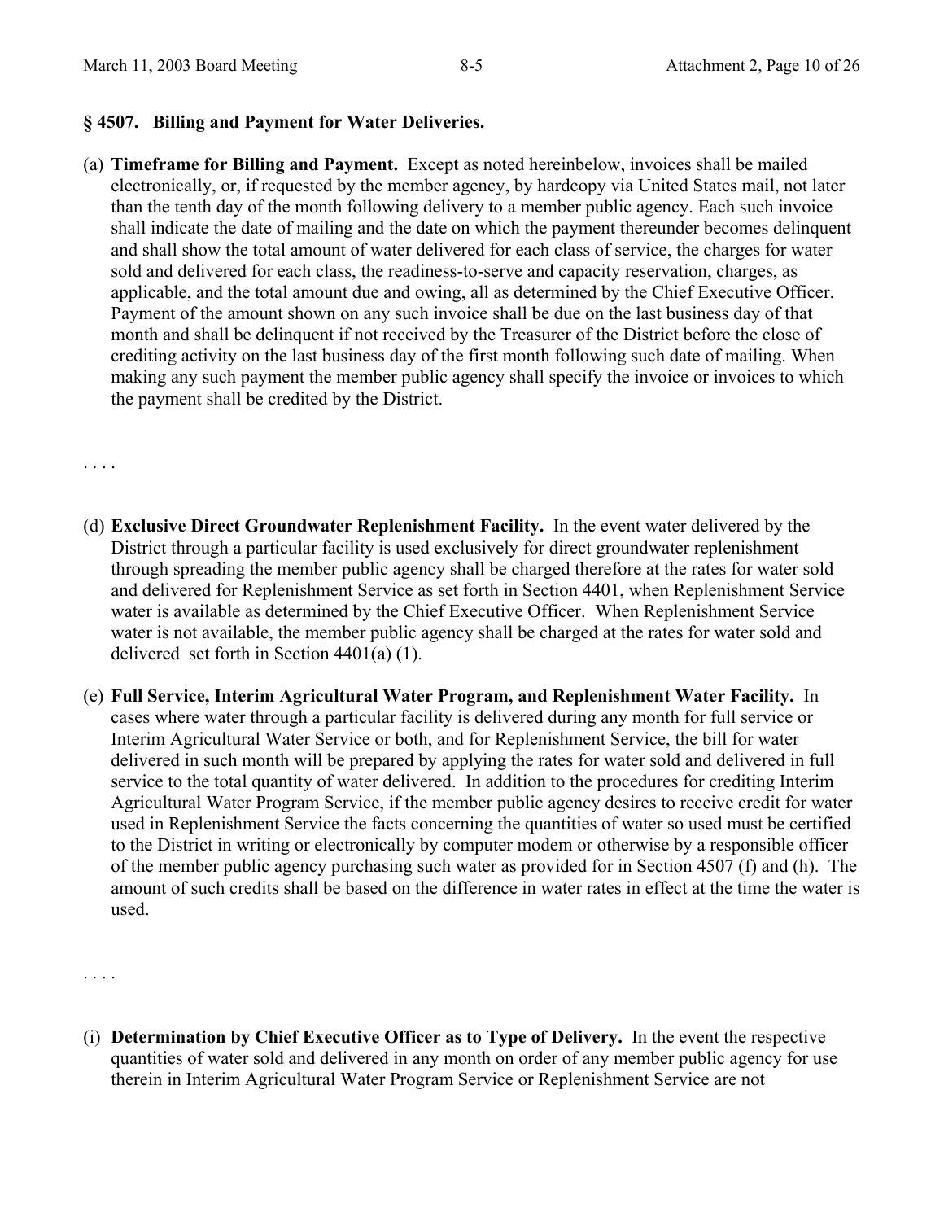**§ 4507. Billing and Payment for Water Deliveries.**

(a) **Timeframe for Billing and Payment.** Except as noted hereinbelow, invoices shall be mailed electronically, or, if requested by the member agency, by hardcopy via United States mail, not later than the tenth day of the month following delivery to a member public agency. Each such invoice shall indicate the date of mailing and the date on which the payment thereunder becomes delinquent and shall show the total amount of water delivered for each class of service, the charges for water sold and delivered for each class, the readiness-to-serve and capacity reservation, charges, as applicable, and the total amount due and owing, all as determined by the Chief Executive Officer. Payment of the amount shown on any such invoice shall be due on the last business day of that month and shall be delinquent if not received by the Treasurer of the District before the close of crediting activity on the last business day of the first month following such date of mailing. When making any such payment the member public agency shall specify the invoice or invoices to which the payment shall be credited by the District.

. . . .

(d) **Exclusive Direct Groundwater Replenishment Facility.** In the event water delivered by the District through a particular facility is used exclusively for direct groundwater replenishment through spreading the member public agency shall be charged therefore at the rates for water sold and delivered for Replenishment Service as set forth in Section 4401, when Replenishment Service water is available as determined by the Chief Executive Officer. When Replenishment Service water is not available, the member public agency shall be charged at the rates for water sold and delivered set forth in Section 4401(a) (1).

(e) **Full Service, Interim Agricultural Water Program, and Replenishment Water Facility.** In cases where water through a particular facility is delivered during any month for full service or Interim Agricultural Water Service or both, and for Replenishment Service, the bill for water delivered in such month will be prepared by applying the rates for water sold and delivered in full service to the total quantity of water delivered. In addition to the procedures for crediting Interim Agricultural Water Program Service, if the member public agency desires to receive credit for water used in Replenishment Service the facts concerning the quantities of water so used must be certified to the District in writing or electronically by computer modem or otherwise by a responsible officer of the member public agency purchasing such water as provided for in Section 4507 (f) and (h). The amount of such credits shall be based on the difference in water rates in effect at the time the water is used.

. . . .

(i) **Determination by Chief Executive Officer as to Type of Delivery.** In the event the respective quantities of water sold and delivered in any month on order of any member public agency for use therein in Interim Agricultural Water Program Service or Replenishment Service are not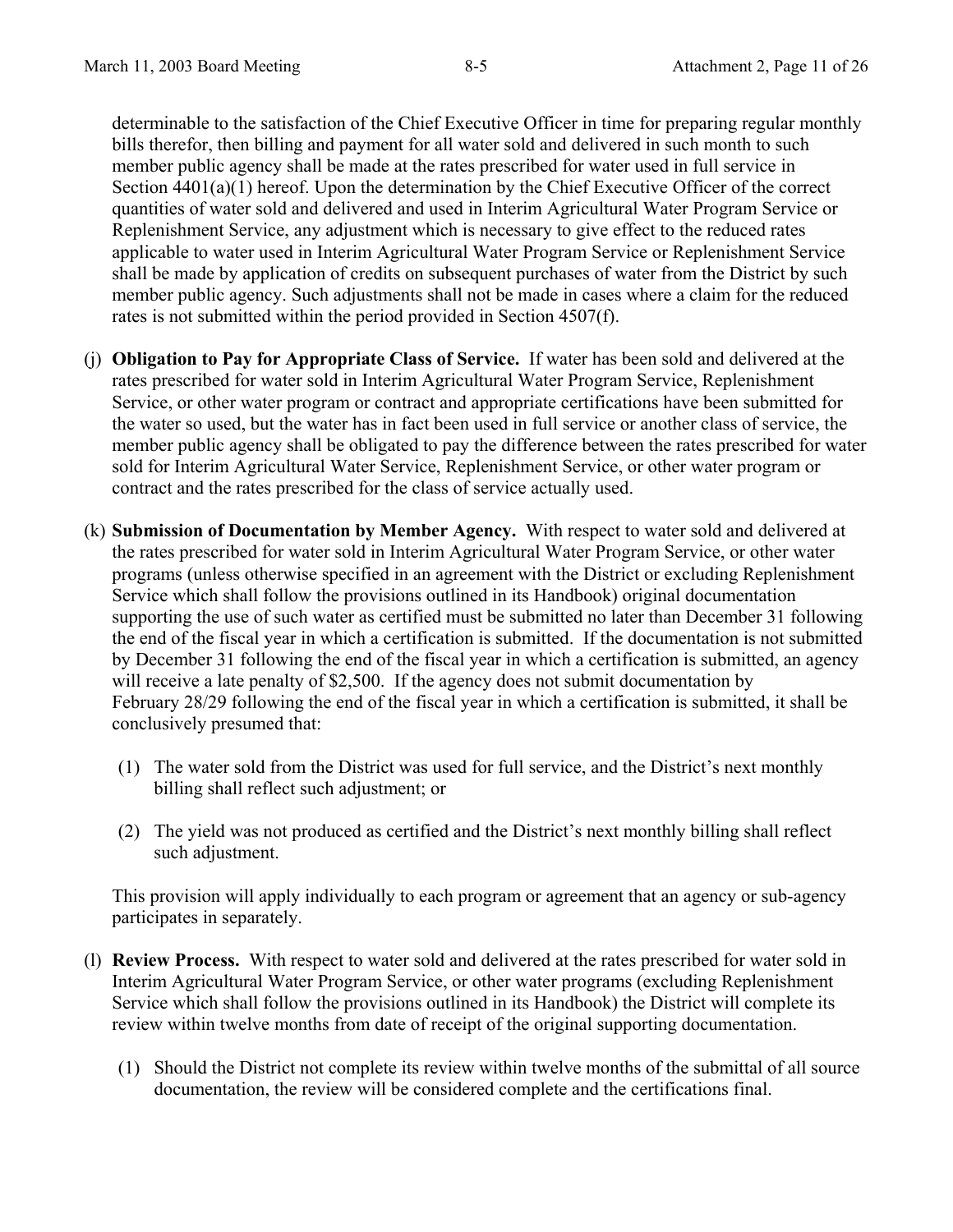determinable to the satisfaction of the Chief Executive Officer in time for preparing regular monthly bills therefor, then billing and payment for all water sold and delivered in such month to such member public agency shall be made at the rates prescribed for water used in full service in Section 4401(a)(1) hereof. Upon the determination by the Chief Executive Officer of the correct quantities of water sold and delivered and used in Interim Agricultural Water Program Service or Replenishment Service, any adjustment which is necessary to give effect to the reduced rates applicable to water used in Interim Agricultural Water Program Service or Replenishment Service shall be made by application of credits on subsequent purchases of water from the District by such member public agency. Such adjustments shall not be made in cases where a claim for the reduced rates is not submitted within the period provided in Section 4507(f).

(j) **Obligation to Pay for Appropriate Class of Service.** If water has been sold and delivered at the rates prescribed for water sold in Interim Agricultural Water Program Service, Replenishment Service, or other water program or contract and appropriate certifications have been submitted for the water so used, but the water has in fact been used in full service or another class of service, the member public agency shall be obligated to pay the difference between the rates prescribed for water sold for Interim Agricultural Water Service, Replenishment Service, or other water program or contract and the rates prescribed for the class of service actually used.

(k) **Submission of Documentation by Member Agency.** With respect to water sold and delivered at the rates prescribed for water sold in Interim Agricultural Water Program Service, or other water programs (unless otherwise specified in an agreement with the District or excluding Replenishment Service which shall follow the provisions outlined in its Handbook) original documentation supporting the use of such water as certified must be submitted no later than December 31 following the end of the fiscal year in which a certification is submitted. If the documentation is not submitted by December 31 following the end of the fiscal year in which a certification is submitted, an agency will receive a late penalty of $2,500. If the agency does not submit documentation by February 28/29 following the end of the fiscal year in which a certification is submitted, it shall be conclusively presumed that:

  (1) The water sold from the District was used for full service, and the District's next monthly billing shall reflect such adjustment; or

  (2) The yield was not produced as certified and the District's next monthly billing shall reflect such adjustment.

  This provision will apply individually to each program or agreement that an agency or sub-agency participates in separately.

(l) **Review Process.** With respect to water sold and delivered at the rates prescribed for water sold in Interim Agricultural Water Program Service, or other water programs (excluding Replenishment Service which shall follow the provisions outlined in its Handbook) the District will complete its review within twelve months from date of receipt of the original supporting documentation.

  (1) Should the District not complete its review within twelve months of the submittal of all source documentation, the review will be considered complete and the certifications final.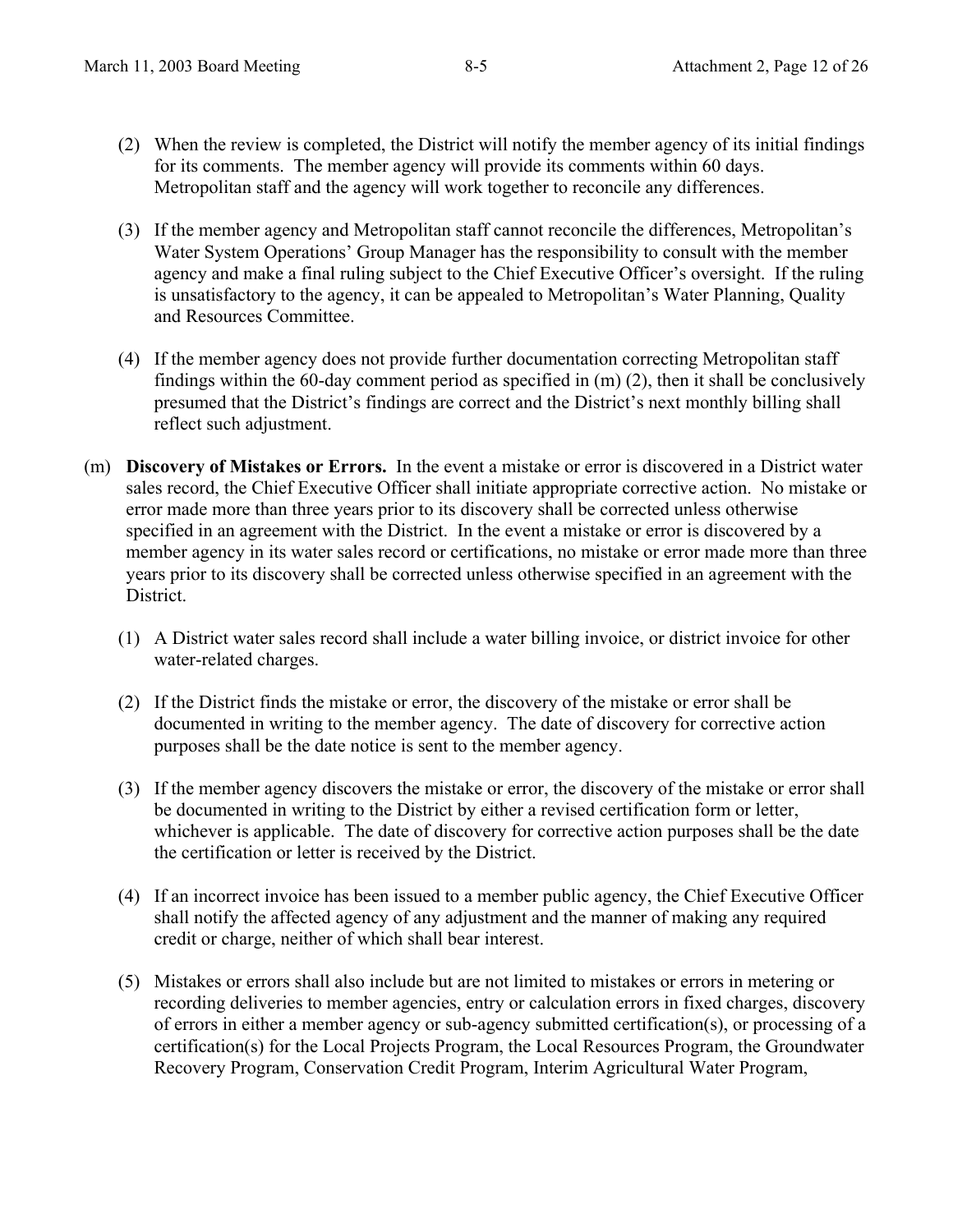(2) When the review is completed, the District will notify the member agency of its initial findings for its comments. The member agency will provide its comments within 60 days. Metropolitan staff and the agency will work together to reconcile any differences.

(3) If the member agency and Metropolitan staff cannot reconcile the differences, Metropolitan's Water System Operations' Group Manager has the responsibility to consult with the member agency and make a final ruling subject to the Chief Executive Officer's oversight. If the ruling is unsatisfactory to the agency, it can be appealed to Metropolitan's Water Planning, Quality and Resources Committee.

(4) If the member agency does not provide further documentation correcting Metropolitan staff findings within the 60-day comment period as specified in (m) (2), then it shall be conclusively presumed that the District's findings are correct and the District's next monthly billing shall reflect such adjustment.

(m) **Discovery of Mistakes or Errors.** In the event a mistake or error is discovered in a District water sales record, the Chief Executive Officer shall initiate appropriate corrective action. No mistake or error made more than three years prior to its discovery shall be corrected unless otherwise specified in an agreement with the District. In the event a mistake or error is discovered by a member agency in its water sales record or certifications, no mistake or error made more than three years prior to its discovery shall be corrected unless otherwise specified in an agreement with the District.

(1) A District water sales record shall include a water billing invoice, or district invoice for other water-related charges.

(2) If the District finds the mistake or error, the discovery of the mistake or error shall be documented in writing to the member agency. The date of discovery for corrective action purposes shall be the date notice is sent to the member agency.

(3) If the member agency discovers the mistake or error, the discovery of the mistake or error shall be documented in writing to the District by either a revised certification form or letter, whichever is applicable. The date of discovery for corrective action purposes shall be the date the certification or letter is received by the District.

(4) If an incorrect invoice has been issued to a member public agency, the Chief Executive Officer shall notify the affected agency of any adjustment and the manner of making any required credit or charge, neither of which shall bear interest.

(5) Mistakes or errors shall also include but are not limited to mistakes or errors in metering or recording deliveries to member agencies, entry or calculation errors in fixed charges, discovery of errors in either a member agency or sub-agency submitted certification(s), or processing of a certification(s) for the Local Projects Program, the Local Resources Program, the Groundwater Recovery Program, Conservation Credit Program, Interim Agricultural Water Program,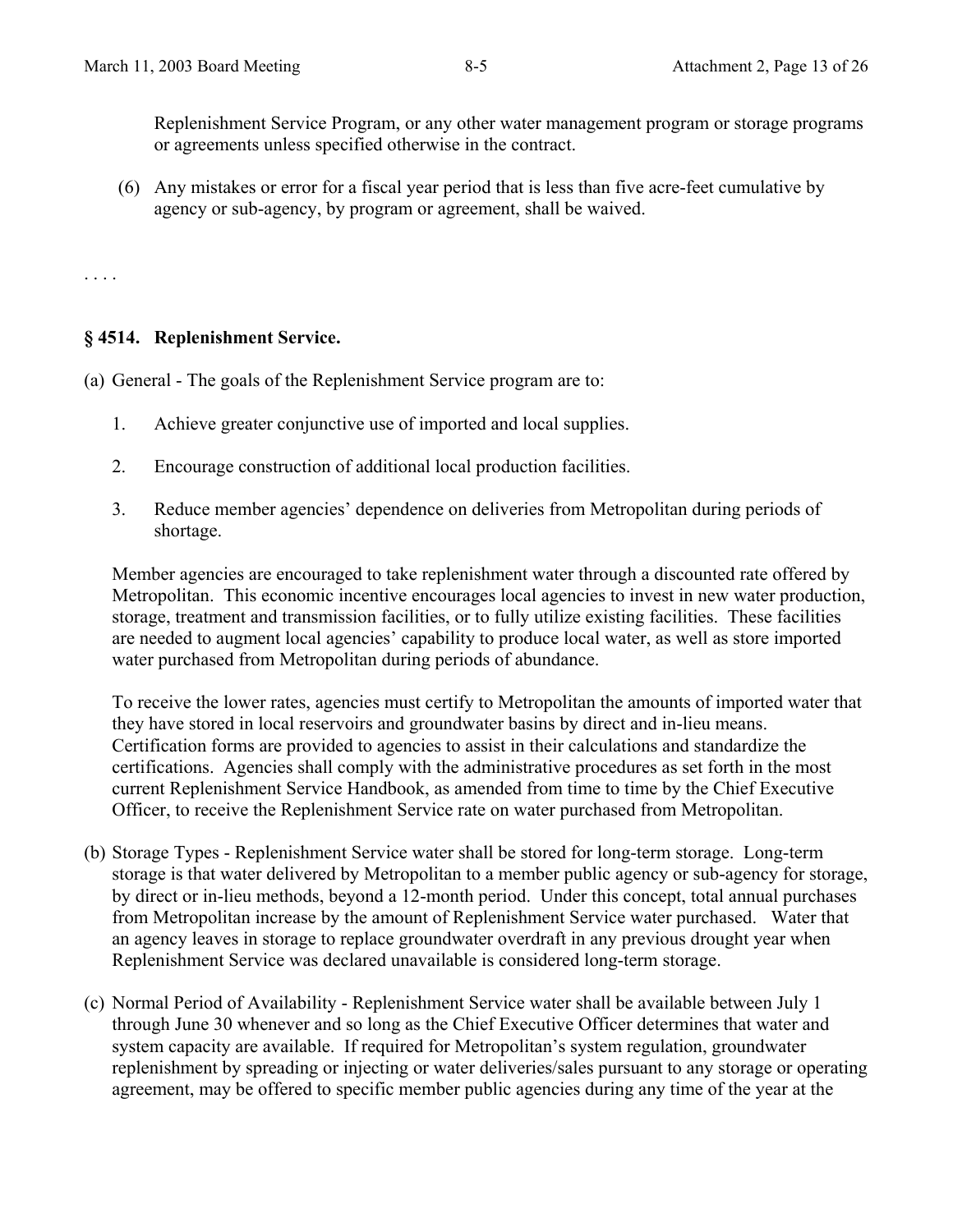Replenishment Service Program, or any other water management program or storage programs or agreements unless specified otherwise in the contract.

(6) Any mistakes or error for a fiscal year period that is less than five acre-feet cumulative by agency or sub-agency, by program or agreement, shall be waived.

. . . .

### § 4514. Replenishment Service.

(a) General - The goals of the Replenishment Service program are to:

1. Achieve greater conjunctive use of imported and local supplies.

2. Encourage construction of additional local production facilities.

3. Reduce member agencies' dependence on deliveries from Metropolitan during periods of shortage.

Member agencies are encouraged to take replenishment water through a discounted rate offered by Metropolitan. This economic incentive encourages local agencies to invest in new water production, storage, treatment and transmission facilities, or to fully utilize existing facilities. These facilities are needed to augment local agencies' capability to produce local water, as well as store imported water purchased from Metropolitan during periods of abundance.

To receive the lower rates, agencies must certify to Metropolitan the amounts of imported water that they have stored in local reservoirs and groundwater basins by direct and in-lieu means. Certification forms are provided to agencies to assist in their calculations and standardize the certifications. Agencies shall comply with the administrative procedures as set forth in the most current Replenishment Service Handbook, as amended from time to time by the Chief Executive Officer, to receive the Replenishment Service rate on water purchased from Metropolitan.

(b) Storage Types - Replenishment Service water shall be stored for long-term storage. Long-term storage is that water delivered by Metropolitan to a member public agency or sub-agency for storage, by direct or in-lieu methods, beyond a 12-month period. Under this concept, total annual purchases from Metropolitan increase by the amount of Replenishment Service water purchased. Water that an agency leaves in storage to replace groundwater overdraft in any previous drought year when Replenishment Service was declared unavailable is considered long-term storage.

(c) Normal Period of Availability - Replenishment Service water shall be available between July 1 through June 30 whenever and so long as the Chief Executive Officer determines that water and system capacity are available. If required for Metropolitan's system regulation, groundwater replenishment by spreading or injecting or water deliveries/sales pursuant to any storage or operating agreement, may be offered to specific member public agencies during any time of the year at the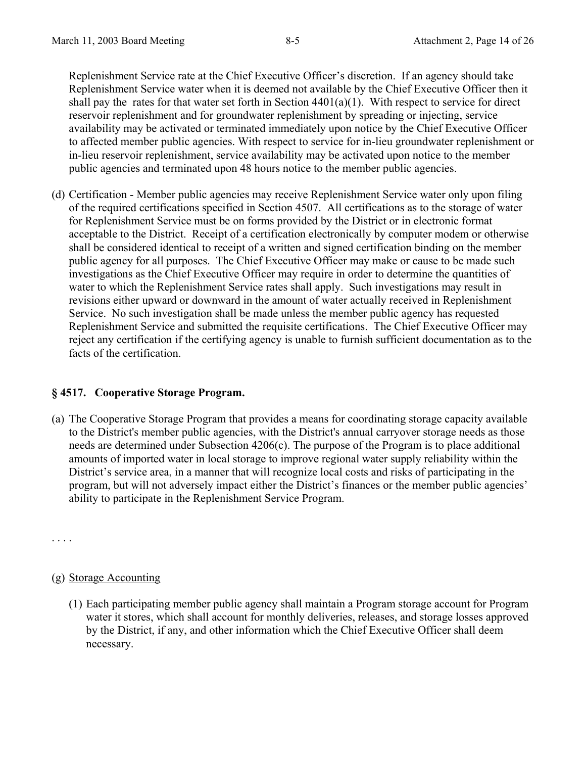Replenishment Service rate at the Chief Executive Officer's discretion. If an agency should take Replenishment Service water when it is deemed not available by the Chief Executive Officer then it shall pay the rates for that water set forth in Section 4401(a)(1). With respect to service for direct reservoir replenishment and for groundwater replenishment by spreading or injecting, service availability may be activated or terminated immediately upon notice by the Chief Executive Officer to affected member public agencies. With respect to service for in-lieu groundwater replenishment or in-lieu reservoir replenishment, service availability may be activated upon notice to the member public agencies and terminated upon 48 hours notice to the member public agencies.

(d) Certification - Member public agencies may receive Replenishment Service water only upon filing of the required certifications specified in Section 4507. All certifications as to the storage of water for Replenishment Service must be on forms provided by the District or in electronic format acceptable to the District. Receipt of a certification electronically by computer modem or otherwise shall be considered identical to receipt of a written and signed certification binding on the member public agency for all purposes. The Chief Executive Officer may make or cause to be made such investigations as the Chief Executive Officer may require in order to determine the quantities of water to which the Replenishment Service rates shall apply. Such investigations may result in revisions either upward or downward in the amount of water actually received in Replenishment Service. No such investigation shall be made unless the member public agency has requested Replenishment Service and submitted the requisite certifications. The Chief Executive Officer may reject any certification if the certifying agency is unable to furnish sufficient documentation as to the facts of the certification.

### § 4517. Cooperative Storage Program.

(a) The Cooperative Storage Program that provides a means for coordinating storage capacity available to the District's member public agencies, with the District's annual carryover storage needs as those needs are determined under Subsection 4206(c). The purpose of the Program is to place additional amounts of imported water in local storage to improve regional water supply reliability within the District's service area, in a manner that will recognize local costs and risks of participating in the program, but will not adversely impact either the District's finances or the member public agencies' ability to participate in the Replenishment Service Program.

. . . .

(g) Storage Accounting

(1) Each participating member public agency shall maintain a Program storage account for Program water it stores, which shall account for monthly deliveries, releases, and storage losses approved by the District, if any, and other information which the Chief Executive Officer shall deem necessary.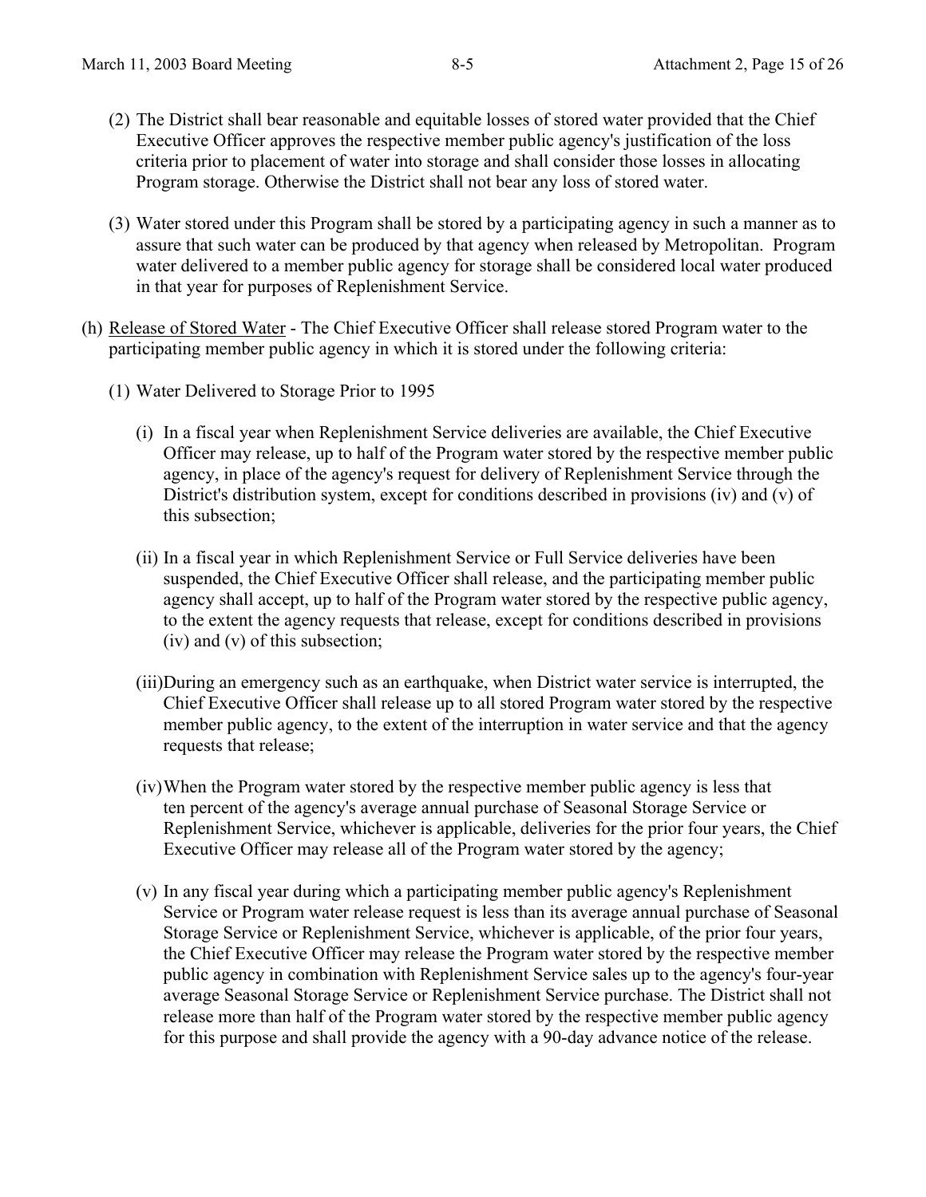(2) The District shall bear reasonable and equitable losses of stored water provided that the Chief Executive Officer approves the respective member public agency's justification of the loss criteria prior to placement of water into storage and shall consider those losses in allocating Program storage. Otherwise the District shall not bear any loss of stored water.

(3) Water stored under this Program shall be stored by a participating agency in such a manner as to assure that such water can be produced by that agency when released by Metropolitan. Program water delivered to a member public agency for storage shall be considered local water produced in that year for purposes of Replenishment Service.

(h) Release of Stored Water - The Chief Executive Officer shall release stored Program water to the participating member public agency in which it is stored under the following criteria:

(1) Water Delivered to Storage Prior to 1995

(i) In a fiscal year when Replenishment Service deliveries are available, the Chief Executive Officer may release, up to half of the Program water stored by the respective member public agency, in place of the agency's request for delivery of Replenishment Service through the District's distribution system, except for conditions described in provisions (iv) and (v) of this subsection;

(ii) In a fiscal year in which Replenishment Service or Full Service deliveries have been suspended, the Chief Executive Officer shall release, and the participating member public agency shall accept, up to half of the Program water stored by the respective public agency, to the extent the agency requests that release, except for conditions described in provisions (iv) and (v) of this subsection;

(iii) During an emergency such as an earthquake, when District water service is interrupted, the Chief Executive Officer shall release up to all stored Program water stored by the respective member public agency, to the extent of the interruption in water service and that the agency requests that release;

(iv) When the Program water stored by the respective member public agency is less that ten percent of the agency's average annual purchase of Seasonal Storage Service or Replenishment Service, whichever is applicable, deliveries for the prior four years, the Chief Executive Officer may release all of the Program water stored by the agency;

(v) In any fiscal year during which a participating member public agency's Replenishment Service or Program water release request is less than its average annual purchase of Seasonal Storage Service or Replenishment Service, whichever is applicable, of the prior four years, the Chief Executive Officer may release the Program water stored by the respective member public agency in combination with Replenishment Service sales up to the agency's four-year average Seasonal Storage Service or Replenishment Service purchase. The District shall not release more than half of the Program water stored by the respective member public agency for this purpose and shall provide the agency with a 90-day advance notice of the release.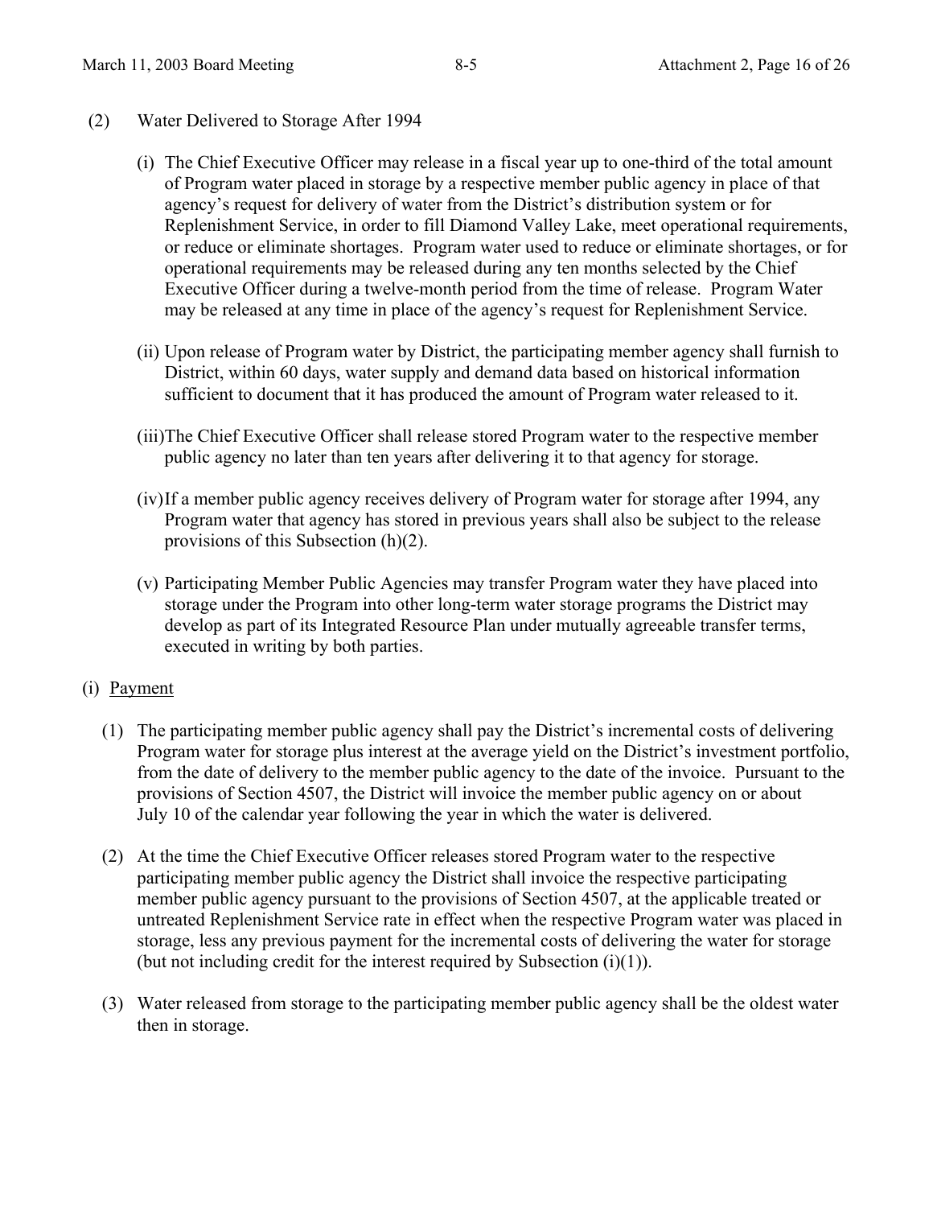(2) Water Delivered to Storage After 1994

(i) The Chief Executive Officer may release in a fiscal year up to one-third of the total amount of Program water placed in storage by a respective member public agency in place of that agency's request for delivery of water from the District's distribution system or for Replenishment Service, in order to fill Diamond Valley Lake, meet operational requirements, or reduce or eliminate shortages. Program water used to reduce or eliminate shortages, or for operational requirements may be released during any ten months selected by the Chief Executive Officer during a twelve-month period from the time of release. Program Water may be released at any time in place of the agency's request for Replenishment Service.

(ii) Upon release of Program water by District, the participating member agency shall furnish to District, within 60 days, water supply and demand data based on historical information sufficient to document that it has produced the amount of Program water released to it.

(iii) The Chief Executive Officer shall release stored Program water to the respective member public agency no later than ten years after delivering it to that agency for storage.

(iv) If a member public agency receives delivery of Program water for storage after 1994, any Program water that agency has stored in previous years shall also be subject to the release provisions of this Subsection (h)(2).

(v) Participating Member Public Agencies may transfer Program water they have placed into storage under the Program into other long-term water storage programs the District may develop as part of its Integrated Resource Plan under mutually agreeable transfer terms, executed in writing by both parties.

(i) Payment

(1) The participating member public agency shall pay the District's incremental costs of delivering Program water for storage plus interest at the average yield on the District's investment portfolio, from the date of delivery to the member public agency to the date of the invoice. Pursuant to the provisions of Section 4507, the District will invoice the member public agency on or about July 10 of the calendar year following the year in which the water is delivered.

(2) At the time the Chief Executive Officer releases stored Program water to the respective participating member public agency the District shall invoice the respective participating member public agency pursuant to the provisions of Section 4507, at the applicable treated or untreated Replenishment Service rate in effect when the respective Program water was placed in storage, less any previous payment for the incremental costs of delivering the water for storage (but not including credit for the interest required by Subsection (i)(1)).

(3) Water released from storage to the participating member public agency shall be the oldest water then in storage.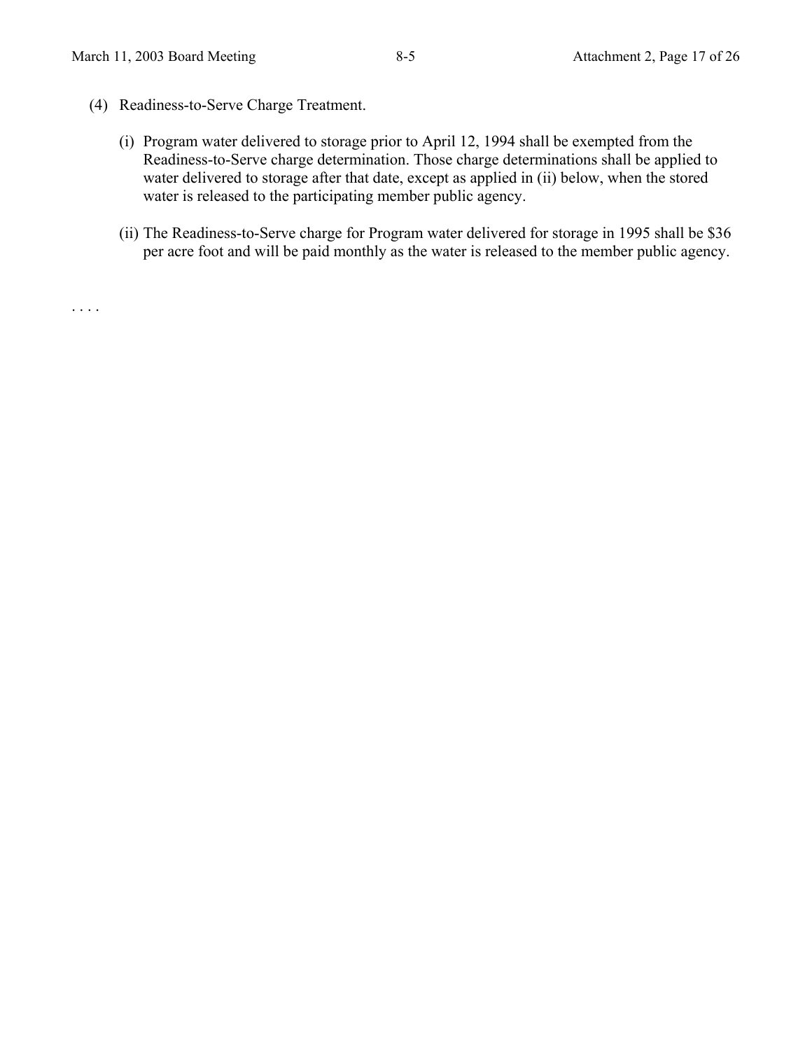(4) Readiness-to-Serve Charge Treatment.

(i) Program water delivered to storage prior to April 12, 1994 shall be exempted from the Readiness-to-Serve charge determination. Those charge determinations shall be applied to water delivered to storage after that date, except as applied in (ii) below, when the stored water is released to the participating member public agency.

(ii) The Readiness-to-Serve charge for Program water delivered for storage in 1995 shall be $36 per acre foot and will be paid monthly as the water is released to the member public agency.

. . . .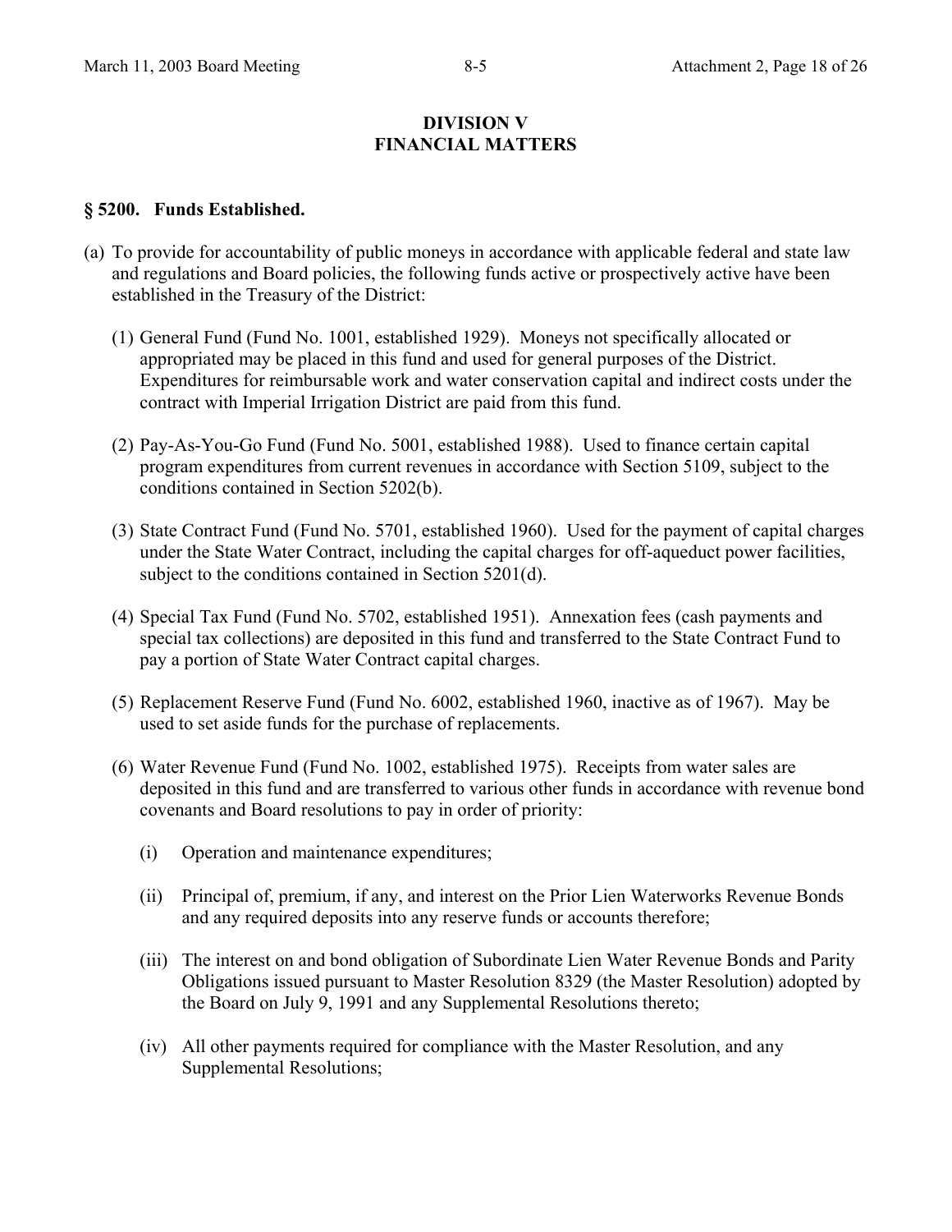# DIVISION V
# FINANCIAL MATTERS

## § 5200. Funds Established.

(a) To provide for accountability of public moneys in accordance with applicable federal and state law and regulations and Board policies, the following funds active or prospectively active have been established in the Treasury of the District:

(1) General Fund (Fund No. 1001, established 1929). Moneys not specifically allocated or appropriated may be placed in this fund and used for general purposes of the District. Expenditures for reimbursable work and water conservation capital and indirect costs under the contract with Imperial Irrigation District are paid from this fund.

(2) Pay-As-You-Go Fund (Fund No. 5001, established 1988). Used to finance certain capital program expenditures from current revenues in accordance with Section 5109, subject to the conditions contained in Section 5202(b).

(3) State Contract Fund (Fund No. 5701, established 1960). Used for the payment of capital charges under the State Water Contract, including the capital charges for off-aqueduct power facilities, subject to the conditions contained in Section 5201(d).

(4) Special Tax Fund (Fund No. 5702, established 1951). Annexation fees (cash payments and special tax collections) are deposited in this fund and transferred to the State Contract Fund to pay a portion of State Water Contract capital charges.

(5) Replacement Reserve Fund (Fund No. 6002, established 1960, inactive as of 1967). May be used to set aside funds for the purchase of replacements.

(6) Water Revenue Fund (Fund No. 1002, established 1975). Receipts from water sales are deposited in this fund and are transferred to various other funds in accordance with revenue bond covenants and Board resolutions to pay in order of priority:

(i) Operation and maintenance expenditures;

(ii) Principal of, premium, if any, and interest on the Prior Lien Waterworks Revenue Bonds and any required deposits into any reserve funds or accounts therefore;

(iii) The interest on and bond obligation of Subordinate Lien Water Revenue Bonds and Parity Obligations issued pursuant to Master Resolution 8329 (the Master Resolution) adopted by the Board on July 9, 1991 and any Supplemental Resolutions thereto;

(iv) All other payments required for compliance with the Master Resolution, and any Supplemental Resolutions;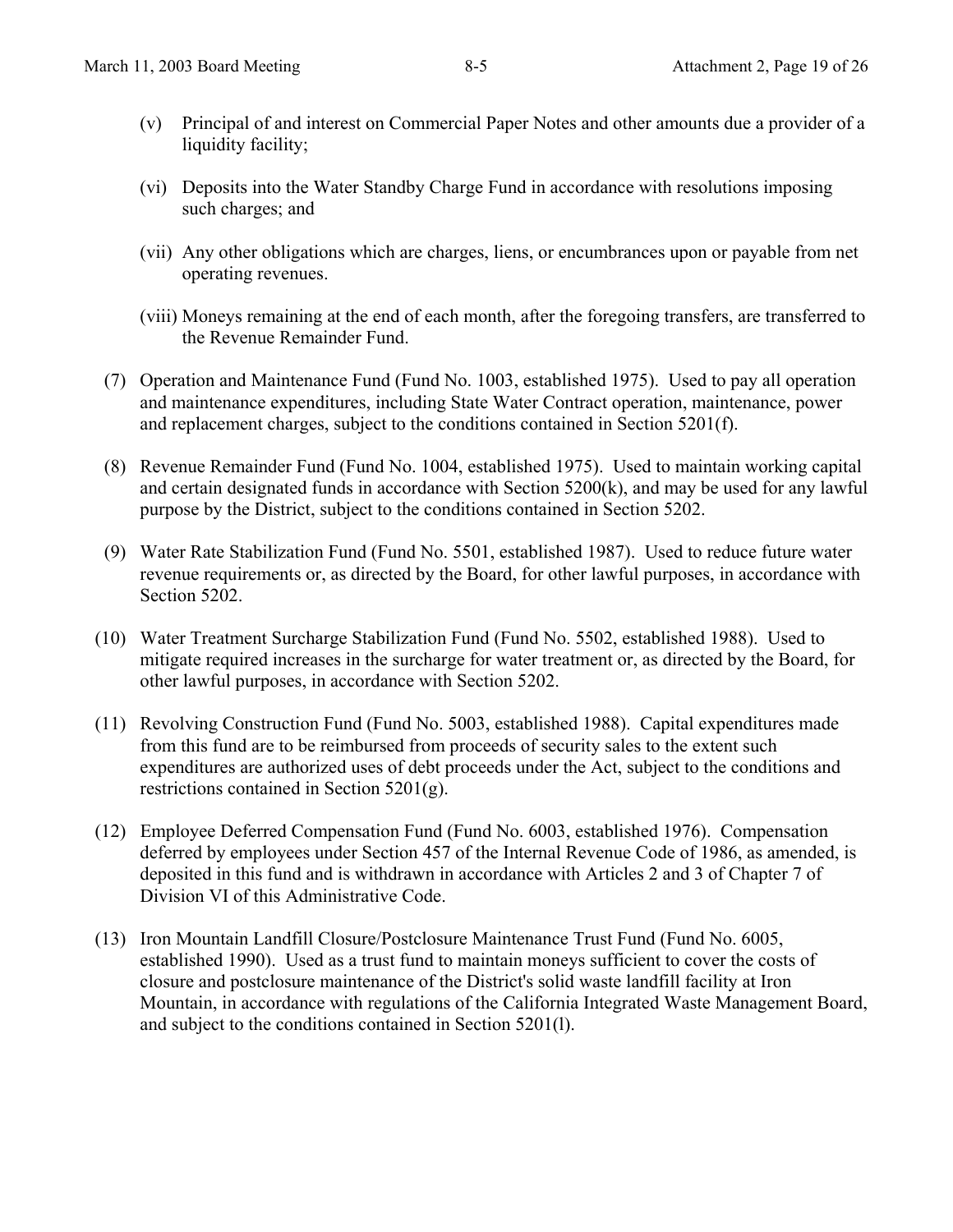(v) Principal of and interest on Commercial Paper Notes and other amounts due a provider of a liquidity facility;

(vi) Deposits into the Water Standby Charge Fund in accordance with resolutions imposing such charges; and

(vii) Any other obligations which are charges, liens, or encumbrances upon or payable from net operating revenues.

(viii) Moneys remaining at the end of each month, after the foregoing transfers, are transferred to the Revenue Remainder Fund.

(7) Operation and Maintenance Fund (Fund No. 1003, established 1975). Used to pay all operation and maintenance expenditures, including State Water Contract operation, maintenance, power and replacement charges, subject to the conditions contained in Section 5201(f).

(8) Revenue Remainder Fund (Fund No. 1004, established 1975). Used to maintain working capital and certain designated funds in accordance with Section 5200(k), and may be used for any lawful purpose by the District, subject to the conditions contained in Section 5202.

(9) Water Rate Stabilization Fund (Fund No. 5501, established 1987). Used to reduce future water revenue requirements or, as directed by the Board, for other lawful purposes, in accordance with Section 5202.

(10) Water Treatment Surcharge Stabilization Fund (Fund No. 5502, established 1988). Used to mitigate required increases in the surcharge for water treatment or, as directed by the Board, for other lawful purposes, in accordance with Section 5202.

(11) Revolving Construction Fund (Fund No. 5003, established 1988). Capital expenditures made from this fund are to be reimbursed from proceeds of security sales to the extent such expenditures are authorized uses of debt proceeds under the Act, subject to the conditions and restrictions contained in Section 5201(g).

(12) Employee Deferred Compensation Fund (Fund No. 6003, established 1976). Compensation deferred by employees under Section 457 of the Internal Revenue Code of 1986, as amended, is deposited in this fund and is withdrawn in accordance with Articles 2 and 3 of Chapter 7 of Division VI of this Administrative Code.

(13) Iron Mountain Landfill Closure/Postclosure Maintenance Trust Fund (Fund No. 6005, established 1990). Used as a trust fund to maintain moneys sufficient to cover the costs of closure and postclosure maintenance of the District's solid waste landfill facility at Iron Mountain, in accordance with regulations of the California Integrated Waste Management Board, and subject to the conditions contained in Section 5201(l).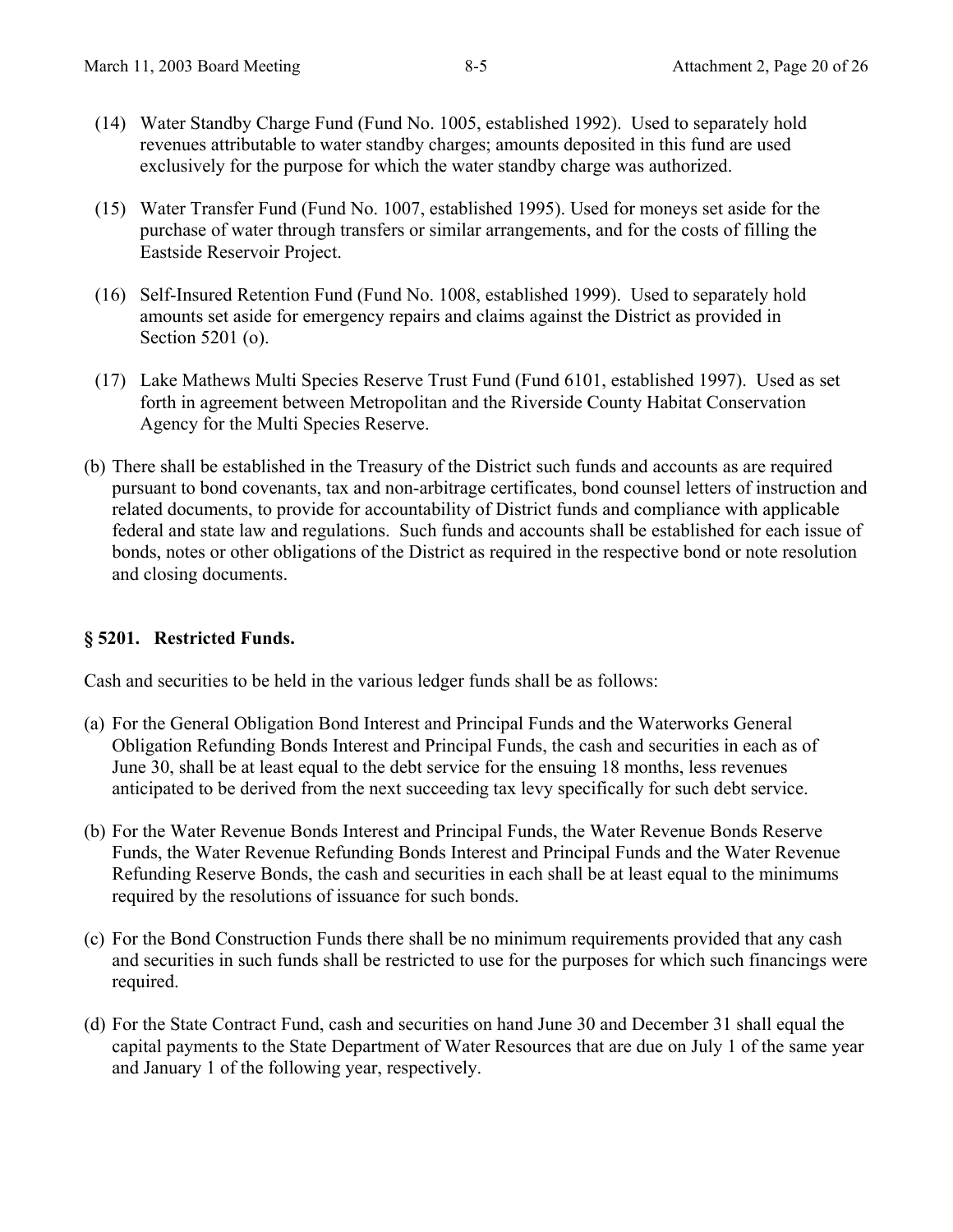(14) Water Standby Charge Fund (Fund No. 1005, established 1992). Used to separately hold revenues attributable to water standby charges; amounts deposited in this fund are used exclusively for the purpose for which the water standby charge was authorized.

(15) Water Transfer Fund (Fund No. 1007, established 1995). Used for moneys set aside for the purchase of water through transfers or similar arrangements, and for the costs of filling the Eastside Reservoir Project.

(16) Self-Insured Retention Fund (Fund No. 1008, established 1999). Used to separately hold amounts set aside for emergency repairs and claims against the District as provided in Section 5201 (o).

(17) Lake Mathews Multi Species Reserve Trust Fund (Fund 6101, established 1997). Used as set forth in agreement between Metropolitan and the Riverside County Habitat Conservation Agency for the Multi Species Reserve.

(b) There shall be established in the Treasury of the District such funds and accounts as are required pursuant to bond covenants, tax and non-arbitrage certificates, bond counsel letters of instruction and related documents, to provide for accountability of District funds and compliance with applicable federal and state law and regulations. Such funds and accounts shall be established for each issue of bonds, notes or other obligations of the District as required in the respective bond or note resolution and closing documents.

### § 5201. Restricted Funds.

Cash and securities to be held in the various ledger funds shall be as follows:

(a) For the General Obligation Bond Interest and Principal Funds and the Waterworks General Obligation Refunding Bonds Interest and Principal Funds, the cash and securities in each as of June 30, shall be at least equal to the debt service for the ensuing 18 months, less revenues anticipated to be derived from the next succeeding tax levy specifically for such debt service.

(b) For the Water Revenue Bonds Interest and Principal Funds, the Water Revenue Bonds Reserve Funds, the Water Revenue Refunding Bonds Interest and Principal Funds and the Water Revenue Refunding Reserve Bonds, the cash and securities in each shall be at least equal to the minimums required by the resolutions of issuance for such bonds.

(c) For the Bond Construction Funds there shall be no minimum requirements provided that any cash and securities in such funds shall be restricted to use for the purposes for which such financings were required.

(d) For the State Contract Fund, cash and securities on hand June 30 and December 31 shall equal the capital payments to the State Department of Water Resources that are due on July 1 of the same year and January 1 of the following year, respectively.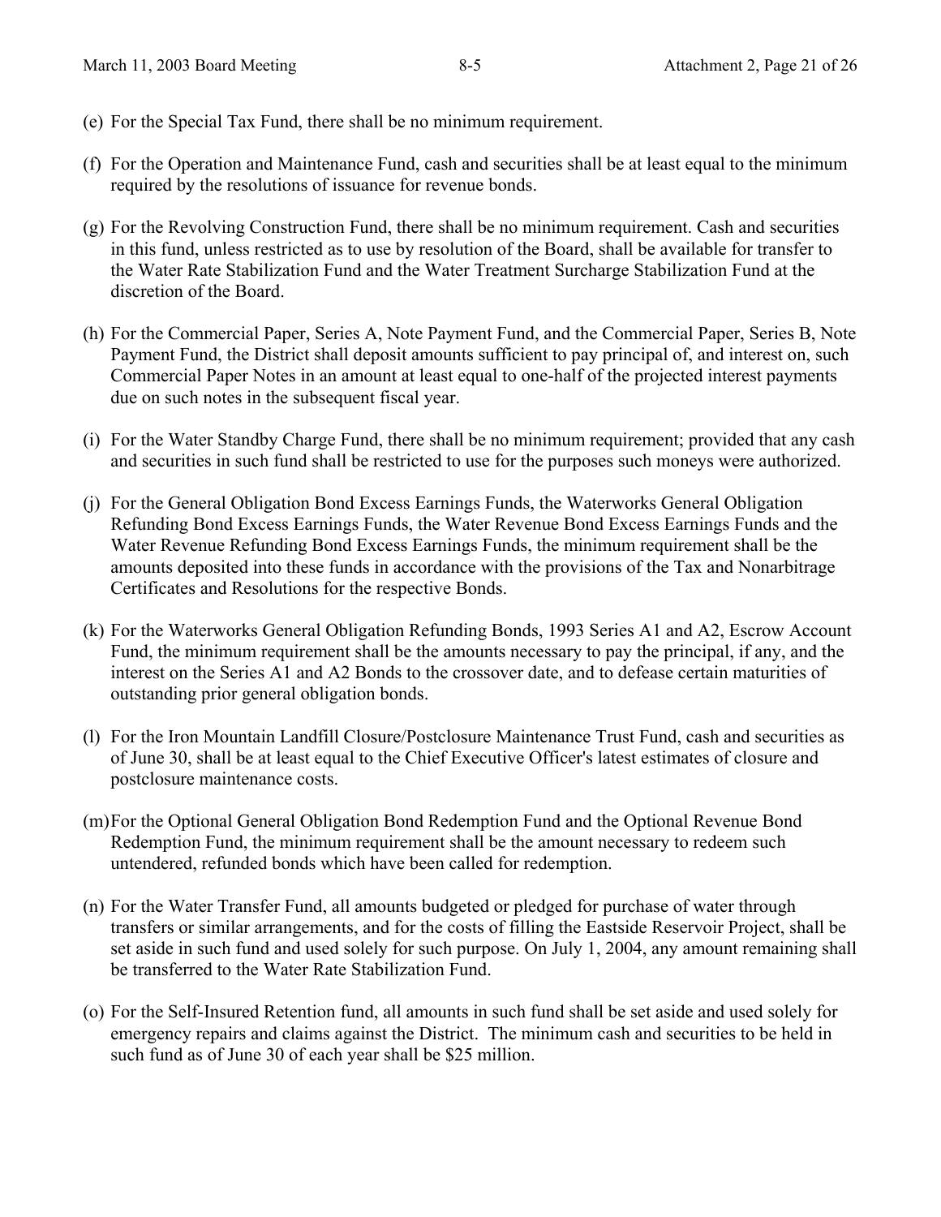(e) For the Special Tax Fund, there shall be no minimum requirement.

(f) For the Operation and Maintenance Fund, cash and securities shall be at least equal to the minimum required by the resolutions of issuance for revenue bonds.

(g) For the Revolving Construction Fund, there shall be no minimum requirement. Cash and securities in this fund, unless restricted as to use by resolution of the Board, shall be available for transfer to the Water Rate Stabilization Fund and the Water Treatment Surcharge Stabilization Fund at the discretion of the Board.

(h) For the Commercial Paper, Series A, Note Payment Fund, and the Commercial Paper, Series B, Note Payment Fund, the District shall deposit amounts sufficient to pay principal of, and interest on, such Commercial Paper Notes in an amount at least equal to one-half of the projected interest payments due on such notes in the subsequent fiscal year.

(i) For the Water Standby Charge Fund, there shall be no minimum requirement; provided that any cash and securities in such fund shall be restricted to use for the purposes such moneys were authorized.

(j) For the General Obligation Bond Excess Earnings Funds, the Waterworks General Obligation Refunding Bond Excess Earnings Funds, the Water Revenue Bond Excess Earnings Funds and the Water Revenue Refunding Bond Excess Earnings Funds, the minimum requirement shall be the amounts deposited into these funds in accordance with the provisions of the Tax and Nonarbitrage Certificates and Resolutions for the respective Bonds.

(k) For the Waterworks General Obligation Refunding Bonds, 1993 Series A1 and A2, Escrow Account Fund, the minimum requirement shall be the amounts necessary to pay the principal, if any, and the interest on the Series A1 and A2 Bonds to the crossover date, and to defease certain maturities of outstanding prior general obligation bonds.

(l) For the Iron Mountain Landfill Closure/Postclosure Maintenance Trust Fund, cash and securities as of June 30, shall be at least equal to the Chief Executive Officer's latest estimates of closure and postclosure maintenance costs.

(m) For the Optional General Obligation Bond Redemption Fund and the Optional Revenue Bond Redemption Fund, the minimum requirement shall be the amount necessary to redeem such untendered, refunded bonds which have been called for redemption.

(n) For the Water Transfer Fund, all amounts budgeted or pledged for purchase of water through transfers or similar arrangements, and for the costs of filling the Eastside Reservoir Project, shall be set aside in such fund and used solely for such purpose. On July 1, 2004, any amount remaining shall be transferred to the Water Rate Stabilization Fund.

(o) For the Self-Insured Retention fund, all amounts in such fund shall be set aside and used solely for emergency repairs and claims against the District. The minimum cash and securities to be held in such fund as of June 30 of each year shall be $25 million.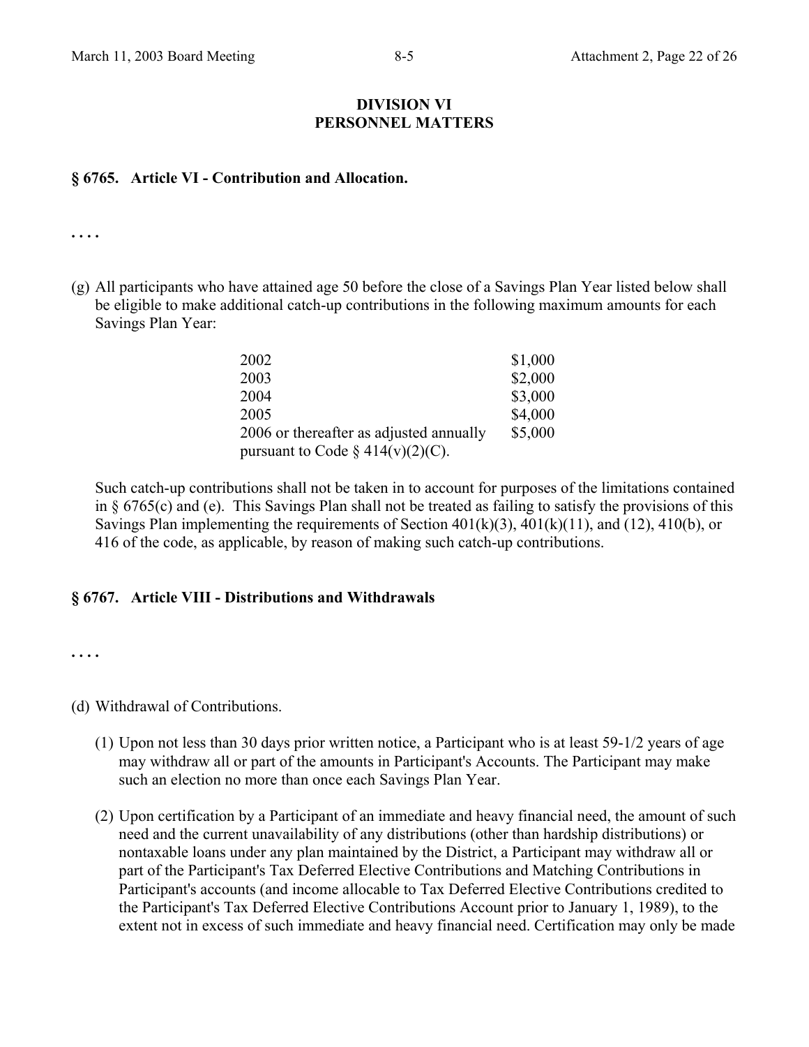## DIVISION VI
## PERSONNEL MATTERS

### § 6765. Article VI - Contribution and Allocation.

. . . .

(g) All participants who have attained age 50 before the close of a Savings Plan Year listed below shall be eligible to make additional catch-up contributions in the following maximum amounts for each Savings Plan Year:

| | |
|---|---|
| 2002 | \$1,000 |
| 2003 | \$2,000 |
| 2004 | \$3,000 |
| 2005 | \$4,000 |
| 2006 or thereafter as adjusted annually pursuant to Code § 414(v)(2)(C). | \$5,000 |

Such catch-up contributions shall not be taken in to account for purposes of the limitations contained in § 6765(c) and (e). This Savings Plan shall not be treated as failing to satisfy the provisions of this Savings Plan implementing the requirements of Section 401(k)(3), 401(k)(11), and (12), 410(b), or 416 of the code, as applicable, by reason of making such catch-up contributions.

### § 6767. Article VIII - Distributions and Withdrawals

. . . .

(d) Withdrawal of Contributions.

(1) Upon not less than 30 days prior written notice, a Participant who is at least 59-1/2 years of age may withdraw all or part of the amounts in Participant's Accounts. The Participant may make such an election no more than once each Savings Plan Year.

(2) Upon certification by a Participant of an immediate and heavy financial need, the amount of such need and the current unavailability of any distributions (other than hardship distributions) or nontaxable loans under any plan maintained by the District, a Participant may withdraw all or part of the Participant's Tax Deferred Elective Contributions and Matching Contributions in Participant's accounts (and income allocable to Tax Deferred Elective Contributions credited to the Participant's Tax Deferred Elective Contributions Account prior to January 1, 1989), to the extent not in excess of such immediate and heavy financial need. Certification may only be made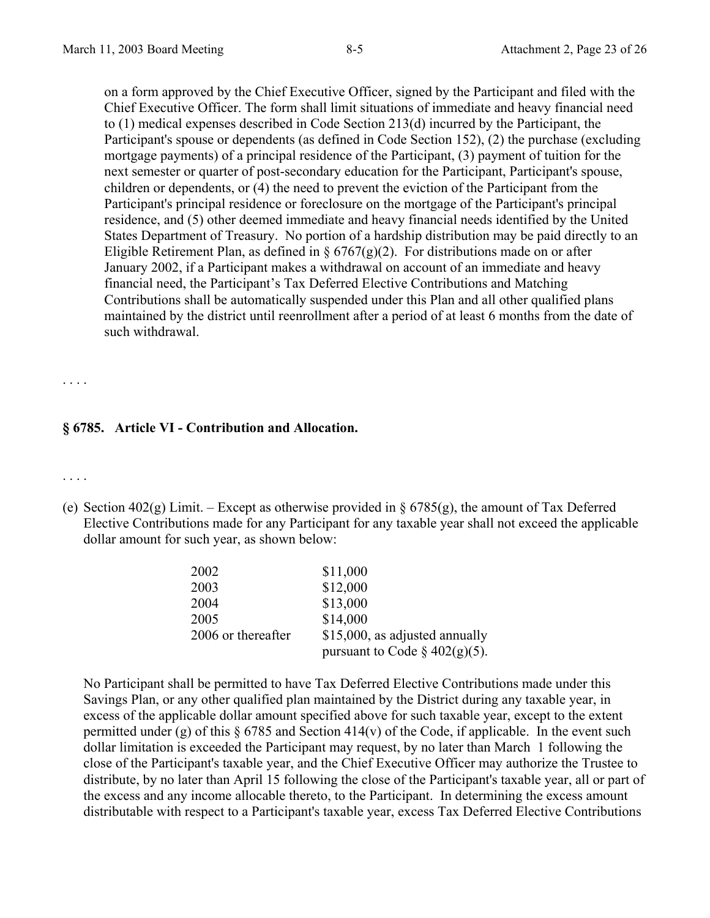on a form approved by the Chief Executive Officer, signed by the Participant and filed with the Chief Executive Officer. The form shall limit situations of immediate and heavy financial need to (1) medical expenses described in Code Section 213(d) incurred by the Participant, the Participant's spouse or dependents (as defined in Code Section 152), (2) the purchase (excluding mortgage payments) of a principal residence of the Participant, (3) payment of tuition for the next semester or quarter of post-secondary education for the Participant, Participant's spouse, children or dependents, or (4) the need to prevent the eviction of the Participant from the Participant's principal residence or foreclosure on the mortgage of the Participant's principal residence, and (5) other deemed immediate and heavy financial needs identified by the United States Department of Treasury. No portion of a hardship distribution may be paid directly to an Eligible Retirement Plan, as defined in § 6767(g)(2). For distributions made on or after January 2002, if a Participant makes a withdrawal on account of an immediate and heavy financial need, the Participant's Tax Deferred Elective Contributions and Matching Contributions shall be automatically suspended under this Plan and all other qualified plans maintained by the district until reenrollment after a period of at least 6 months from the date of such withdrawal.

. . . .

### § 6785. Article VI - Contribution and Allocation.

. . . .

(e) Section 402(g) Limit. – Except as otherwise provided in § 6785(g), the amount of Tax Deferred Elective Contributions made for any Participant for any taxable year shall not exceed the applicable dollar amount for such year, as shown below:

| | |
|---|---|
| 2002 | $11,000 |
| 2003 | $12,000 |
| 2004 | $13,000 |
| 2005 | $14,000 |
| 2006 or thereafter | $15,000, as adjusted annually pursuant to Code § 402(g)(5). |

No Participant shall be permitted to have Tax Deferred Elective Contributions made under this Savings Plan, or any other qualified plan maintained by the District during any taxable year, in excess of the applicable dollar amount specified above for such taxable year, except to the extent permitted under (g) of this § 6785 and Section 414(v) of the Code, if applicable. In the event such dollar limitation is exceeded the Participant may request, by no later than March 1 following the close of the Participant's taxable year, and the Chief Executive Officer may authorize the Trustee to distribute, by no later than April 15 following the close of the Participant's taxable year, all or part of the excess and any income allocable thereto, to the Participant. In determining the excess amount distributable with respect to a Participant's taxable year, excess Tax Deferred Elective Contributions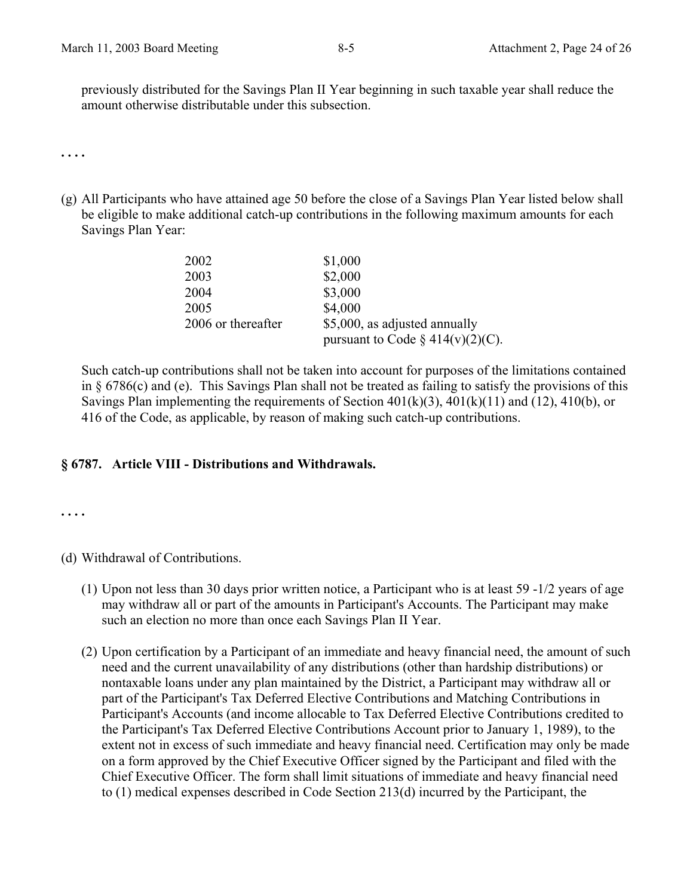previously distributed for the Savings Plan II Year beginning in such taxable year shall reduce the amount otherwise distributable under this subsection.

. . . .

(g) All Participants who have attained age 50 before the close of a Savings Plan Year listed below shall be eligible to make additional catch-up contributions in the following maximum amounts for each Savings Plan Year:

| | |
|---|---|
| 2002 | $1,000 |
| 2003 | $2,000 |
| 2004 | $3,000 |
| 2005 | $4,000 |
| 2006 or thereafter | $5,000, as adjusted annually pursuant to Code § 414(v)(2)(C). |

Such catch-up contributions shall not be taken into account for purposes of the limitations contained in § 6786(c) and (e). This Savings Plan shall not be treated as failing to satisfy the provisions of this Savings Plan implementing the requirements of Section 401(k)(3), 401(k)(11) and (12), 410(b), or 416 of the Code, as applicable, by reason of making such catch-up contributions.

**§ 6787. Article VIII - Distributions and Withdrawals.**

. . . .

(d) Withdrawal of Contributions.

(1) Upon not less than 30 days prior written notice, a Participant who is at least 59 -1/2 years of age may withdraw all or part of the amounts in Participant's Accounts. The Participant may make such an election no more than once each Savings Plan II Year.

(2) Upon certification by a Participant of an immediate and heavy financial need, the amount of such need and the current unavailability of any distributions (other than hardship distributions) or nontaxable loans under any plan maintained by the District, a Participant may withdraw all or part of the Participant's Tax Deferred Elective Contributions and Matching Contributions in Participant's Accounts (and income allocable to Tax Deferred Elective Contributions credited to the Participant's Tax Deferred Elective Contributions Account prior to January 1, 1989), to the extent not in excess of such immediate and heavy financial need. Certification may only be made on a form approved by the Chief Executive Officer signed by the Participant and filed with the Chief Executive Officer. The form shall limit situations of immediate and heavy financial need to (1) medical expenses described in Code Section 213(d) incurred by the Participant, the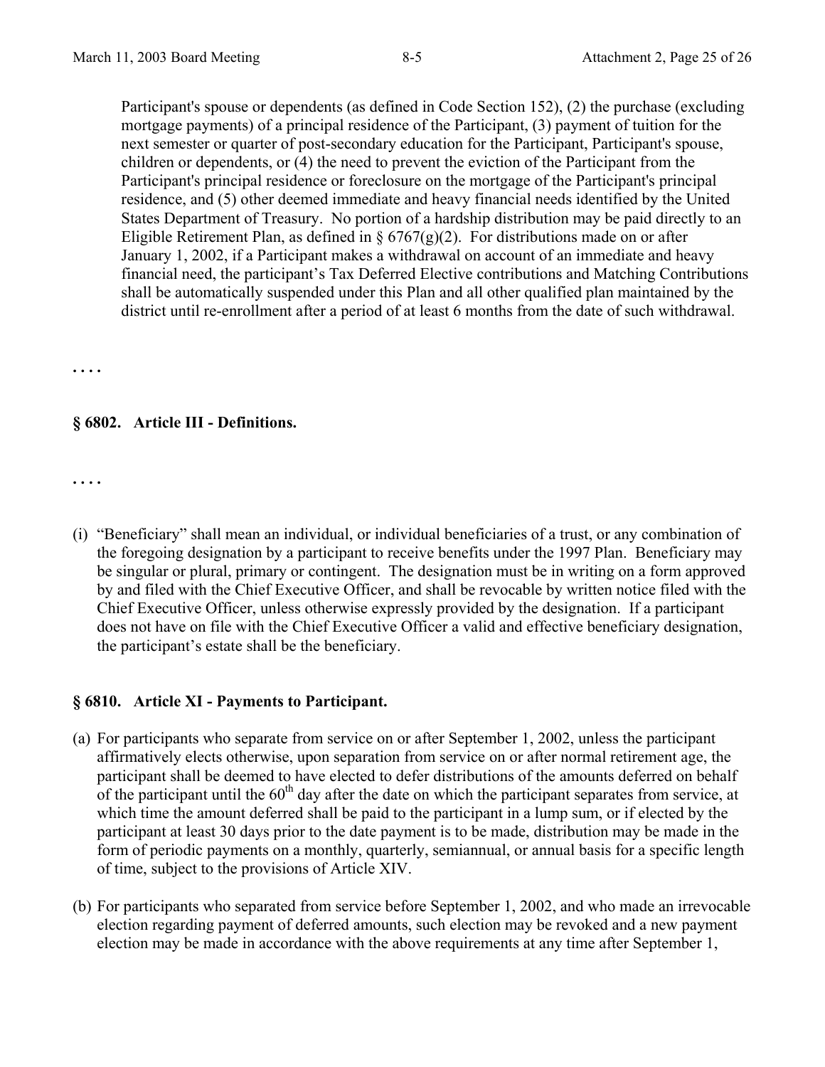Participant's spouse or dependents (as defined in Code Section 152), (2) the purchase (excluding mortgage payments) of a principal residence of the Participant, (3) payment of tuition for the next semester or quarter of post-secondary education for the Participant, Participant's spouse, children or dependents, or (4) the need to prevent the eviction of the Participant from the Participant's principal residence or foreclosure on the mortgage of the Participant's principal residence, and (5) other deemed immediate and heavy financial needs identified by the United States Department of Treasury. No portion of a hardship distribution may be paid directly to an Eligible Retirement Plan, as defined in § 6767(g)(2). For distributions made on or after January 1, 2002, if a Participant makes a withdrawal on account of an immediate and heavy financial need, the participant's Tax Deferred Elective contributions and Matching Contributions shall be automatically suspended under this Plan and all other qualified plan maintained by the district until re-enrollment after a period of at least 6 months from the date of such withdrawal.

. . . .

### § 6802. Article III - Definitions.

. . . .

(i) "Beneficiary" shall mean an individual, or individual beneficiaries of a trust, or any combination of the foregoing designation by a participant to receive benefits under the 1997 Plan. Beneficiary may be singular or plural, primary or contingent. The designation must be in writing on a form approved by and filed with the Chief Executive Officer, and shall be revocable by written notice filed with the Chief Executive Officer, unless otherwise expressly provided by the designation. If a participant does not have on file with the Chief Executive Officer a valid and effective beneficiary designation, the participant's estate shall be the beneficiary.

### § 6810. Article XI - Payments to Participant.

(a) For participants who separate from service on or after September 1, 2002, unless the participant affirmatively elects otherwise, upon separation from service on or after normal retirement age, the participant shall be deemed to have elected to defer distributions of the amounts deferred on behalf of the participant until the 60th day after the date on which the participant separates from service, at which time the amount deferred shall be paid to the participant in a lump sum, or if elected by the participant at least 30 days prior to the date payment is to be made, distribution may be made in the form of periodic payments on a monthly, quarterly, semiannual, or annual basis for a specific length of time, subject to the provisions of Article XIV.

(b) For participants who separated from service before September 1, 2002, and who made an irrevocable election regarding payment of deferred amounts, such election may be revoked and a new payment election may be made in accordance with the above requirements at any time after September 1,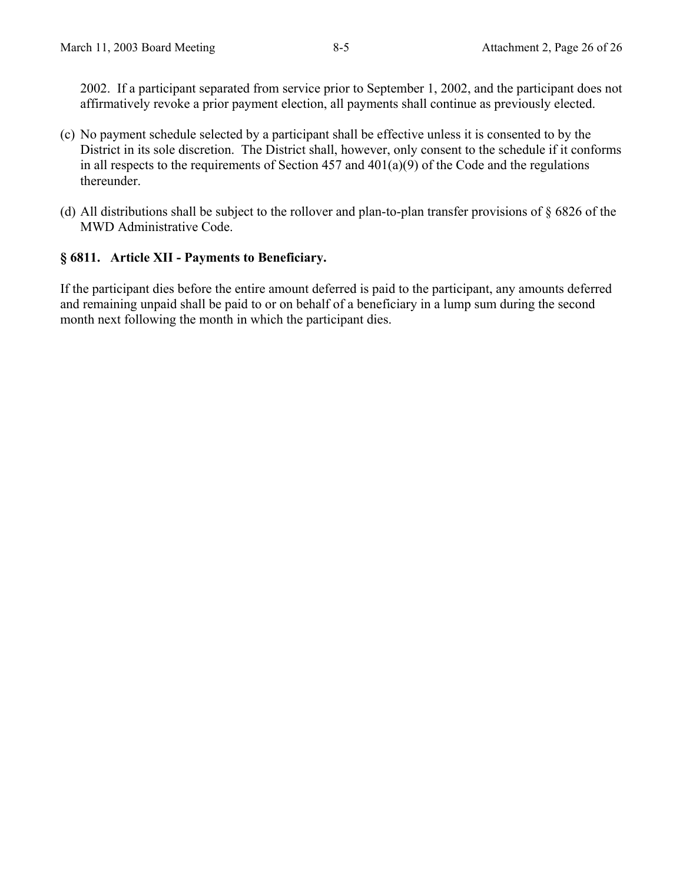2002. If a participant separated from service prior to September 1, 2002, and the participant does not affirmatively revoke a prior payment election, all payments shall continue as previously elected.

(c) No payment schedule selected by a participant shall be effective unless it is consented to by the District in its sole discretion. The District shall, however, only consent to the schedule if it conforms in all respects to the requirements of Section 457 and 401(a)(9) of the Code and the regulations thereunder.

(d) All distributions shall be subject to the rollover and plan-to-plan transfer provisions of § 6826 of the MWD Administrative Code.

### § 6811. Article XII - Payments to Beneficiary.

If the participant dies before the entire amount deferred is paid to the participant, any amounts deferred and remaining unpaid shall be paid to or on behalf of a beneficiary in a lump sum during the second month next following the month in which the participant dies.